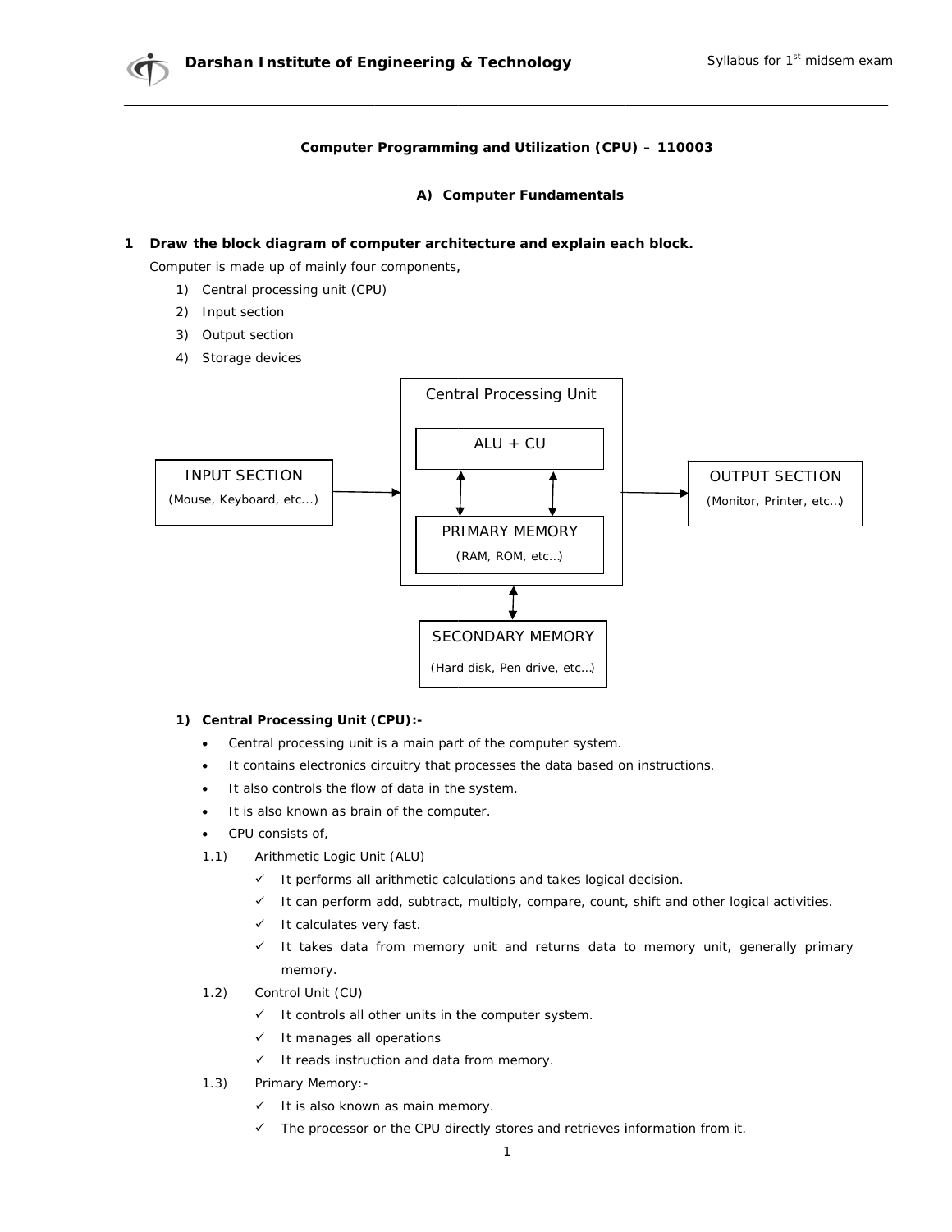**Computer Programming and Utilization (CPU) – 110003**

## A) Computer Fundamentals

**1 Draw the block diagram of computer architecture and explain each block.**

Computer is made up of mainly four components,

1) Central processing unit (CPU)
2) Input section
3) Output section
4) Storage devices

INPUT SECTION (Mouse, Keyboard, etc...) → Central Processing Unit [ALU + CU ↔ PRIMARY MEMORY (RAM, ROM, etc...)] → OUTPUT SECTION (Monitor, Printer, etc...)

Central Processing Unit ↔ SECONDARY MEMORY (Hard disk, Pen drive, etc...)

**1) Central Processing Unit (CPU):-**

- Central processing unit is a main part of the computer system.
- It contains electronics circuitry that processes the data based on instructions.
- It also controls the flow of data in the system.
- It is also known as brain of the computer.
- CPU consists of,

1.1) Arithmetic Logic Unit (ALU)

- ✓ It performs all arithmetic calculations and takes logical decision.
- ✓ It can perform add, subtract, multiply, compare, count, shift and other logical activities.
- ✓ It calculates very fast.
- ✓ It takes data from memory unit and returns data to memory unit, generally primary memory.

1.2) Control Unit (CU)

- ✓ It controls all other units in the computer system.
- ✓ It manages all operations
- ✓ It reads instruction and data from memory.

1.3) Primary Memory:-

- ✓ It is also known as main memory.
- ✓ The processor or the CPU directly stores and retrieves information from it.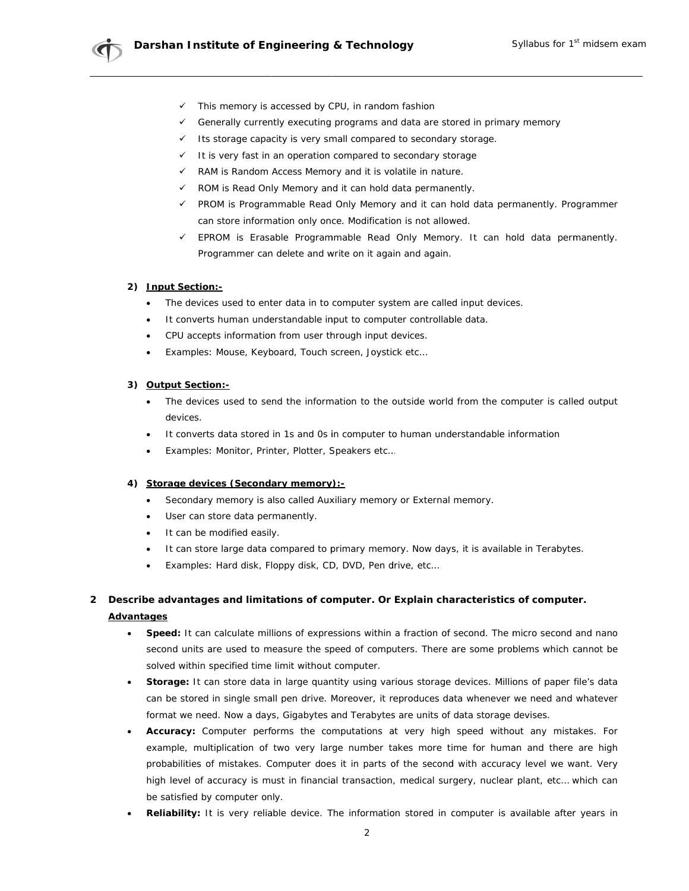- ✓ This memory is accessed by CPU, in random fashion
- ✓ Generally currently executing programs and data are stored in primary memory
- ✓ Its storage capacity is very small compared to secondary storage.
- ✓ It is very fast in an operation compared to secondary storage
- ✓ RAM is Random Access Memory and it is volatile in nature.
- ✓ ROM is Read Only Memory and it can hold data permanently.
- ✓ PROM is Programmable Read Only Memory and it can hold data permanently. Programmer can store information only once. Modification is not allowed.
- ✓ EPROM is Erasable Programmable Read Only Memory. It can hold data permanently. Programmer can delete and write on it again and again.

**2) Input Section:-**

- The devices used to enter data in to computer system are called input devices.
- It converts human understandable input to computer controllable data.
- CPU accepts information from user through input devices.
- Examples: Mouse, Keyboard, Touch screen, Joystick etc…

**3) Output Section:-**

- The devices used to send the information to the outside world from the computer is called output devices.
- It converts data stored in 1s and 0s in computer to human understandable information
- Examples: Monitor, Printer, Plotter, Speakers etc…

**4) Storage devices (Secondary memory):-**

- Secondary memory is also called Auxiliary memory or External memory.
- User can store data permanently.
- It can be modified easily.
- It can store large data compared to primary memory. Now days, it is available in Terabytes.
- Examples: Hard disk, Floppy disk, CD, DVD, Pen drive, etc…

## 2 Describe advantages and limitations of computer. Or Explain characteristics of computer.

**Advantages**

- **Speed:** It can calculate millions of expressions within a fraction of second. The micro second and nano second units are used to measure the speed of computers. There are some problems which cannot be solved within specified time limit without computer.
- **Storage:** It can store data in large quantity using various storage devices. Millions of paper file's data can be stored in single small pen drive. Moreover, it reproduces data whenever we need and whatever format we need. Now a days, Gigabytes and Terabytes are units of data storage devises.
- **Accuracy:** Computer performs the computations at very high speed without any mistakes. For example, multiplication of two very large number takes more time for human and there are high probabilities of mistakes. Computer does it in parts of the second with accuracy level we want. Very high level of accuracy is must in financial transaction, medical surgery, nuclear plant, etc… which can be satisfied by computer only.
- **Reliability:** It is very reliable device. The information stored in computer is available after years in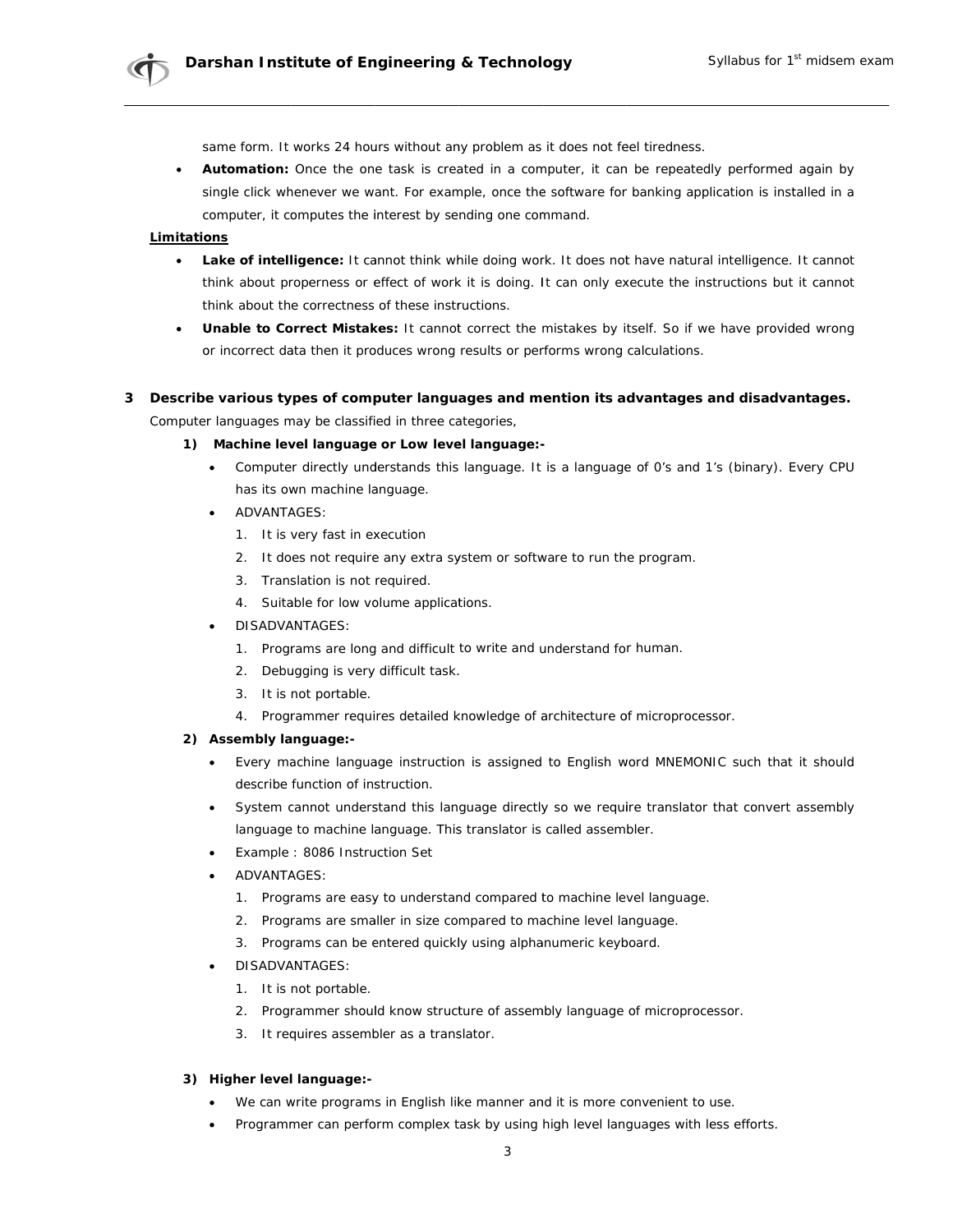same form. It works 24 hours without any problem as it does not feel tiredness.

- **Automation:** Once the one task is created in a computer, it can be repeatedly performed again by single click whenever we want. For example, once the software for banking application is installed in a computer, it computes the interest by sending one command.

**Limitations**

- **Lake of intelligence:** It cannot think while doing work. It does not have natural intelligence. It cannot think about properness or effect of work it is doing. It can only execute the instructions but it cannot think about the correctness of these instructions.
- **Unable to Correct Mistakes:** It cannot correct the mistakes by itself. So if we have provided wrong or incorrect data then it produces wrong results or performs wrong calculations.

**3 Describe various types of computer languages and mention its advantages and disadvantages.**

Computer languages may be classified in three categories,

**1) Machine level language or Low level language:-**

- Computer directly understands this language. It is a language of 0's and 1's (binary). Every CPU has its own machine language.
- ADVANTAGES:
  1. It is very fast in execution
  2. It does not require any extra system or software to run the program.
  3. Translation is not required.
  4. Suitable for low volume applications.
- DISADVANTAGES:
  1. Programs are long and difficult to write and understand for human.
  2. Debugging is very difficult task.
  3. It is not portable.
  4. Programmer requires detailed knowledge of architecture of microprocessor.

**2) Assembly language:-**

- Every machine language instruction is assigned to English word MNEMONIC such that it should describe function of instruction.
- System cannot understand this language directly so we require translator that convert assembly language to machine language. This translator is called assembler.
- Example : 8086 Instruction Set
- ADVANTAGES:
  1. Programs are easy to understand compared to machine level language.
  2. Programs are smaller in size compared to machine level language.
  3. Programs can be entered quickly using alphanumeric keyboard.
- DISADVANTAGES:
  1. It is not portable.
  2. Programmer should know structure of assembly language of microprocessor.
  3. It requires assembler as a translator.

**3) Higher level language:-**

- We can write programs in English like manner and it is more convenient to use.
- Programmer can perform complex task by using high level languages with less efforts.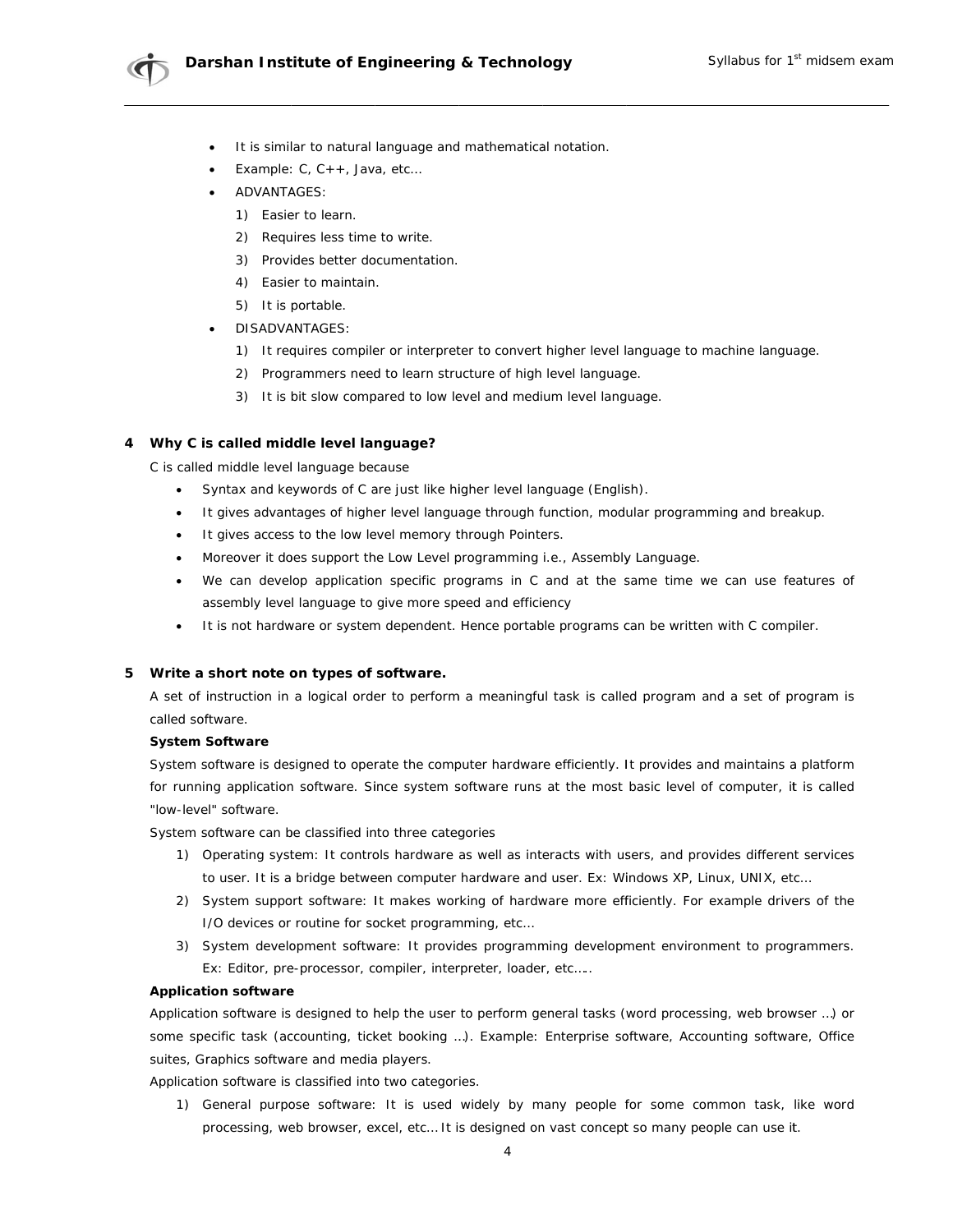- It is similar to natural language and mathematical notation.
- Example: C, C++, Java, etc…
- ADVANTAGES:
  1) Easier to learn.
  2) Requires less time to write.
  3) Provides better documentation.
  4) Easier to maintain.
  5) It is portable.
- DISADVANTAGES:
  1) It requires compiler or interpreter to convert higher level language to machine language.
  2) Programmers need to learn structure of high level language.
  3) It is bit slow compared to low level and medium level language.

**4 Why C is called middle level language?**

C is called middle level language because

- Syntax and keywords of C are just like higher level language (English).
- It gives advantages of higher level language through function, modular programming and breakup.
- It gives access to the low level memory through Pointers.
- Moreover it does support the Low Level programming i.e., Assembly Language.
- We can develop application specific programs in C and at the same time we can use features of assembly level language to give more speed and efficiency
- It is not hardware or system dependent. Hence portable programs can be written with C compiler.

**5 Write a short note on types of software.**

A set of instruction in a logical order to perform a meaningful task is called program and a set of program is called software.

**System Software**

System software is designed to operate the computer hardware efficiently. It provides and maintains a platform for running application software. Since system software runs at the most basic level of computer, it is called "low-level" software.

System software can be classified into three categories

1) Operating system: It controls hardware as well as interacts with users, and provides different services to user. It is a bridge between computer hardware and user. Ex: Windows XP, Linux, UNIX, etc…
2) System support software: It makes working of hardware more efficiently. For example drivers of the I/O devices or routine for socket programming, etc…
3) System development software: It provides programming development environment to programmers. Ex: Editor, pre-processor, compiler, interpreter, loader, etc…..

**Application software**

Application software is designed to help the user to perform general tasks (word processing, web browser …) or some specific task (accounting, ticket booking …). Example: Enterprise software, Accounting software, Office suites, Graphics software and media players.

Application software is classified into two categories.

1) General purpose software: It is used widely by many people for some common task, like word processing, web browser, excel, etc… It is designed on vast concept so many people can use it.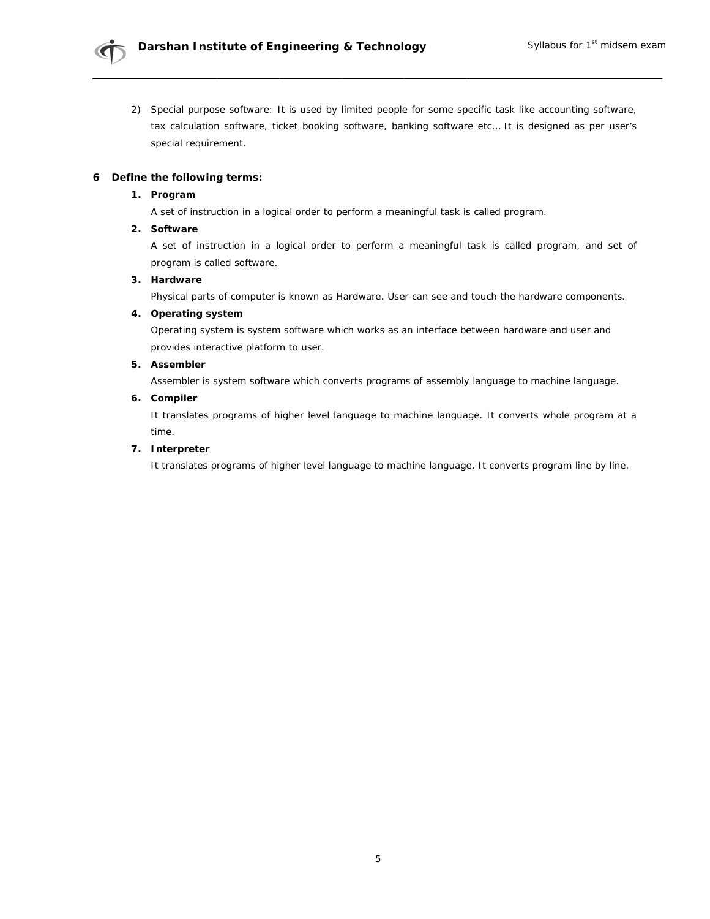2) Special purpose software: It is used by limited people for some specific task like accounting software, tax calculation software, ticket booking software, banking software etc… It is designed as per user's special requirement.

**6 Define the following terms:**

1. **Program**

   A set of instruction in a logical order to perform a meaningful task is called program.

2. **Software**

   A set of instruction in a logical order to perform a meaningful task is called program, and set of program is called software.

3. **Hardware**

   Physical parts of computer is known as Hardware. User can see and touch the hardware components.

4. **Operating system**

   Operating system is system software which works as an interface between hardware and user and provides interactive platform to user.

5. **Assembler**

   Assembler is system software which converts programs of assembly language to machine language.

6. **Compiler**

   It translates programs of higher level language to machine language. It converts whole program at a time.

7. **Interpreter**

   It translates programs of higher level language to machine language. It converts program line by line.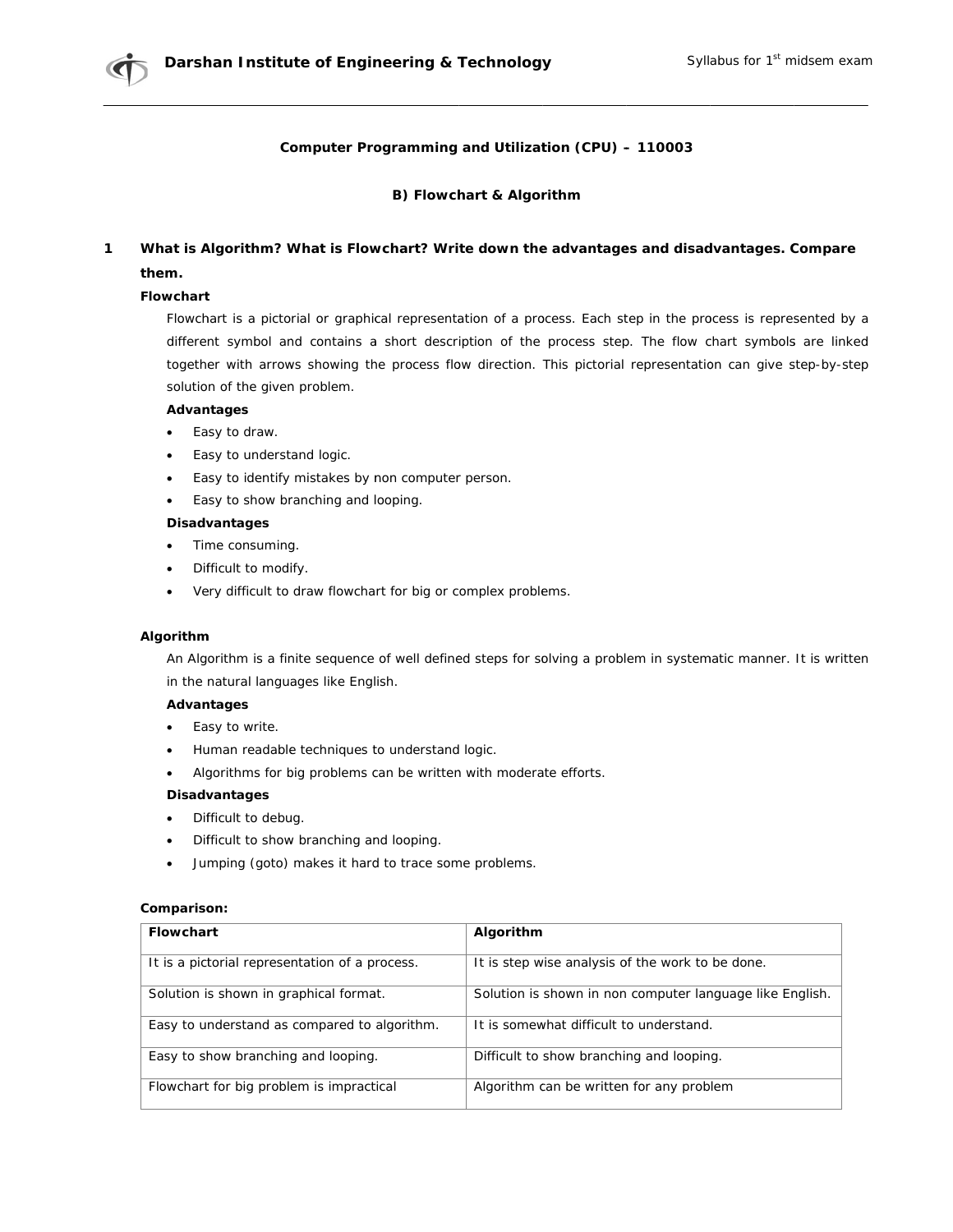## Computer Programming and Utilization (CPU) – 110003

### B) Flowchart & Algorithm

**1 What is Algorithm? What is Flowchart? Write down the advantages and disadvantages. Compare them.**

**Flowchart**

Flowchart is a pictorial or graphical representation of a process. Each step in the process is represented by a different symbol and contains a short description of the process step. The flow chart symbols are linked together with arrows showing the process flow direction. This pictorial representation can give step-by-step solution of the given problem.

**Advantages**

- Easy to draw.
- Easy to understand logic.
- Easy to identify mistakes by non computer person.
- Easy to show branching and looping.

**Disadvantages**

- Time consuming.
- Difficult to modify.
- Very difficult to draw flowchart for big or complex problems.

**Algorithm**

An Algorithm is a finite sequence of well defined steps for solving a problem in systematic manner. It is written in the natural languages like English.

**Advantages**

- Easy to write.
- Human readable techniques to understand logic.
- Algorithms for big problems can be written with moderate efforts.

**Disadvantages**

- Difficult to debug.
- Difficult to show branching and looping.
- Jumping (goto) makes it hard to trace some problems.

**Comparison:**

| Flowchart | Algorithm |
|---|---|
| It is a pictorial representation of a process. | It is step wise analysis of the work to be done. |
| Solution is shown in graphical format. | Solution is shown in non computer language like English. |
| Easy to understand as compared to algorithm. | It is somewhat difficult to understand. |
| Easy to show branching and looping. | Difficult to show branching and looping. |
| Flowchart for big problem is impractical | Algorithm can be written for any problem |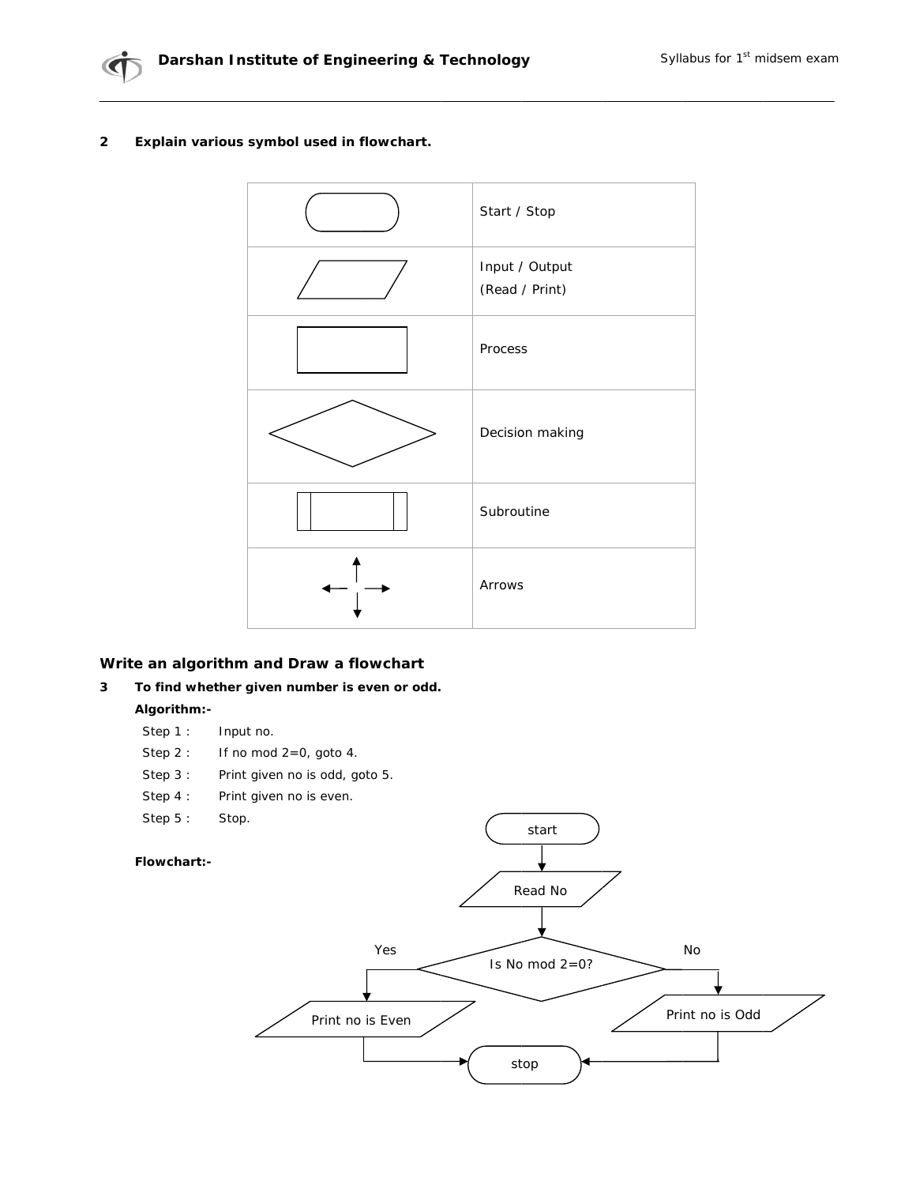**2 Explain various symbol used in flowchart.**

| Symbol | Meaning |
|---|---|
| (Rounded rectangle) | Start / Stop |
| (Parallelogram) | Input / Output (Read / Print) |
| (Rectangle) | Process |
| (Diamond) | Decision making |
| (Rectangle with double side lines) | Subroutine |
| (Arrows) | Arrows |

## Write an algorithm and Draw a flowchart

**3 To find whether given number is even or odd.**

**Algorithm:-**

Step 1 : Input no.

Step 2 : If no mod 2=0, goto 4.

Step 3 : Print given no is odd, goto 5.

Step 4 : Print given no is even.

Step 5 : Stop.

**Flowchart:-**

start → Read No → Is No mod 2=0?

- Yes → Print no is Even → stop
- No → Print no is Odd → stop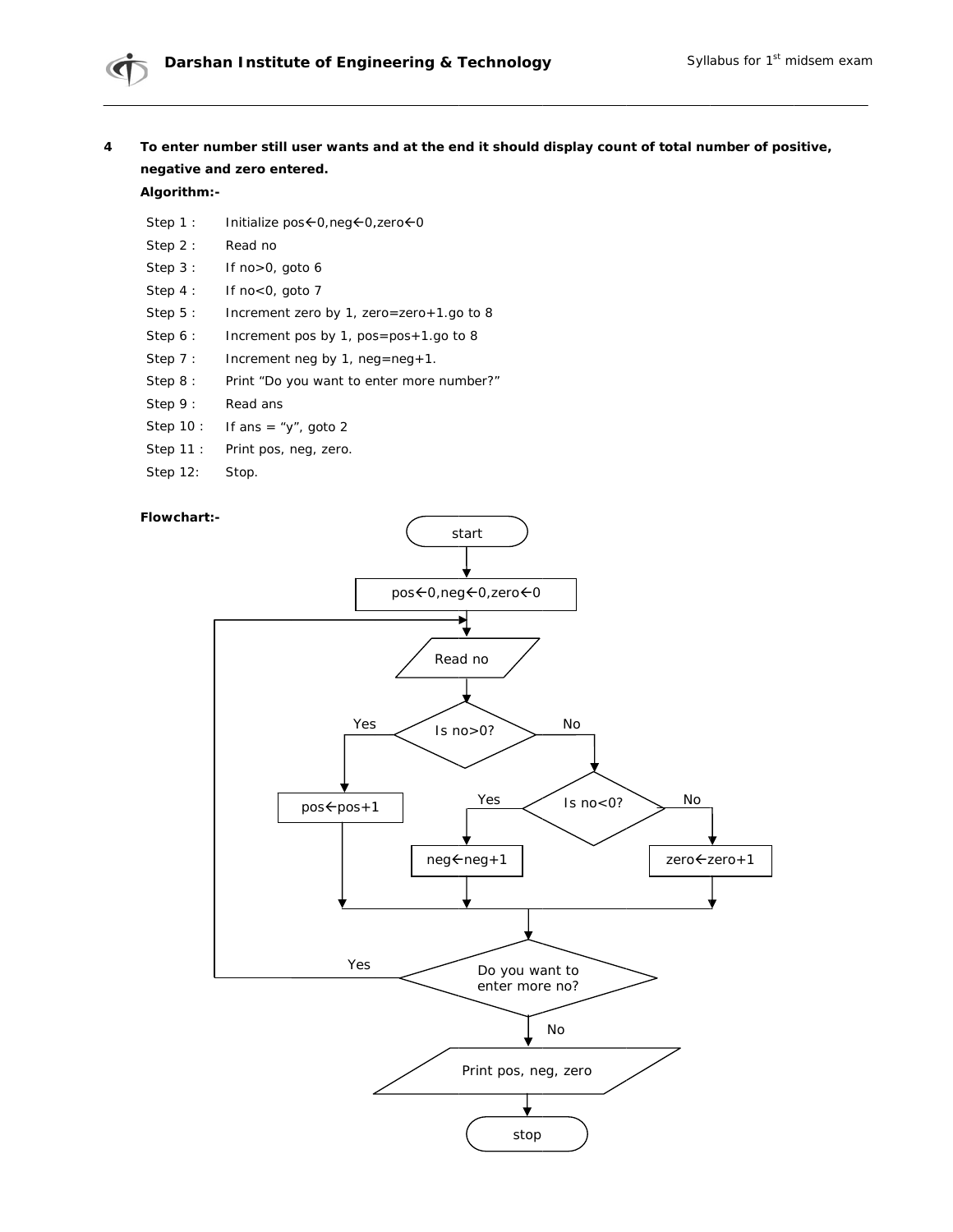**4 To enter number still user wants and at the end it should display count of total number of positive, negative and zero entered.**

**Algorithm:-**

Step 1 : Initialize pos←0,neg←0,zero←0

Step 2 : Read no

Step 3 : If no>0, goto 6

Step 4 : If no<0, goto 7

Step 5 : Increment zero by 1, zero=zero+1.go to 8

Step 6 : Increment pos by 1, pos=pos+1.go to 8

Step 7 : Increment neg by 1, neg=neg+1.

Step 8 : Print "Do you want to enter more number?"

Step 9 : Read ans

Step 10 : If ans = "y", goto 2

Step 11 : Print pos, neg, zero.

Step 12: Stop.

**Flowchart:-**

start

pos←0,neg←0,zero←0

Read no

Is no>0? (Yes / No)

pos←pos+1

Is no<0? (Yes / No)

neg←neg+1

zero←zero+1

Do you want to enter more no? (Yes / No)

Print pos, neg, zero

stop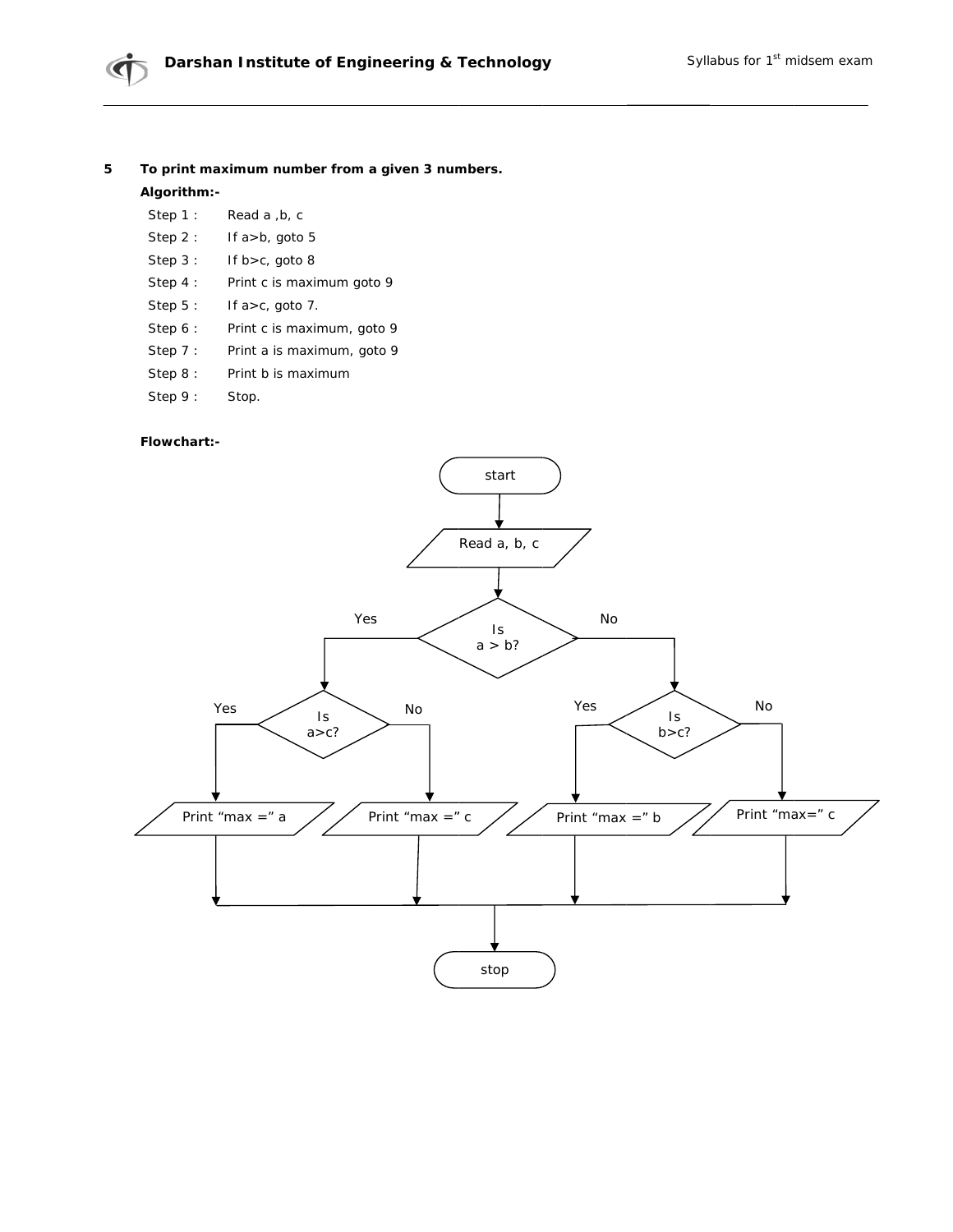**5 To print maximum number from a given 3 numbers.**

**Algorithm:-**

Step 1 : Read a ,b, c

Step 2 : If a>b, goto 5

Step 3 : If b>c, goto 8

Step 4 : Print c is maximum goto 9

Step 5 : If a>c, goto 7.

Step 6 : Print c is maximum, goto 9

Step 7 : Print a is maximum, goto 9

Step 8 : Print b is maximum

Step 9 : Stop.

**Flowchart:-**

start

Read a, b, c

Is a > b? — Yes / No

Is a>c? — Yes / No

Is b>c? — Yes / No

Print "max =" a

Print "max =" c

Print "max =" b

Print "max=" c

stop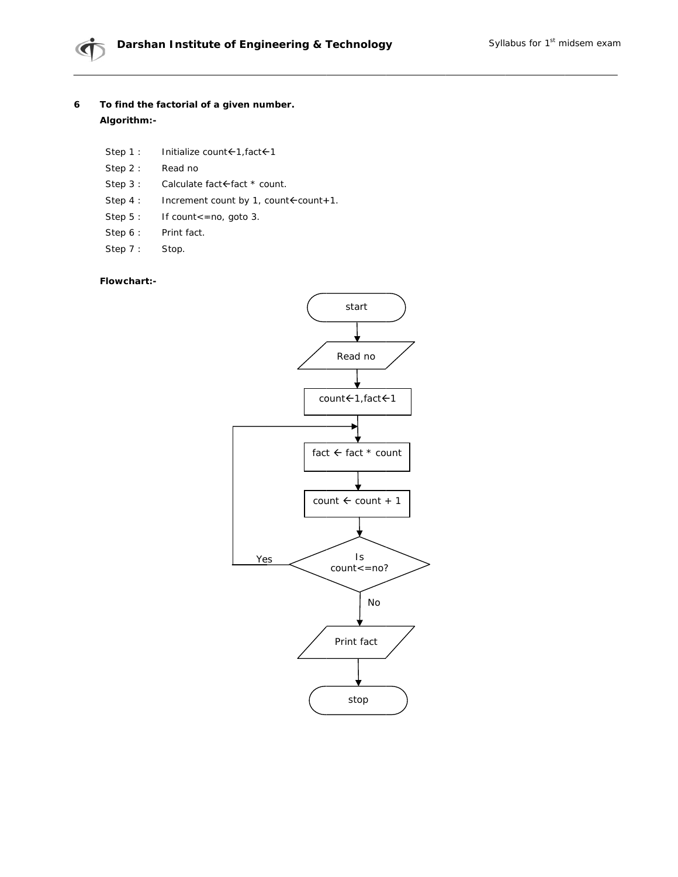**6 To find the factorial of a given number.**

**Algorithm:-**

Step 1 : Initialize count←1,fact←1

Step 2 : Read no

Step 3 : Calculate fact←fact * count.

Step 4 : Increment count by 1, count←count+1.

Step 5 : If count<=no, goto 3.

Step 6 : Print fact.

Step 7 : Stop.

**Flowchart:-**

start

Read no

count←1,fact←1

fact ← fact * count

count ← count + 1

Is count<=no?

Yes

No

Print fact

stop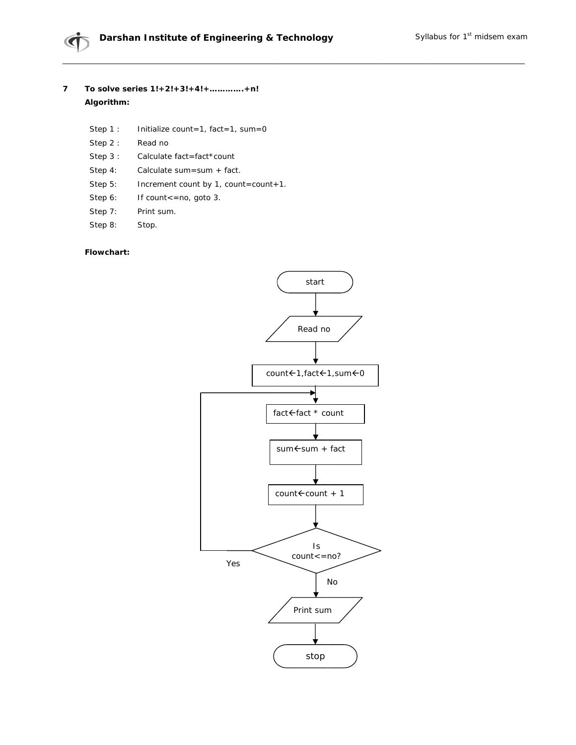**7 To solve series 1!+2!+3!+4!+………….+n!**

**Algorithm:**

Step 1 : Initialize count=1, fact=1, sum=0

Step 2 : Read no

Step 3 : Calculate fact=fact*count

Step 4: Calculate sum=sum + fact.

Step 5: Increment count by 1, count=count+1.

Step 6: If count<=no, goto 3.

Step 7: Print sum.

Step 8: Stop.

**Flowchart:**

start

Read no

count←1,fact←1,sum←0

fact←fact * count

sum←sum + fact

count←count + 1

Is count<=no?

Yes

No

Print sum

stop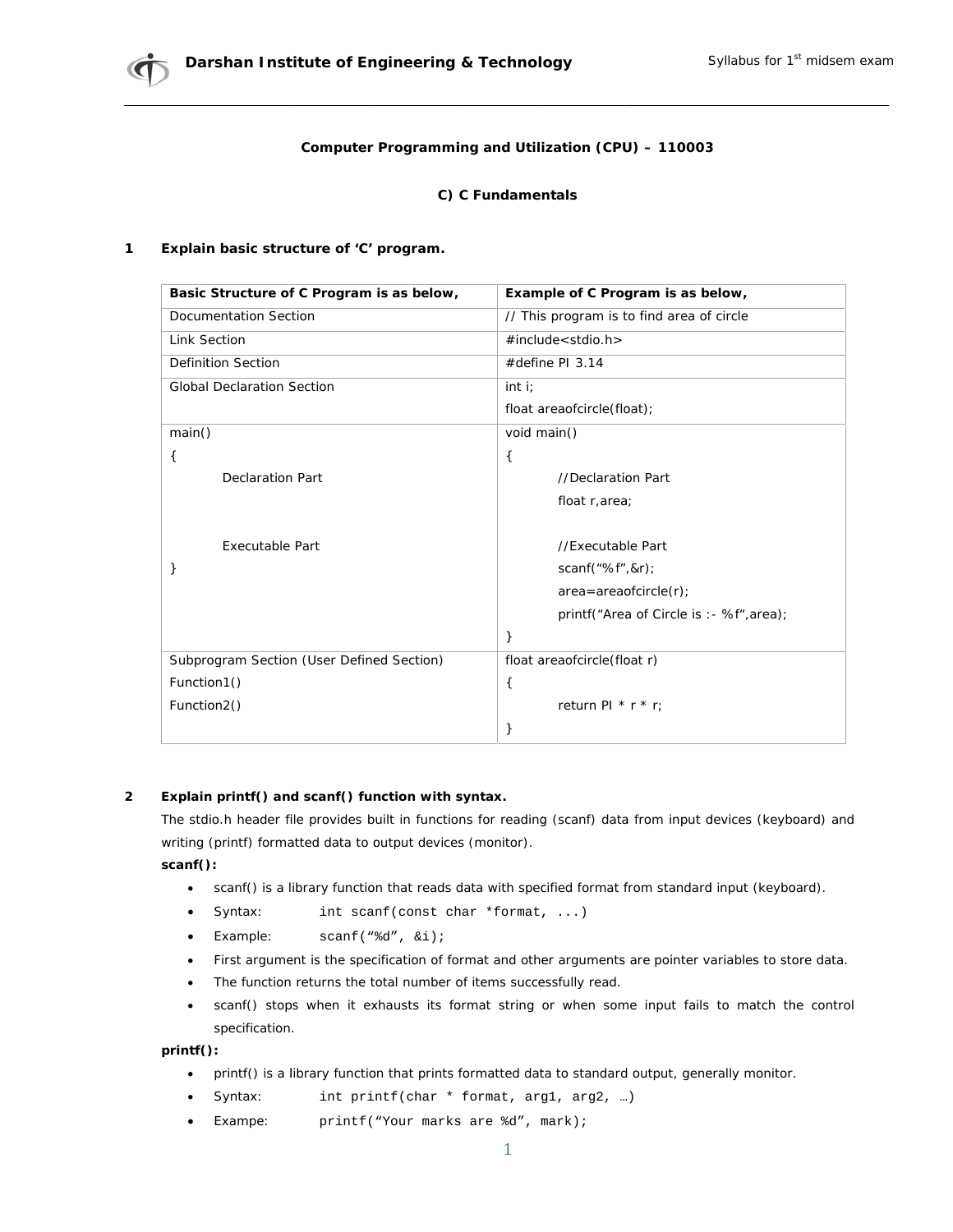**Computer Programming and Utilization (CPU) – 110003**

**C) C Fundamentals**

**1 Explain basic structure of 'C' program.**

| Basic Structure of C Program is as below, | Example of C Program is as below, |
|---|---|
| Documentation Section | // This program is to find area of circle |
| Link Section | #include<stdio.h> |
| Definition Section | #define PI 3.14 |
| Global Declaration Section | int i;<br>float areaofcircle(float); |
| main()<br>{<br>    Declaration Part<br><br>    Executable Part<br>} | void main()<br>{<br>    //Declaration Part<br>    float r,area;<br><br>    //Executable Part<br>    scanf("%f",&r);<br>    area=areaofcircle(r);<br>    printf("Area of Circle is :- %f",area);<br>} |
| Subprogram Section (User Defined Section)<br>Function1()<br>Function2() | float areaofcircle(float r)<br>{<br>    return PI * r * r;<br>} |

**2 Explain printf() and scanf() function with syntax.**

The stdio.h header file provides built in functions for reading (scanf) data from input devices (keyboard) and writing (printf) formatted data to output devices (monitor).

**scanf():**

- scanf() is a library function that reads data with specified format from standard input (keyboard).
- Syntax: `int scanf(const char *format, ...)`
- Example: `scanf("%d", &i);`
- First argument is the specification of format and other arguments are pointer variables to store data.
- The function returns the total number of items successfully read.
- scanf() stops when it exhausts its format string or when some input fails to match the control specification.

**printf():**

- printf() is a library function that prints formatted data to standard output, generally monitor.
- Syntax: `int printf(char * format, arg1, arg2, …)`
- Exampe: `printf("Your marks are %d", mark);`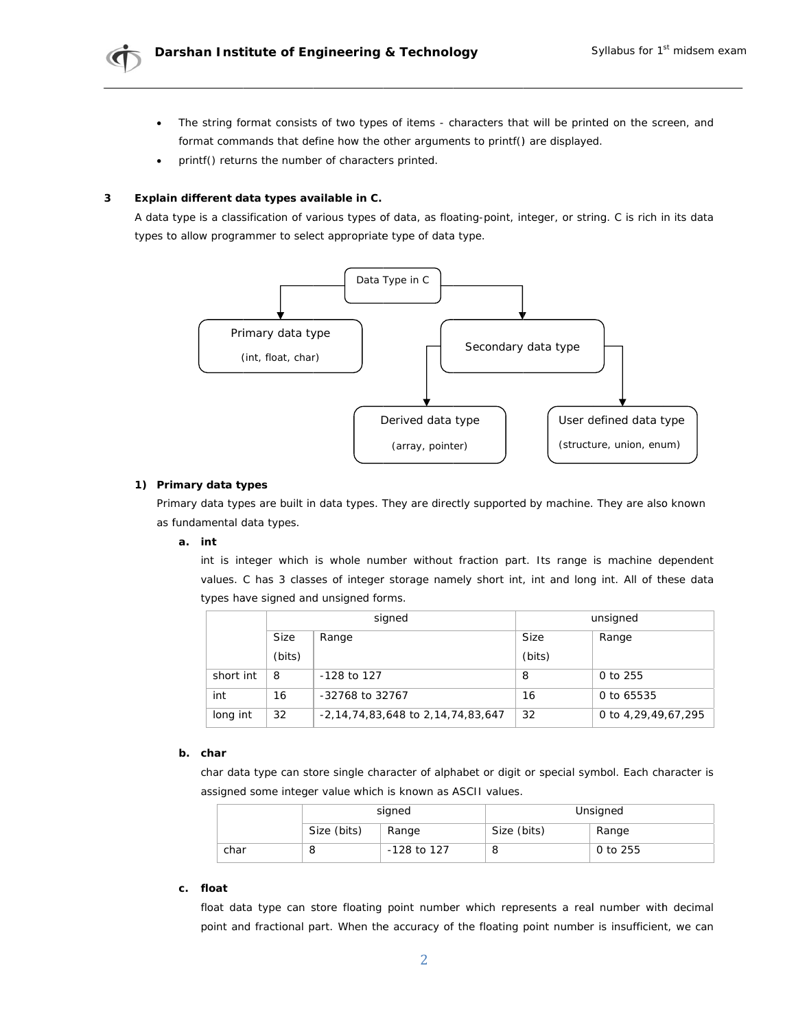- The string format consists of two types of items - characters that will be printed on the screen, and format commands that define how the other arguments to printf() are displayed.
- printf() returns the number of characters printed.

**3 Explain different data types available in C.**

A data type is a classification of various types of data, as floating-point, integer, or string. C is rich in its data types to allow programmer to select appropriate type of data type.

Data Type in C
- Primary data type (int, float, char)
- Secondary data type
  - Derived data type (array, pointer)
  - User defined data type (structure, union, enum)

**1) Primary data types**

Primary data types are built in data types. They are directly supported by machine. They are also known as fundamental data types.

**a. int**

int is integer which is whole number without fraction part. Its range is machine dependent values. C has 3 classes of integer storage namely short int, int and long int. All of these data types have signed and unsigned forms.

| | signed | | unsigned | |
|---|---|---|---|---|
| | Size (bits) | Range | Size (bits) | Range |
| short int | 8 | -128 to 127 | 8 | 0 to 255 |
| int | 16 | -32768 to 32767 | 16 | 0 to 65535 |
| long int | 32 | -2,14,74,83,648 to 2,14,74,83,647 | 32 | 0 to 4,29,49,67,295 |

**b. char**

char data type can store single character of alphabet or digit or special symbol. Each character is assigned some integer value which is known as ASCII values.

| | signed | | Unsigned | |
|---|---|---|---|---|
| | Size (bits) | Range | Size (bits) | Range |
| char | 8 | -128 to 127 | 8 | 0 to 255 |

**c. float**

float data type can store floating point number which represents a real number with decimal point and fractional part. When the accuracy of the floating point number is insufficient, we can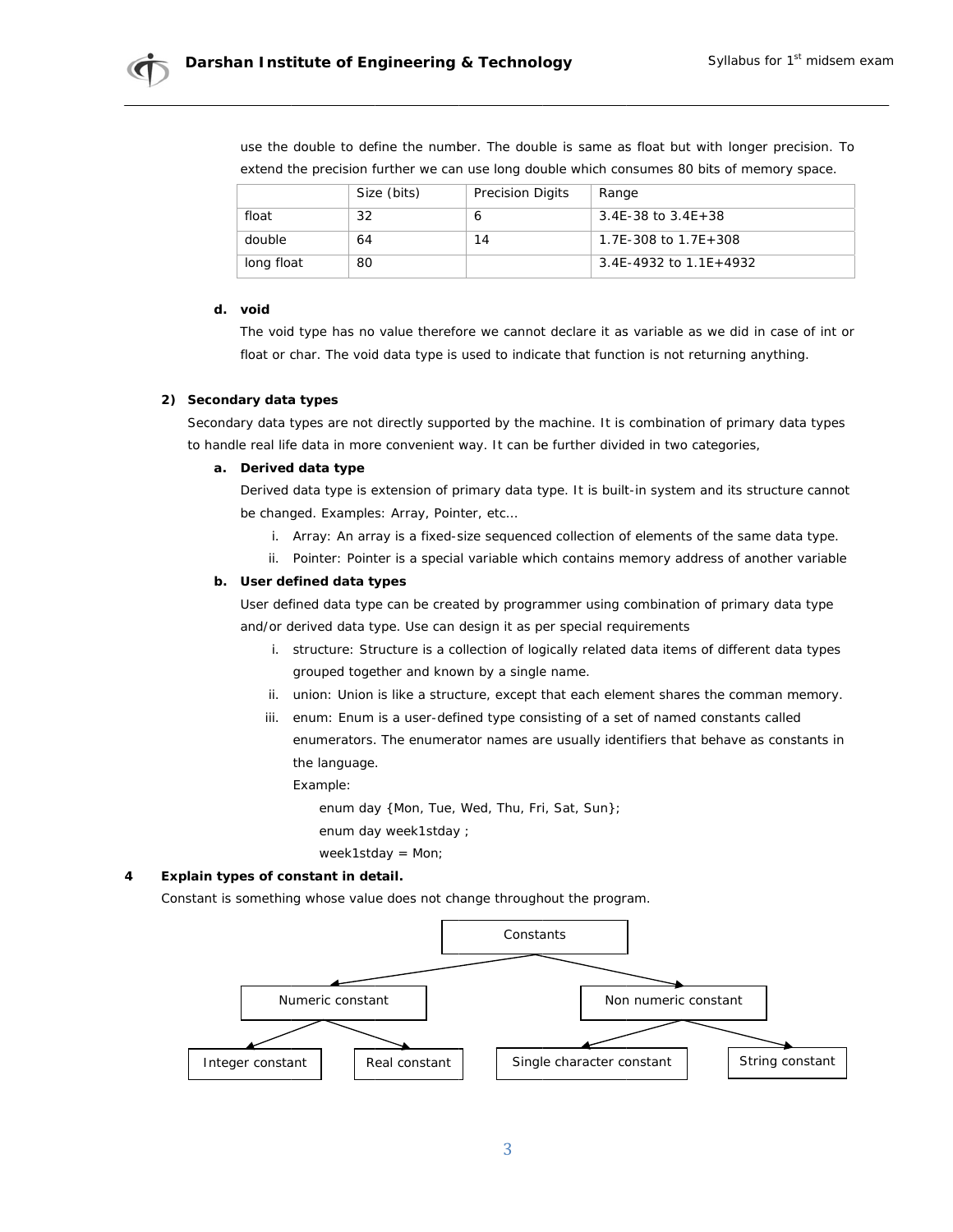use the double to define the number. The double is same as float but with longer precision. To extend the precision further we can use long double which consumes 80 bits of memory space.

| | Size (bits) | Precision Digits | Range |
|---|---|---|---|
| float | 32 | 6 | 3.4E-38 to 3.4E+38 |
| double | 64 | 14 | 1.7E-308 to 1.7E+308 |
| long float | 80 | | 3.4E-4932 to 1.1E+4932 |

**d. void**

The void type has no value therefore we cannot declare it as variable as we did in case of int or float or char. The void data type is used to indicate that function is not returning anything.

**2) Secondary data types**

Secondary data types are not directly supported by the machine. It is combination of primary data types to handle real life data in more convenient way. It can be further divided in two categories,

**a. Derived data type**

Derived data type is extension of primary data type. It is built-in system and its structure cannot be changed. Examples: Array, Pointer, etc…

i. Array: An array is a fixed-size sequenced collection of elements of the same data type.

ii. Pointer: Pointer is a special variable which contains memory address of another variable

**b. User defined data types**

User defined data type can be created by programmer using combination of primary data type and/or derived data type. Use can design it as per special requirements

i. structure: Structure is a collection of logically related data items of different data types grouped together and known by a single name.

ii. union: Union is like a structure, except that each element shares the comman memory.

iii. enum: Enum is a user-defined type consisting of a set of named constants called enumerators. The enumerator names are usually identifiers that behave as constants in the language.

Example:

```
enum day {Mon, Tue, Wed, Thu, Fri, Sat, Sun};
enum day week1stday ;
week1stday = Mon;
```

**4 Explain types of constant in detail.**

Constant is something whose value does not change throughout the program.

- Constants
  - Numeric constant
    - Integer constant
    - Real constant
  - Non numeric constant
    - Single character constant
    - String constant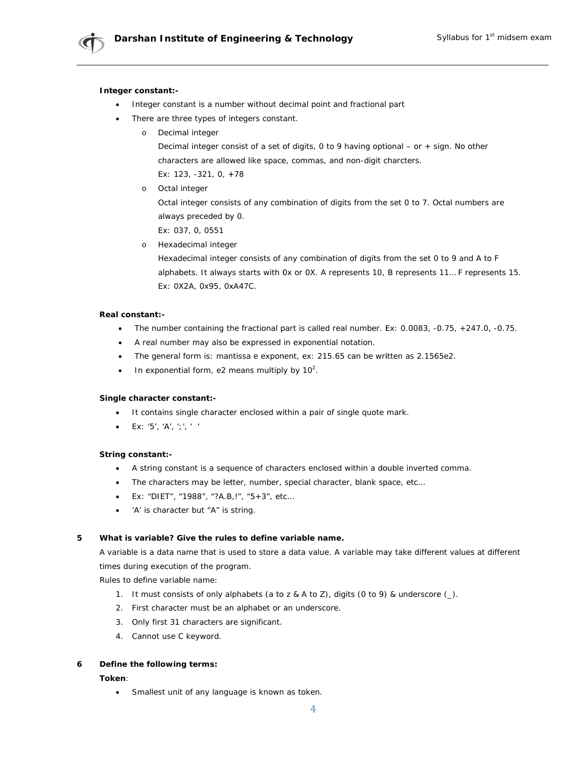**Integer constant:-**

- Integer constant is a number without decimal point and fractional part
- There are three types of integers constant.
  - Decimal integer
    
    Decimal integer consist of a set of digits, 0 to 9 having optional – or + sign. No other characters are allowed like space, commas, and non-digit charcters.
    
    Ex: 123, -321, 0, +78
  - Octal integer
    
    Octal integer consists of any combination of digits from the set 0 to 7. Octal numbers are always preceded by 0.
    
    Ex: 037, 0, 0551
  - Hexadecimal integer
    
    Hexadecimal integer consists of any combination of digits from the set 0 to 9 and A to F alphabets. It always starts with 0x or 0X. A represents 10, B represents 11… F represents 15.
    
    Ex: 0X2A, 0x95, 0xA47C.

**Real constant:-**

- The number containing the fractional part is called real number. Ex: 0.0083, -0.75, +247.0, -0.75.
- A real number may also be expressed in exponential notation.
- The general form is: mantissa e exponent, ex: 215.65 can be written as 2.1565e2.
- In exponential form, e2 means multiply by $10^2$.

**Single character constant:-**

- It contains single character enclosed within a pair of single quote mark.
- Ex: '5', 'A', ';', ' '

**String constant:-**

- A string constant is a sequence of characters enclosed within a double inverted comma.
- The characters may be letter, number, special character, blank space, etc…
- Ex: "DIET", "1988", "?A.B,!", "5+3", etc…
- 'A' is character but "A" is string.

**5 What is variable? Give the rules to define variable name.**

A variable is a data name that is used to store a data value. A variable may take different values at different times during execution of the program.

Rules to define variable name:

1. It must consists of only alphabets (a to z & A to Z), digits (0 to 9) & underscore (_).
2. First character must be an alphabet or an underscore.
3. Only first 31 characters are significant.
4. Cannot use C keyword.

**6 Define the following terms:**

**Token**:

- Smallest unit of any language is known as token.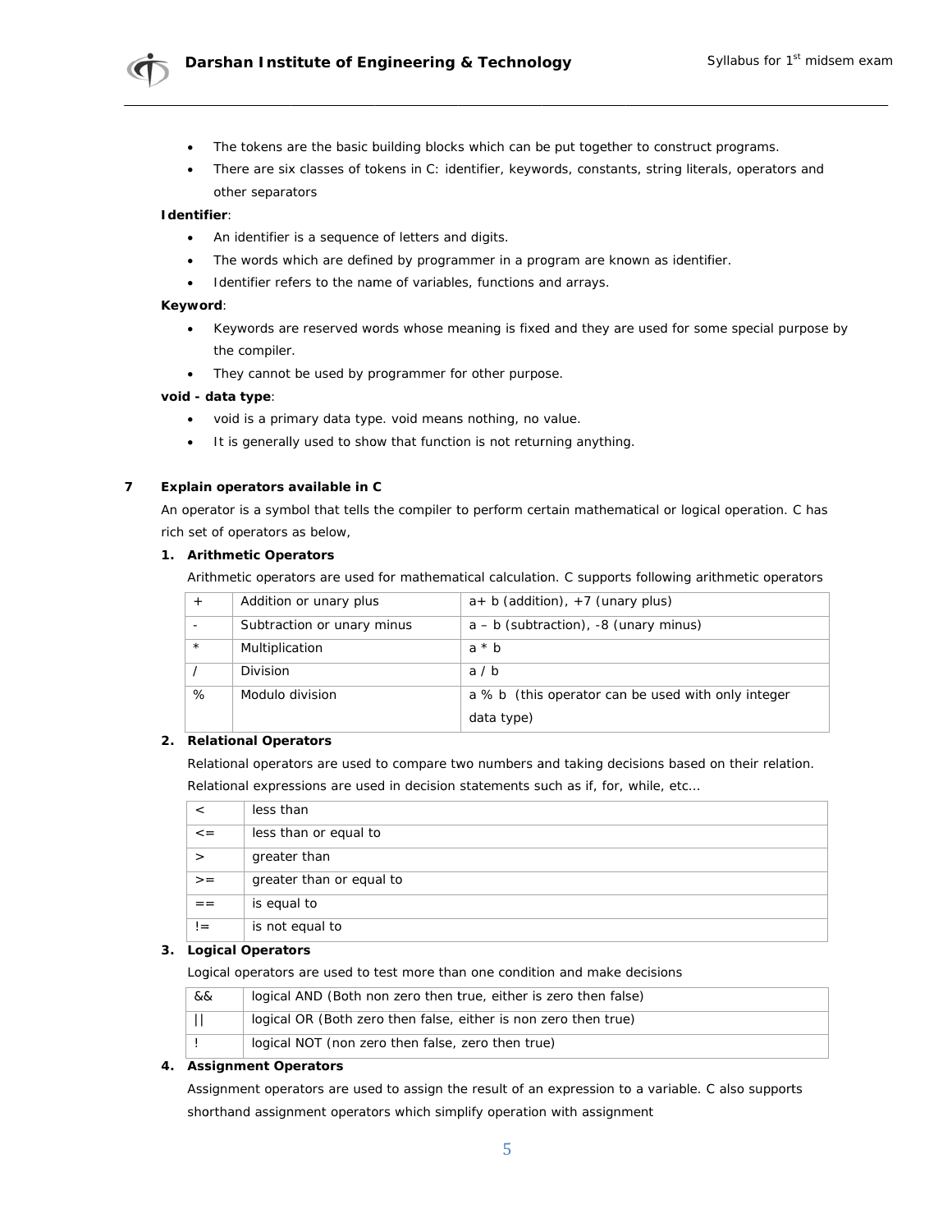- The tokens are the basic building blocks which can be put together to construct programs.
- There are six classes of tokens in C: identifier, keywords, constants, string literals, operators and other separators

**Identifier**:

- An identifier is a sequence of letters and digits.
- The words which are defined by programmer in a program are known as identifier.
- Identifier refers to the name of variables, functions and arrays.

**Keyword**:

- Keywords are reserved words whose meaning is fixed and they are used for some special purpose by the compiler.
- They cannot be used by programmer for other purpose.

**void - data type**:

- void is a primary data type. void means nothing, no value.
- It is generally used to show that function is not returning anything.

## 7 Explain operators available in C

An operator is a symbol that tells the compiler to perform certain mathematical or logical operation. C has rich set of operators as below,

**1. Arithmetic Operators**

Arithmetic operators are used for mathematical calculation. C supports following arithmetic operators

| | | |
|---|---|---|
| + | Addition or unary plus | a+ b (addition), +7 (unary plus) |
| - | Subtraction or unary minus | a – b (subtraction), -8 (unary minus) |
| * | Multiplication | a * b |
| / | Division | a / b |
| % | Modulo division | a % b (this operator can be used with only integer data type) |

**2. Relational Operators**

Relational operators are used to compare two numbers and taking decisions based on their relation. Relational expressions are used in decision statements such as if, for, while, etc…

| | |
|---|---|
| < | less than |
| <= | less than or equal to |
| > | greater than |
| >= | greater than or equal to |
| == | is equal to |
| != | is not equal to |

**3. Logical Operators**

Logical operators are used to test more than one condition and make decisions

| | |
|---|---|
| && | logical AND (Both non zero then true, either is zero then false) |
| \|\| | logical OR (Both zero then false, either is non zero then true) |
| ! | logical NOT (non zero then false, zero then true) |

**4. Assignment Operators**

Assignment operators are used to assign the result of an expression to a variable. C also supports shorthand assignment operators which simplify operation with assignment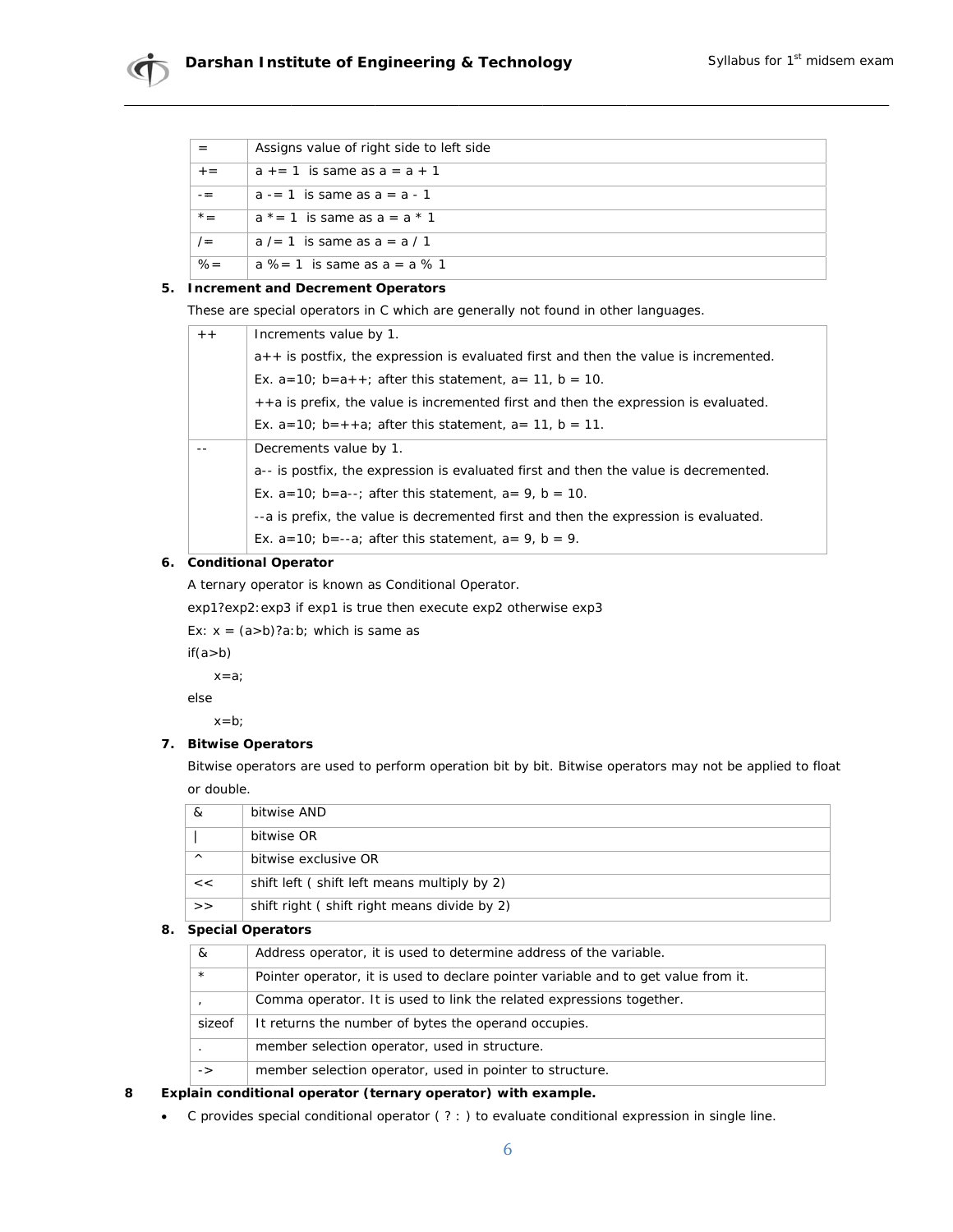| = | Assigns value of right side to left side |
|---|---|
| += | a += 1 is same as a = a + 1 |
| -= | a -= 1 is same as a = a - 1 |
| *= | a *= 1 is same as a = a * 1 |
| /= | a /= 1 is same as a = a / 1 |
| %= | a %= 1 is same as a = a % 1 |

5. **Increment and Decrement Operators**

   These are special operators in C which are generally not found in other languages.

| ++ | Increments value by 1.<br>a++ is postfix, the expression is evaluated first and then the value is incremented.<br>Ex. a=10; b=a++; after this statement, a= 11, b = 10.<br>++a is prefix, the value is incremented first and then the expression is evaluated.<br>Ex. a=10; b=++a; after this statement, a= 11, b = 11. |
|---|---|
| -- | Decrements value by 1.<br>a-- is postfix, the expression is evaluated first and then the value is decremented.<br>Ex. a=10; b=a--; after this statement, a= 9, b = 10.<br>--a is prefix, the value is decremented first and then the expression is evaluated.<br>Ex. a=10; b=--a; after this statement, a= 9, b = 9. |

6. **Conditional Operator**

   A ternary operator is known as Conditional Operator.

   exp1?exp2:exp3 if exp1 is true then execute exp2 otherwise exp3

   Ex: x = (a>b)?a:b; which is same as

```
if(a>b)
    x=a;
else
    x=b;
```

7. **Bitwise Operators**

   Bitwise operators are used to perform operation bit by bit. Bitwise operators may not be applied to float or double.

| & | bitwise AND |
|---|---|
| \| | bitwise OR |
| ^ | bitwise exclusive OR |
| << | shift left ( shift left means multiply by 2) |
| >> | shift right ( shift right means divide by 2) |

8. **Special Operators**

| & | Address operator, it is used to determine address of the variable. |
|---|---|
| * | Pointer operator, it is used to declare pointer variable and to get value from it. |
| , | Comma operator. It is used to link the related expressions together. |
| sizeof | It returns the number of bytes the operand occupies. |
| . | member selection operator, used in structure. |
| -> | member selection operator, used in pointer to structure. |

**8 Explain conditional operator (ternary operator) with example.**

- C provides special conditional operator ( ? : ) to evaluate conditional expression in single line.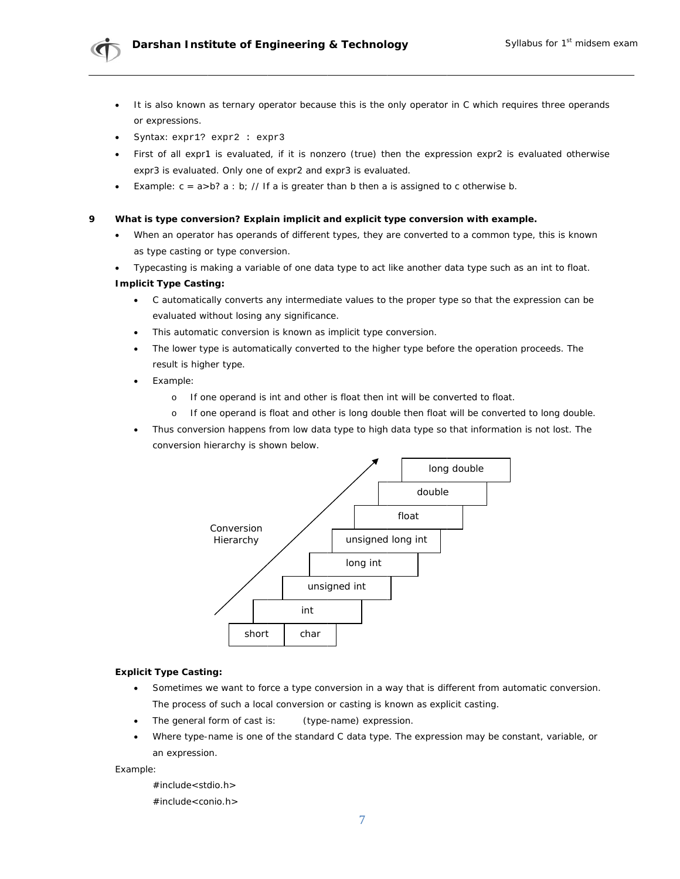- It is also known as ternary operator because this is the only operator in C which requires three operands or expressions.
- Syntax: `expr1? expr2 : expr3`
- First of all expr1 is evaluated, if it is nonzero (true) then the expression expr2 is evaluated otherwise expr3 is evaluated. Only one of expr2 and expr3 is evaluated.
- Example: c = a>b? a : b; // If a is greater than b then a is assigned to c otherwise b.

**9 What is type conversion? Explain implicit and explicit type conversion with example.**

- When an operator has operands of different types, they are converted to a common type, this is known as type casting or type conversion.
- Typecasting is making a variable of one data type to act like another data type such as an int to float.

**Implicit Type Casting:**

- C automatically converts any intermediate values to the proper type so that the expression can be evaluated without losing any significance.
- This automatic conversion is known as implicit type conversion.
- The lower type is automatically converted to the higher type before the operation proceeds. The result is higher type.
- Example:
  - If one operand is int and other is float then int will be converted to float.
  - If one operand is float and other is long double then float will be converted to long double.
- Thus conversion happens from low data type to high data type so that information is not lost. The conversion hierarchy is shown below.

Conversion Hierarchy (from lowest to highest):

- short, char
- int
- unsigned int
- long int
- unsigned long int
- float
- double
- long double

**Explicit Type Casting:**

- Sometimes we want to force a type conversion in a way that is different from automatic conversion. The process of such a local conversion or casting is known as explicit casting.
- The general form of cast is: (type-name) expression.
- Where type-name is one of the standard C data type. The expression may be constant, variable, or an expression.

Example:

```
#include<stdio.h>
#include<conio.h>
```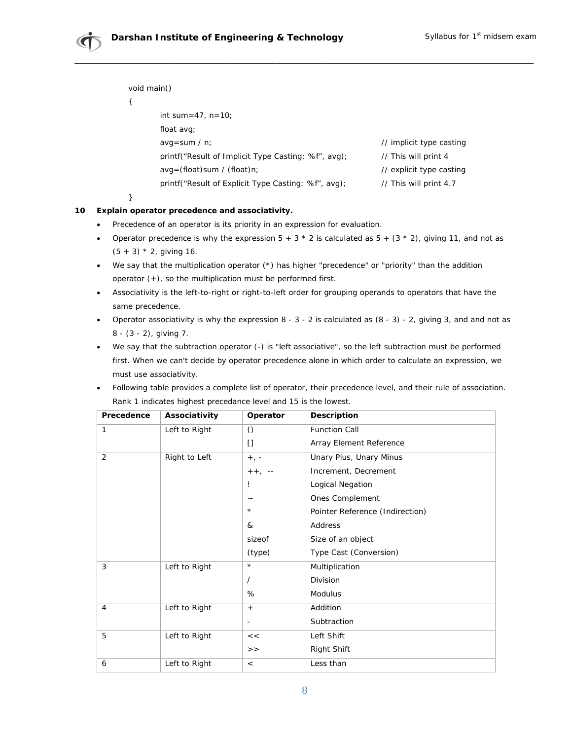```
void main()
{
        int sum=47, n=10;
        float avg;
        avg=sum / n;                                           // implicit type casting
        printf("Result of Implicit Type Casting: %f", avg);    // This will print 4
        avg=(float)sum / (float)n;                             // explicit type casting
        printf("Result of Explicit Type Casting: %f", avg);    // This will print 4.7
}
```

**10 Explain operator precedence and associativity.**

- Precedence of an operator is its priority in an expression for evaluation.
- Operator precedence is why the expression 5 + 3 * 2 is calculated as 5 + (3 * 2), giving 11, and not as (5 + 3) * 2, giving 16.
- We say that the multiplication operator (*) has higher "precedence" or "priority" than the addition operator (+), so the multiplication must be performed first.
- Associativity is the left-to-right or right-to-left order for grouping operands to operators that have the same precedence.
- Operator associativity is why the expression 8 - 3 - 2 is calculated as (8 - 3) - 2, giving 3, and and not as 8 - (3 - 2), giving 7.
- We say that the subtraction operator (-) is "left associative", so the left subtraction must be performed first. When we can't decide by operator precedence alone in which order to calculate an expression, we must use associativity.
- Following table provides a complete list of operator, their precedence level, and their rule of association. Rank 1 indicates highest precedance level and 15 is the lowest.

| Precedence | Associativity | Operator | Description |
|---|---|---|---|
| 1 | Left to Right | () | Function Call |
| | | [] | Array Element Reference |
| 2 | Right to Left | +, - | Unary Plus, Unary Minus |
| | | ++, -- | Increment, Decrement |
| | | ! | Logical Negation |
| | | ~ | Ones Complement |
| | | * | Pointer Reference (Indirection) |
| | | & | Address |
| | | sizeof | Size of an object |
| | | (type) | Type Cast (Conversion) |
| 3 | Left to Right | * | Multiplication |
| | | / | Division |
| | | % | Modulus |
| 4 | Left to Right | + | Addition |
| | | - | Subtraction |
| 5 | Left to Right | << | Left Shift |
| | | >> | Right Shift |
| 6 | Left to Right | < | Less than |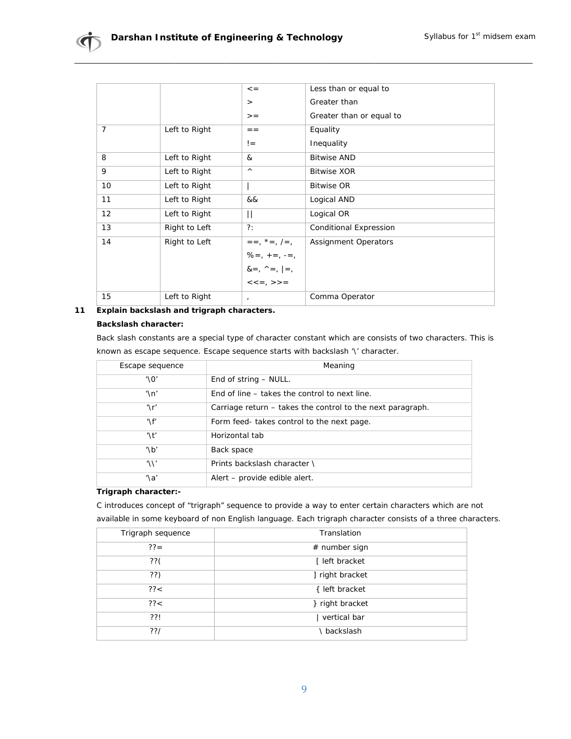| | | <= | Less than or equal to |
|---|---|---|---|
| | | > | Greater than |
| | | >= | Greater than or equal to |
| 7 | Left to Right | == | Equality |
| | | != | Inequality |
| 8 | Left to Right | & | Bitwise AND |
| 9 | Left to Right | ^ | Bitwise XOR |
| 10 | Left to Right | \| | Bitwise OR |
| 11 | Left to Right | && | Logical AND |
| 12 | Left to Right | \|\| | Logical OR |
| 13 | Right to Left | ?: | Conditional Expression |
| 14 | Right to Left | ==, *=, /=, %=, +=, -=, &=, ^=, \|=, <<=, >>= | Assignment Operators |
| 15 | Left to Right | , | Comma Operator |

**11 Explain backslash and trigraph characters.**

**Backslash character:**

Back slash constants are a special type of character constant which are consists of two characters. This is known as escape sequence. Escape sequence starts with backslash '\' character.

| Escape sequence | Meaning |
|---|---|
| '\0' | End of string – NULL. |
| '\n' | End of line – takes the control to next line. |
| '\r' | Carriage return – takes the control to the next paragraph. |
| '\f' | Form feed- takes control to the next page. |
| '\t' | Horizontal tab |
| '\b' | Back space |
| '\\' | Prints backslash character \ |
| '\a' | Alert – provide edible alert. |

**Trigraph character:-**

C introduces concept of "trigraph" sequence to provide a way to enter certain characters which are not available in some keyboard of non English language. Each trigraph character consists of a three characters.

| Trigraph sequence | Translation |
|---|---|
| ??= | # number sign |
| ??( | [ left bracket |
| ??) | ] right bracket |
| ??< | { left bracket |
| ??< | } right bracket |
| ??! | \| vertical bar |
| ??/ | \ backslash |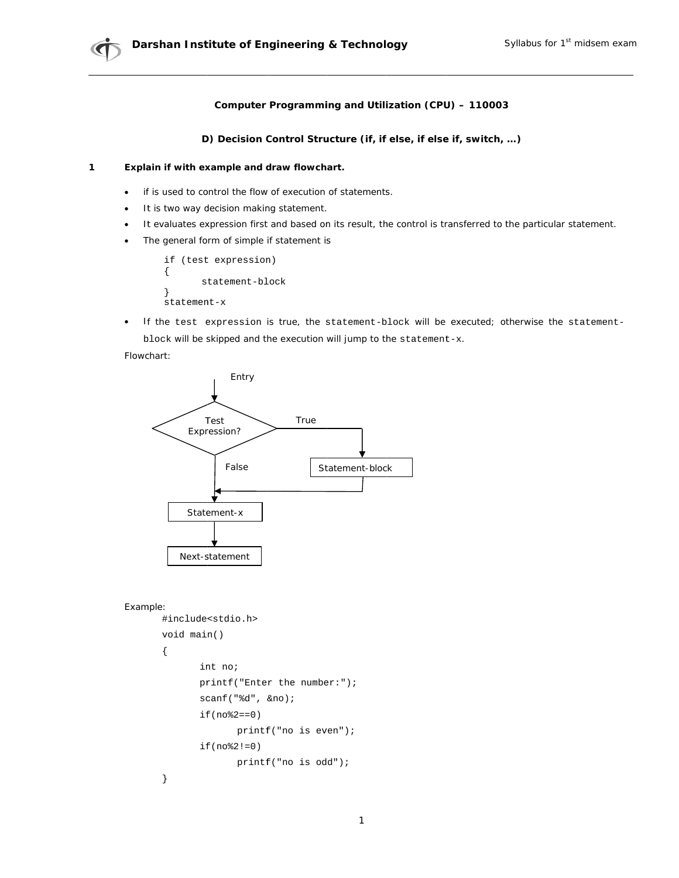**Computer Programming and Utilization (CPU) – 110003**

**D) Decision Control Structure (if, if else, if else if, switch, …)**

**1 Explain if with example and draw flowchart.**

- if is used to control the flow of execution of statements.
- It is two way decision making statement.
- It evaluates expression first and based on its result, the control is transferred to the particular statement.
- The general form of simple if statement is

```
if (test expression)
{
       statement-block
}
statement-x
```

- If the `test expression` is true, the `statement-block` will be executed; otherwise the `statement-block` will be skipped and the execution will jump to the `statement-x`.

Flowchart:

Entry → Test Expression? — True → Statement-block → Statement-x; False → Statement-x → Next-statement

Example:

```
#include<stdio.h>
void main()
{
       int no;
       printf("Enter the number:");
       scanf("%d", &no);
       if(no%2==0)
              printf("no is even");
       if(no%2!=0)
              printf("no is odd");
}
```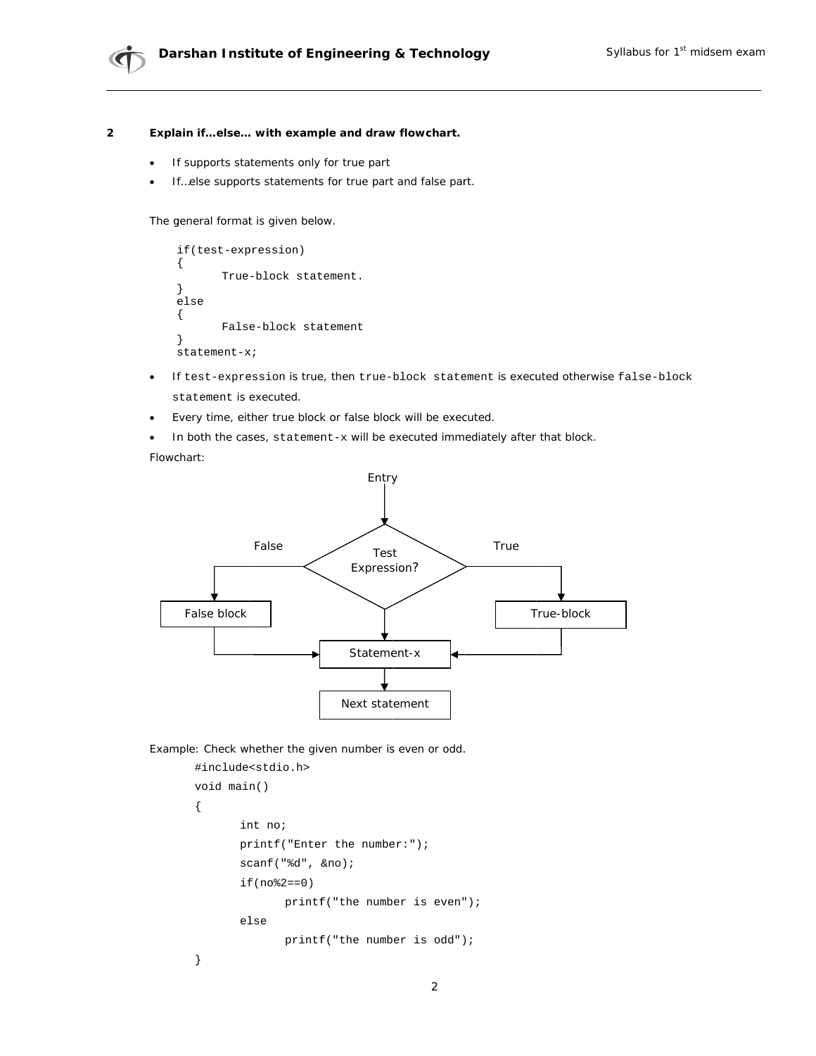**2 Explain if…else… with example and draw flowchart.**

- If supports statements only for true part
- If…else supports statements for true part and false part.

The general format is given below.

```
if(test-expression)
{
        True-block statement.
}
else
{
        False-block statement
}
statement-x;
```

- If `test-expression` is true, then `true-block statement` is executed otherwise `false-block statement` is executed.
- Every time, either true block or false block will be executed.
- In both the cases, `statement-x` will be executed immediately after that block.

Flowchart:

```
                         Entry
                           |
                           v
           False      /  Test  \      True
         +-----------<Expression?>-----------+
         |            \        /             |
         v                 |                 v
   +-------------+         |         +--------------+
   | False block |         |         |  True-block  |
   +-------------+         v         +--------------+
         |          +-------------+          |
         +--------->| Statement-x |<---------+
                    +-------------+
                           |
                           v
                  +----------------+
                  | Next statement |
                  +----------------+
```

Example: Check whether the given number is even or odd.

```
#include<stdio.h>
void main()
{
        int no;
        printf("Enter the number:");
        scanf("%d", &no);
        if(no%2==0)
                printf("the number is even");
        else
                printf("the number is odd");
}
```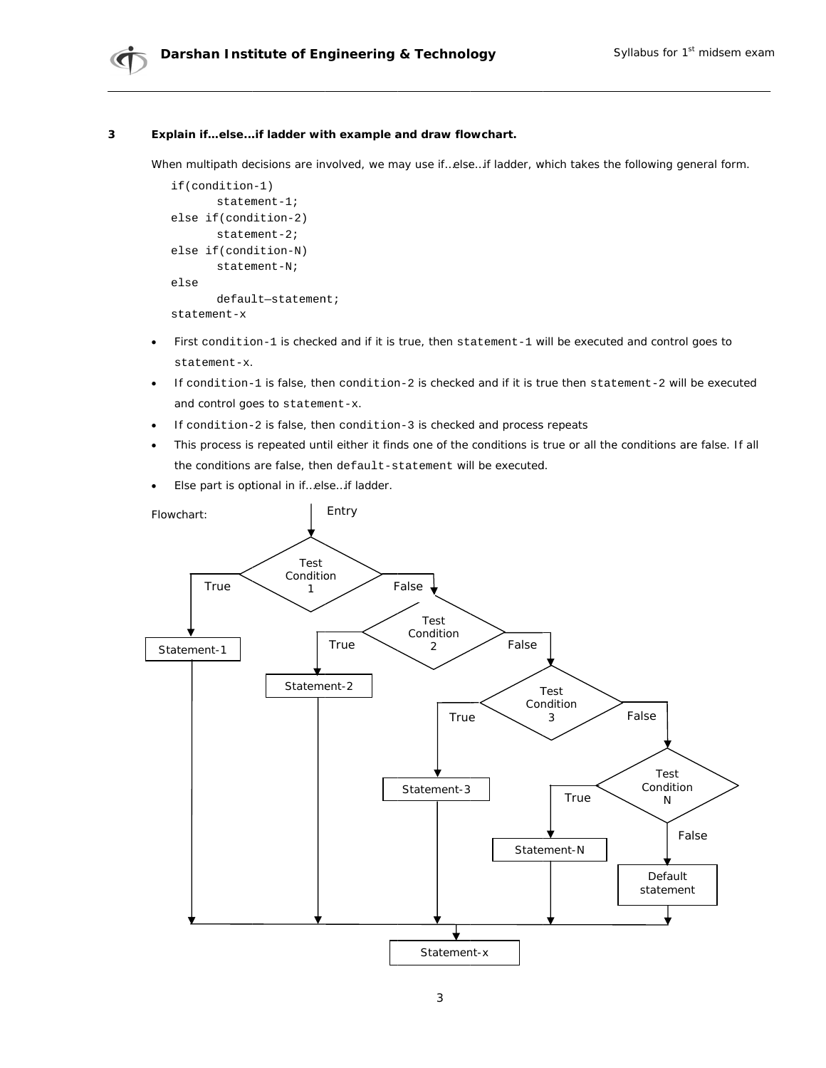### 3 Explain if…else…if ladder with example and draw flowchart.

When multipath decisions are involved, we may use if…else…if ladder, which takes the following general form.

```
if(condition-1)
      statement-1;
else if(condition-2)
      statement-2;
else if(condition-N)
      statement-N;
else
      default—statement;
statement-x
```

- First `condition-1` is checked and if it is true, then `statement-1` will be executed and control goes to `statement-x`.
- If `condition-1` is false, then `condition-2` is checked and if it is true then `statement-2` will be executed and control goes to `statement-x`.
- If `condition-2` is false, then `condition-3` is checked and process repeats
- This process is repeated until either it finds one of the conditions is true or all the conditions are false. If all the conditions are false, then `default-statement` will be executed.
- Else part is optional in if…else…if ladder.

Flowchart:

Entry

Test Condition 1 — True → Statement-1; False → Test Condition 2

Test Condition 2 — True → Statement-2; False → Test Condition 3

Test Condition 3 — True → Statement-3; False → Test Condition N

Test Condition N — True → Statement-N; False → Default statement

Statement-1, Statement-2, Statement-3, Statement-N, Default statement → Statement-x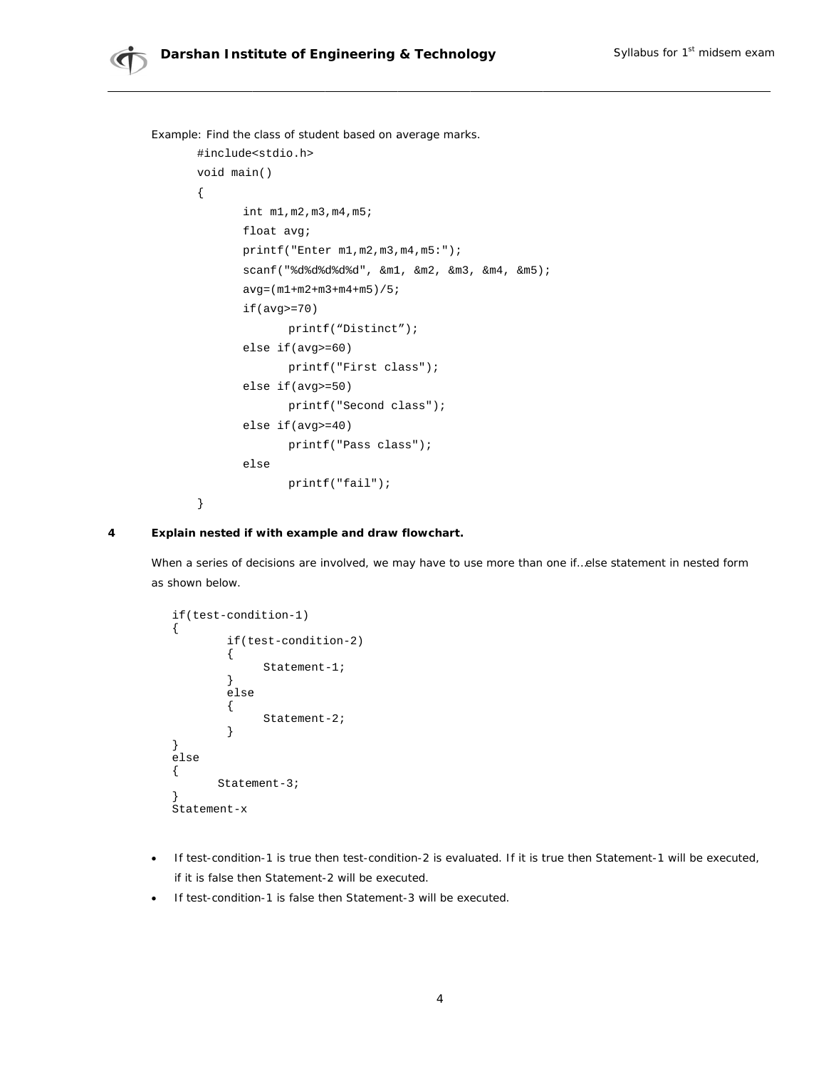Example: Find the class of student based on average marks.

```
#include<stdio.h>
void main()
{
        int m1,m2,m3,m4,m5;
        float avg;
        printf("Enter m1,m2,m3,m4,m5:");
        scanf("%d%d%d%d%d", &m1, &m2, &m3, &m4, &m5);
        avg=(m1+m2+m3+m4+m5)/5;
        if(avg>=70)
                printf("Distinct");
        else if(avg>=60)
                printf("First class");
        else if(avg>=50)
                printf("Second class");
        else if(avg>=40)
                printf("Pass class");
        else
                printf("fail");
}
```

**4 Explain nested if with example and draw flowchart.**

When a series of decisions are involved, we may have to use more than one if…else statement in nested form as shown below.

```
if(test-condition-1)
{
        if(test-condition-2)
        {
             Statement-1;
        }
        else
        {
             Statement-2;
        }
}
else
{
      Statement-3;
}
Statement-x
```

- If test-condition-1 is true then test-condition-2 is evaluated. If it is true then Statement-1 will be executed, if it is false then Statement-2 will be executed.
- If test-condition-1 is false then Statement-3 will be executed.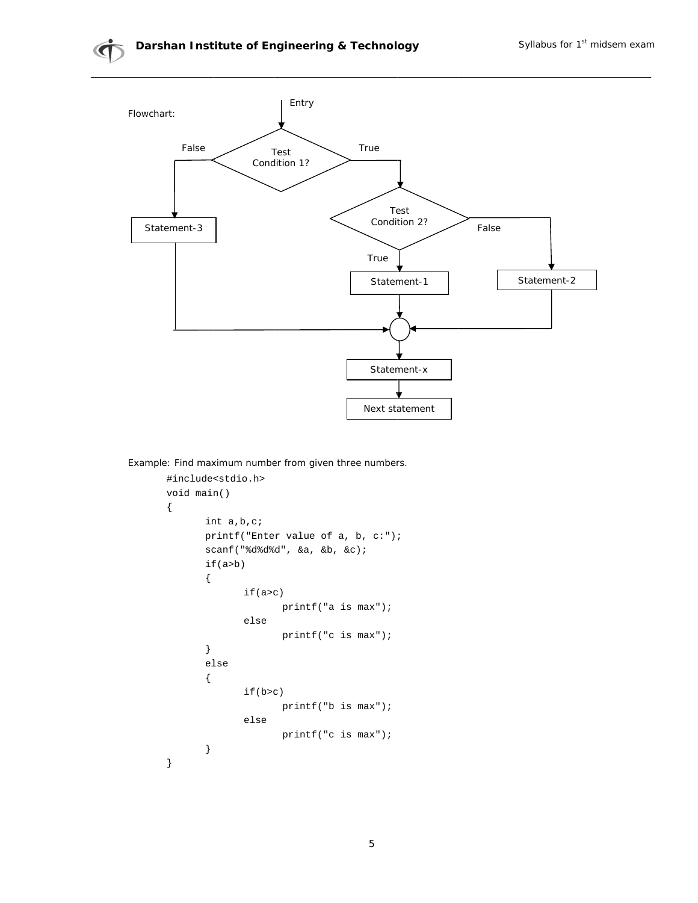Flowchart:

Entry

Test Condition 1? — False → Statement-3; True → Test Condition 2?

Test Condition 2? — True → Statement-1; False → Statement-2

Statement-3, Statement-1, Statement-2 → Statement-x → Next statement

Example: Find maximum number from given three numbers.

```
#include<stdio.h>
void main()
{
        int a,b,c;
        printf("Enter value of a, b, c:");
        scanf("%d%d%d", &a, &b, &c);
        if(a>b)
        {
                if(a>c)
                        printf("a is max");
                else
                        printf("c is max");
        }
        else
        {
                if(b>c)
                        printf("b is max");
                else
                        printf("c is max");
        }
}
```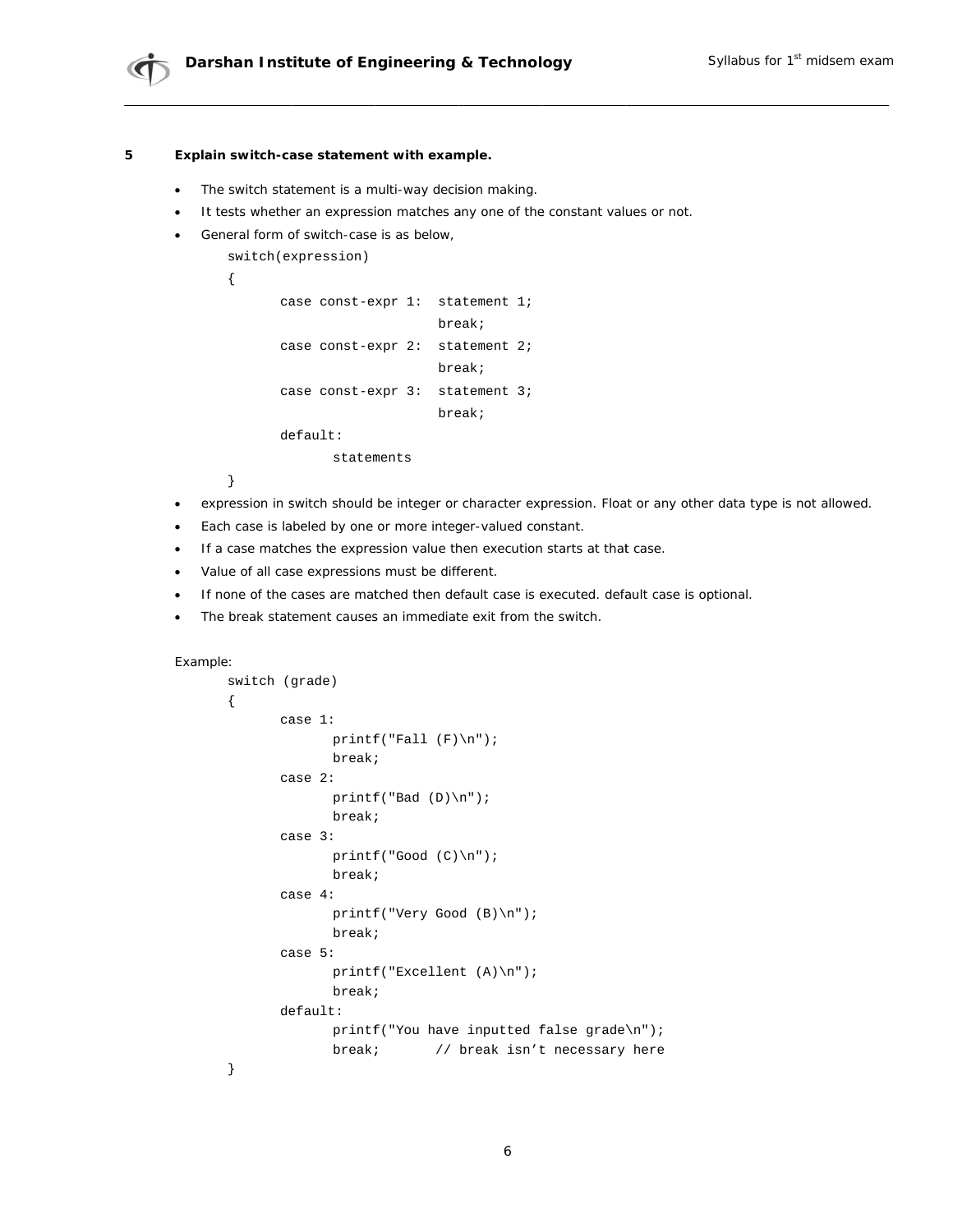**5 Explain switch-case statement with example.**

- The switch statement is a multi-way decision making.
- It tests whether an expression matches any one of the constant values or not.
- General form of switch-case is as below,

```
switch(expression)
{
        case const-expr 1:  statement 1;
                            break;
        case const-expr 2:  statement 2;
                            break;
        case const-expr 3:  statement 3;
                            break;
        default:
                statements
}
```

- expression in switch should be integer or character expression. Float or any other data type is not allowed.
- Each case is labeled by one or more integer-valued constant.
- If a case matches the expression value then execution starts at that case.
- Value of all case expressions must be different.
- If none of the cases are matched then default case is executed. default case is optional.
- The break statement causes an immediate exit from the switch.

Example:

```
switch (grade)
{
        case 1:
                printf("Fall (F)\n");
                break;
        case 2:
                printf("Bad (D)\n");
                break;
        case 3:
                printf("Good (C)\n");
                break;
        case 4:
                printf("Very Good (B)\n");
                break;
        case 5:
                printf("Excellent (A)\n");
                break;
        default:
                printf("You have inputted false grade\n");
                break;       // break isn't necessary here
}
```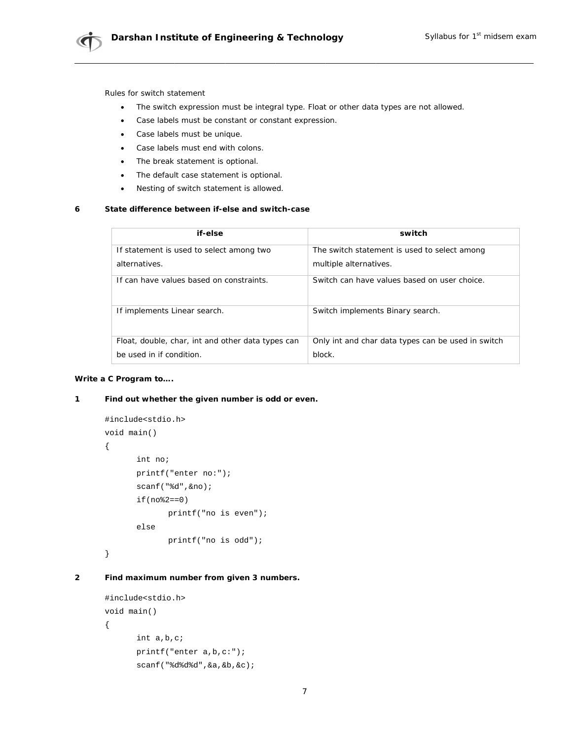Rules for switch statement

- The switch expression must be integral type. Float or other data types are not allowed.
- Case labels must be constant or constant expression.
- Case labels must be unique.
- Case labels must end with colons.
- The break statement is optional.
- The default case statement is optional.
- Nesting of switch statement is allowed.

**6 State difference between if-else and switch-case**

| if-else | switch |
|---|---|
| If statement is used to select among two alternatives. | The switch statement is used to select among multiple alternatives. |
| If can have values based on constraints. | Switch can have values based on user choice. |
| If implements Linear search. | Switch implements Binary search. |
| Float, double, char, int and other data types can be used in if condition. | Only int and char data types can be used in switch block. |

**Write a C Program to….**

**1 Find out whether the given number is odd or even.**

```
#include<stdio.h>
void main()
{
	int no;
	printf("enter no:");
	scanf("%d",&no);
	if(no%2==0)
		printf("no is even");
	else
		printf("no is odd");
}
```

**2 Find maximum number from given 3 numbers.**

```
#include<stdio.h>
void main()
{
	int a,b,c;
	printf("enter a,b,c:");
	scanf("%d%d%d",&a,&b,&c);
```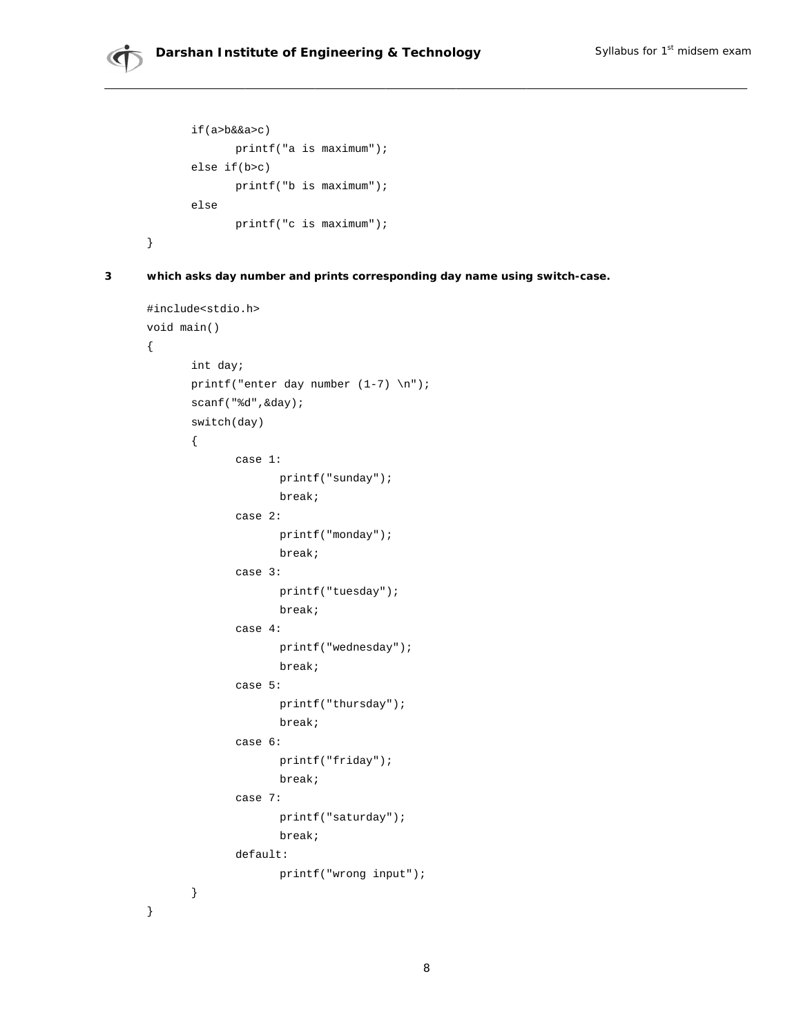```c
	if(a>b&&a>c)
		printf("a is maximum");
	else if(b>c)
		printf("b is maximum");
	else
		printf("c is maximum");
}
```

**3 which asks day number and prints corresponding day name using switch-case.**

```c
#include<stdio.h>
void main()
{
	int day;
	printf("enter day number (1-7) \n");
	scanf("%d",&day);
	switch(day)
	{
		case 1:
			printf("sunday");
			break;
		case 2:
			printf("monday");
			break;
		case 3:
			printf("tuesday");
			break;
		case 4:
			printf("wednesday");
			break;
		case 5:
			printf("thursday");
			break;
		case 6:
			printf("friday");
			break;
		case 7:
			printf("saturday");
			break;
		default:
			printf("wrong input");
	}
}
```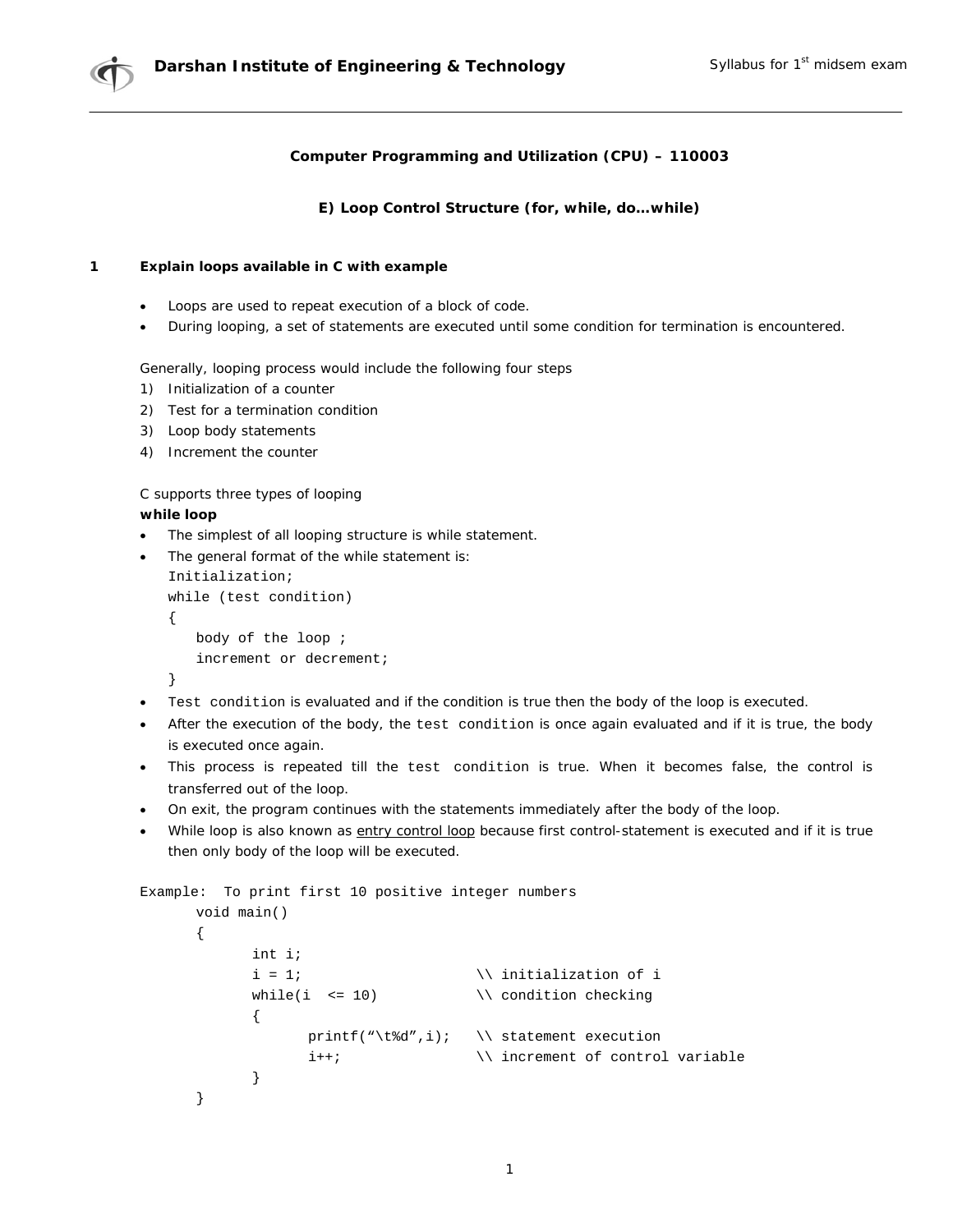## Computer Programming and Utilization (CPU) – 110003

### E) Loop Control Structure (for, while, do…while)

**1 Explain loops available in C with example**

- Loops are used to repeat execution of a block of code.
- During looping, a set of statements are executed until some condition for termination is encountered.

Generally, looping process would include the following four steps

1) Initialization of a counter
2) Test for a termination condition
3) Loop body statements
4) Increment the counter

C supports three types of looping

**while loop**

- The simplest of all looping structure is while statement.
- The general format of the while statement is:

```
Initialization;
while (test condition)
{
    body of the loop ;
    increment or decrement;
}
```

- `Test condition` is evaluated and if the condition is true then the body of the loop is executed.
- After the execution of the body, the `test condition` is once again evaluated and if it is true, the body is executed once again.
- This process is repeated till the `test condition` is true. When it becomes false, the control is transferred out of the loop.
- On exit, the program continues with the statements immediately after the body of the loop.
- While loop is also known as entry control loop because first control-statement is executed and if it is true then only body of the loop will be executed.

```
Example:  To print first 10 positive integer numbers
        void main()
        {
                int i;
                i = 1;                    \\ initialization of i
                while(i  <= 10)           \\ condition checking
                {
                        printf("\t%d",i);  \\ statement execution
                        i++;               \\ increment of control variable
                }
        }
```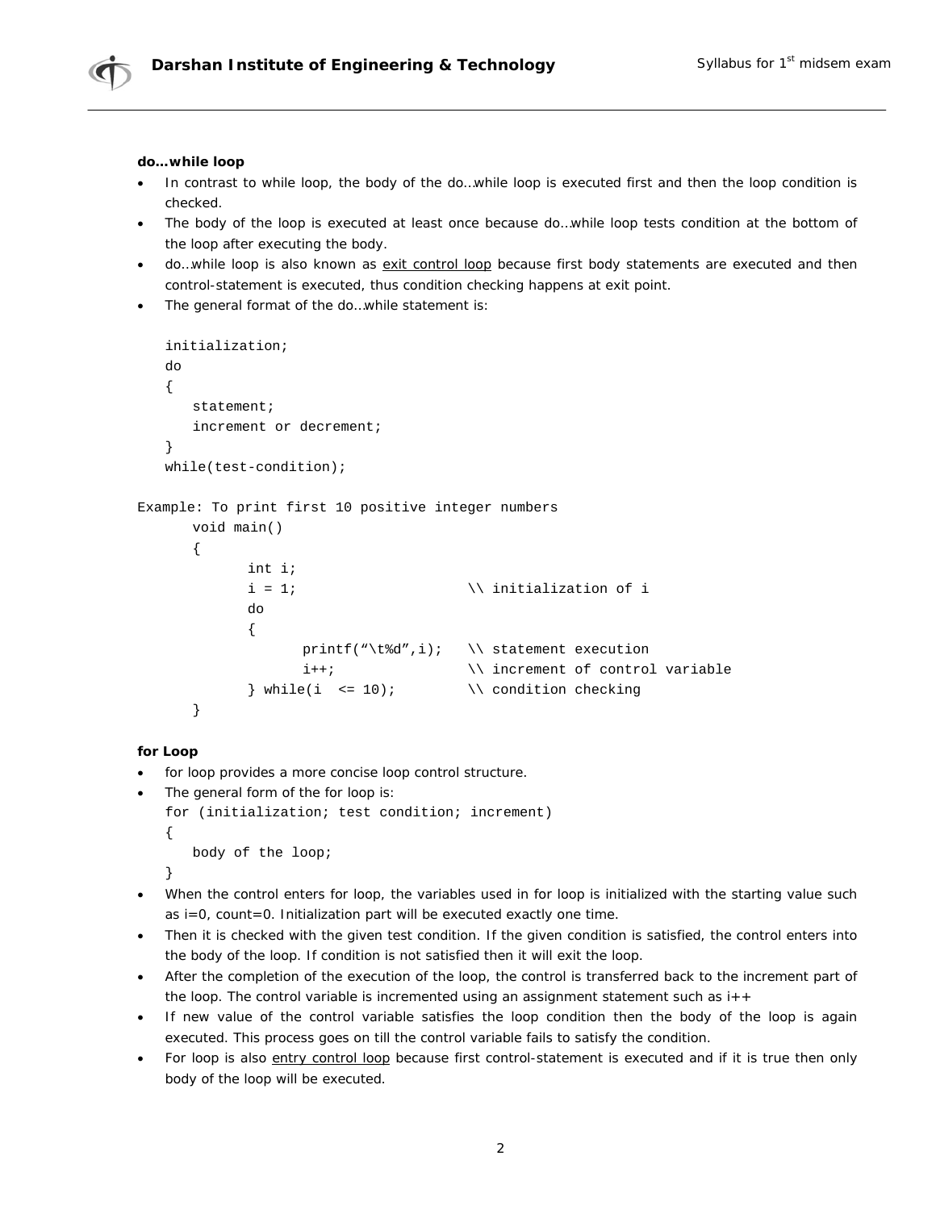**do…while loop**

- In contrast to while loop, the body of the do…while loop is executed first and then the loop condition is checked.
- The body of the loop is executed at least once because do…while loop tests condition at the bottom of the loop after executing the body.
- do…while loop is also known as exit control loop because first body statements are executed and then control-statement is executed, thus condition checking happens at exit point.
- The general format of the do…while statement is:

```
initialization;
do
{
   statement;
   increment or decrement;
}
while(test-condition);
```

Example: To print first 10 positive integer numbers

```
void main()
{
      int i;
      i = 1;                   \\ initialization of i
      do
      {
            printf("\t%d",i);   \\ statement execution
            i++;               \\ increment of control variable
      } while(i  <= 10);       \\ condition checking
}
```

**for Loop**

- for loop provides a more concise loop control structure.
- The general form of the for loop is:

```
for (initialization; test condition; increment)
{
   body of the loop;
}
```

- When the control enters for loop, the variables used in for loop is initialized with the starting value such as i=0, count=0. Initialization part will be executed exactly one time.
- Then it is checked with the given test condition. If the given condition is satisfied, the control enters into the body of the loop. If condition is not satisfied then it will exit the loop.
- After the completion of the execution of the loop, the control is transferred back to the increment part of the loop. The control variable is incremented using an assignment statement such as i++
- If new value of the control variable satisfies the loop condition then the body of the loop is again executed. This process goes on till the control variable fails to satisfy the condition.
- For loop is also entry control loop because first control-statement is executed and if it is true then only body of the loop will be executed.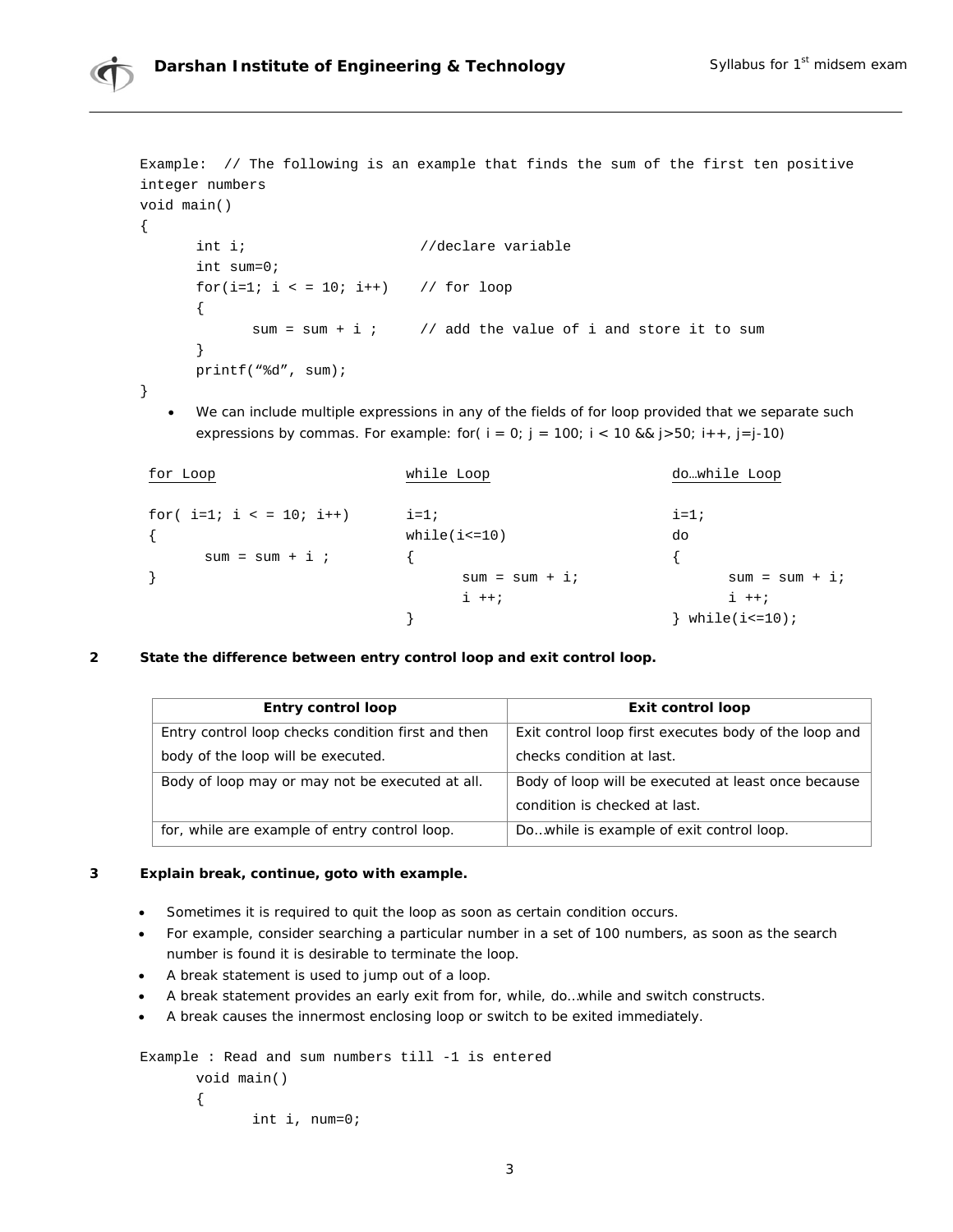```
Example:  // The following is an example that finds the sum of the first ten positive
integer numbers
void main()
{
      int i;                    //declare variable
      int sum=0;
      for(i=1; i < = 10; i++)    // for loop
      {
            sum = sum + i ;     // add the value of i and store it to sum
      }
      printf("%d", sum);
}
```

- We can include multiple expressions in any of the fields of for loop provided that we separate such expressions by commas. For example: for( i = 0; j = 100; i < 10 && j>50; i++, j=j-10)

**for Loop**

```
for( i=1; i < = 10; i++)
{
      sum = sum + i ;
}
```

**while Loop**

```
i=1;
while(i<=10)
{
      sum = sum + i;
      i ++;
}
```

**do…while Loop**

```
i=1;
do
{
      sum = sum + i;
      i ++;
} while(i<=10);
```

**2 State the difference between entry control loop and exit control loop.**

| Entry control loop | Exit control loop |
|---|---|
| Entry control loop checks condition first and then body of the loop will be executed. | Exit control loop first executes body of the loop and checks condition at last. |
| Body of loop may or may not be executed at all. | Body of loop will be executed at least once because condition is checked at last. |
| for, while are example of entry control loop. | Do…while is example of exit control loop. |

**3 Explain break, continue, goto with example.**

- Sometimes it is required to quit the loop as soon as certain condition occurs.
- For example, consider searching a particular number in a set of 100 numbers, as soon as the search number is found it is desirable to terminate the loop.
- A break statement is used to jump out of a loop.
- A break statement provides an early exit from for, while, do…while and switch constructs.
- A break causes the innermost enclosing loop or switch to be exited immediately.

```
Example : Read and sum numbers till -1 is entered
      void main()
      {
            int i, num=0;
```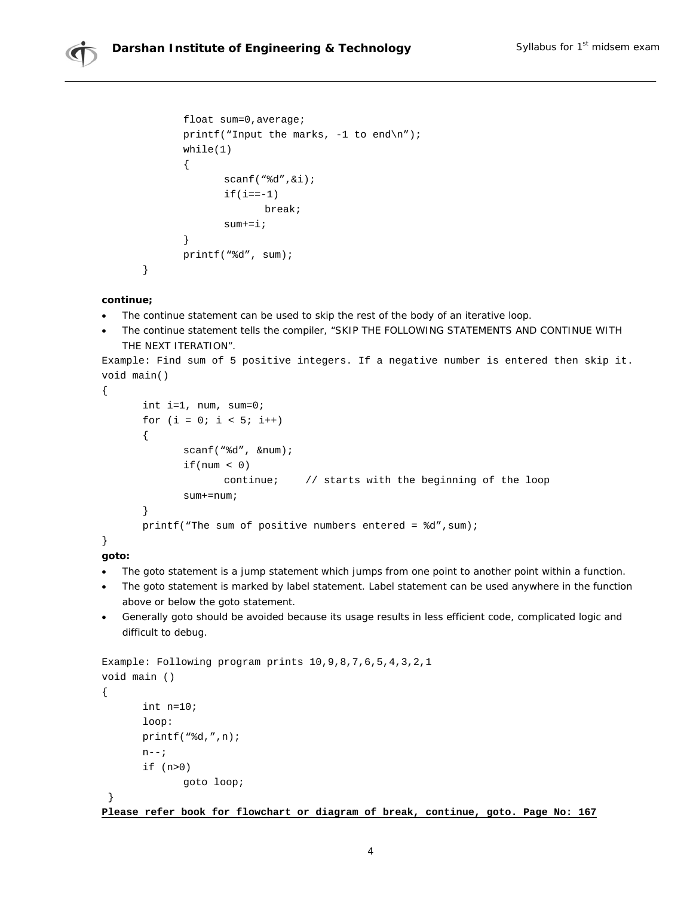```
        float sum=0,average;
        printf("Input the marks, -1 to end\n");
        while(1)
        {
            scanf("%d",&i);
            if(i==-1)
                break;
            sum+=i;
        }
        printf("%d", sum);
    }
```

**continue;**

- The continue statement can be used to skip the rest of the body of an iterative loop.
- The continue statement tells the compiler, "SKIP THE FOLLOWING STATEMENTS AND CONTINUE WITH THE NEXT ITERATION".

```
Example: Find sum of 5 positive integers. If a negative number is entered then skip it.
void main()
{
    int i=1, num, sum=0;
    for (i = 0; i < 5; i++)
    {
        scanf("%d", &num);
        if(num < 0)
            continue;    // starts with the beginning of the loop
        sum+=num;
    }
    printf("The sum of positive numbers entered = %d",sum);
}
```

**goto:**

- The goto statement is a jump statement which jumps from one point to another point within a function.
- The goto statement is marked by label statement. Label statement can be used anywhere in the function above or below the goto statement.
- Generally goto should be avoided because its usage results in less efficient code, complicated logic and difficult to debug.

```
Example: Following program prints 10,9,8,7,6,5,4,3,2,1
void main ()
{
    int n=10;
    loop:
    printf("%d,",n);
    n--;
    if (n>0)
        goto loop;
 }
```

**Please refer book for flowchart or diagram of break, continue, goto. Page No: 167**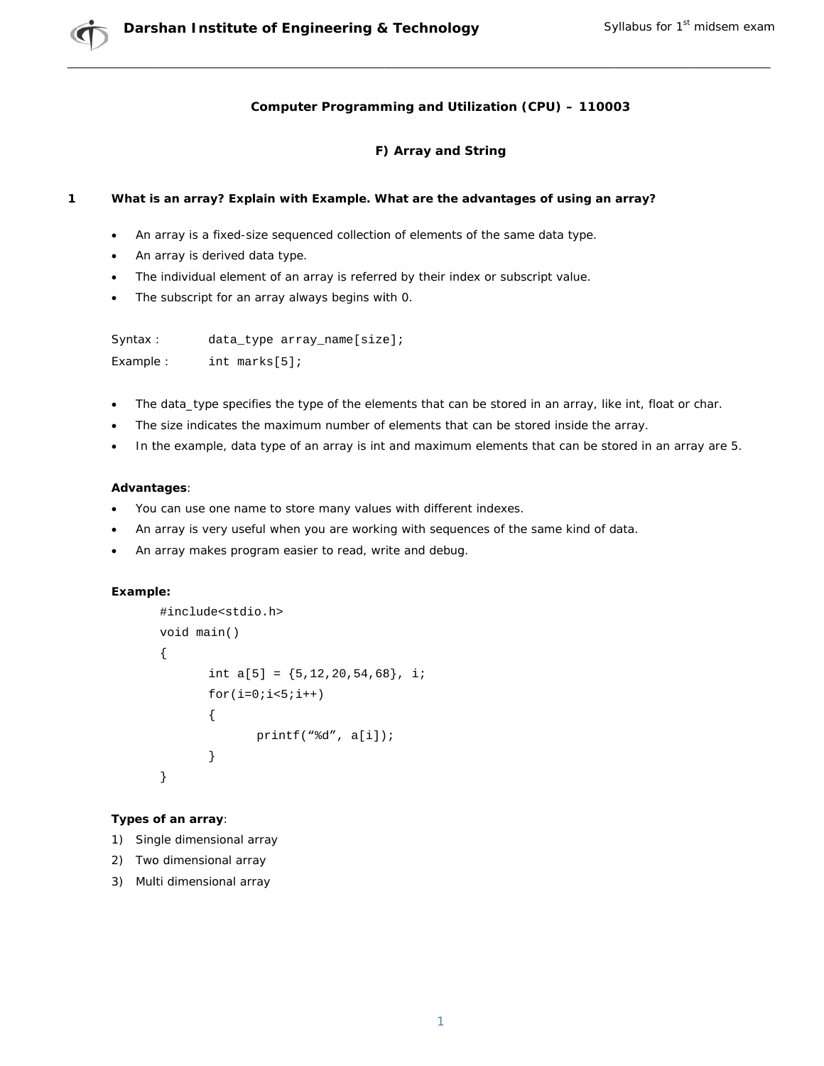**Computer Programming and Utilization (CPU) – 110003**

**F) Array and String**

**1 What is an array? Explain with Example. What are the advantages of using an array?**

- An array is a fixed-size sequenced collection of elements of the same data type.
- An array is derived data type.
- The individual element of an array is referred by their index or subscript value.
- The subscript for an array always begins with 0.

Syntax : `data_type array_name[size];`

Example : `int marks[5];`

- The data_type specifies the type of the elements that can be stored in an array, like int, float or char.
- The size indicates the maximum number of elements that can be stored inside the array.
- In the example, data type of an array is int and maximum elements that can be stored in an array are 5.

**Advantages**:

- You can use one name to store many values with different indexes.
- An array is very useful when you are working with sequences of the same kind of data.
- An array makes program easier to read, write and debug.

**Example:**

```
#include<stdio.h>
void main()
{
        int a[5] = {5,12,20,54,68}, i;
        for(i=0;i<5;i++)
        {
                printf("%d", a[i]);
        }
}
```

**Types of an array**:

1) Single dimensional array
2) Two dimensional array
3) Multi dimensional array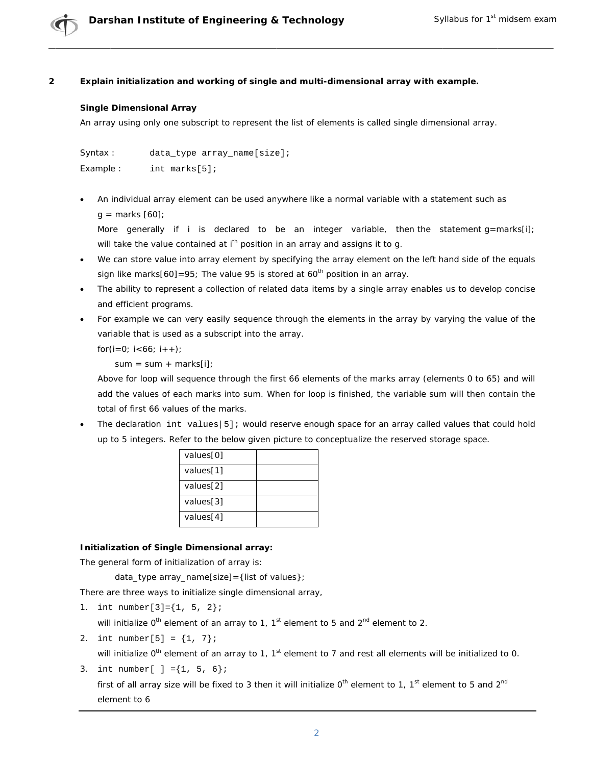**2 Explain initialization and working of single and multi-dimensional array with example.**

### Single Dimensional Array

An array using only one subscript to represent the list of elements is called single dimensional array.

Syntax : `data_type array_name[size];`

Example : `int marks[5];`

- An individual array element can be used anywhere like a normal variable with a statement such as g = marks [60];
  More generally if i is declared to be an integer variable, then the statement g=marks[i]; will take the value contained at $i^{th}$ position in an array and assigns it to g.
- We can store value into array element by specifying the array element on the left hand side of the equals sign like marks[60]=95; The value 95 is stored at $60^{th}$ position in an array.
- The ability to represent a collection of related data items by a single array enables us to develop concise and efficient programs.
- For example we can very easily sequence through the elements in the array by varying the value of the variable that is used as a subscript into the array.

  ```
  for(i=0; i<66; i++);
      sum = sum + marks[i];
  ```

  Above for loop will sequence through the first 66 elements of the marks array (elements 0 to 65) and will add the values of each marks into sum. When for loop is finished, the variable sum will then contain the total of first 66 values of the marks.
- The declaration `int values|5];` would reserve enough space for an array called values that could hold up to 5 integers. Refer to the below given picture to conceptualize the reserved storage space.

| values[0] | |
|---|---|
| values[1] | |
| values[2] | |
| values[3] | |
| values[4] | |

**Initialization of Single Dimensional array:**

The general form of initialization of array is:

data_type array_name[size]={list of values};

There are three ways to initialize single dimensional array,

1. `int number[3]={1, 5, 2};`
   will initialize $0^{th}$ element of an array to 1, $1^{st}$ element to 5 and $2^{nd}$ element to 2.
2. `int number[5] = {1, 7};`
   will initialize $0^{th}$ element of an array to 1, $1^{st}$ element to 7 and rest all elements will be initialized to 0.
3. `int number[ ] ={1, 5, 6};`
   first of all array size will be fixed to 3 then it will initialize $0^{th}$ element to 1, $1^{st}$ element to 5 and $2^{nd}$ element to 6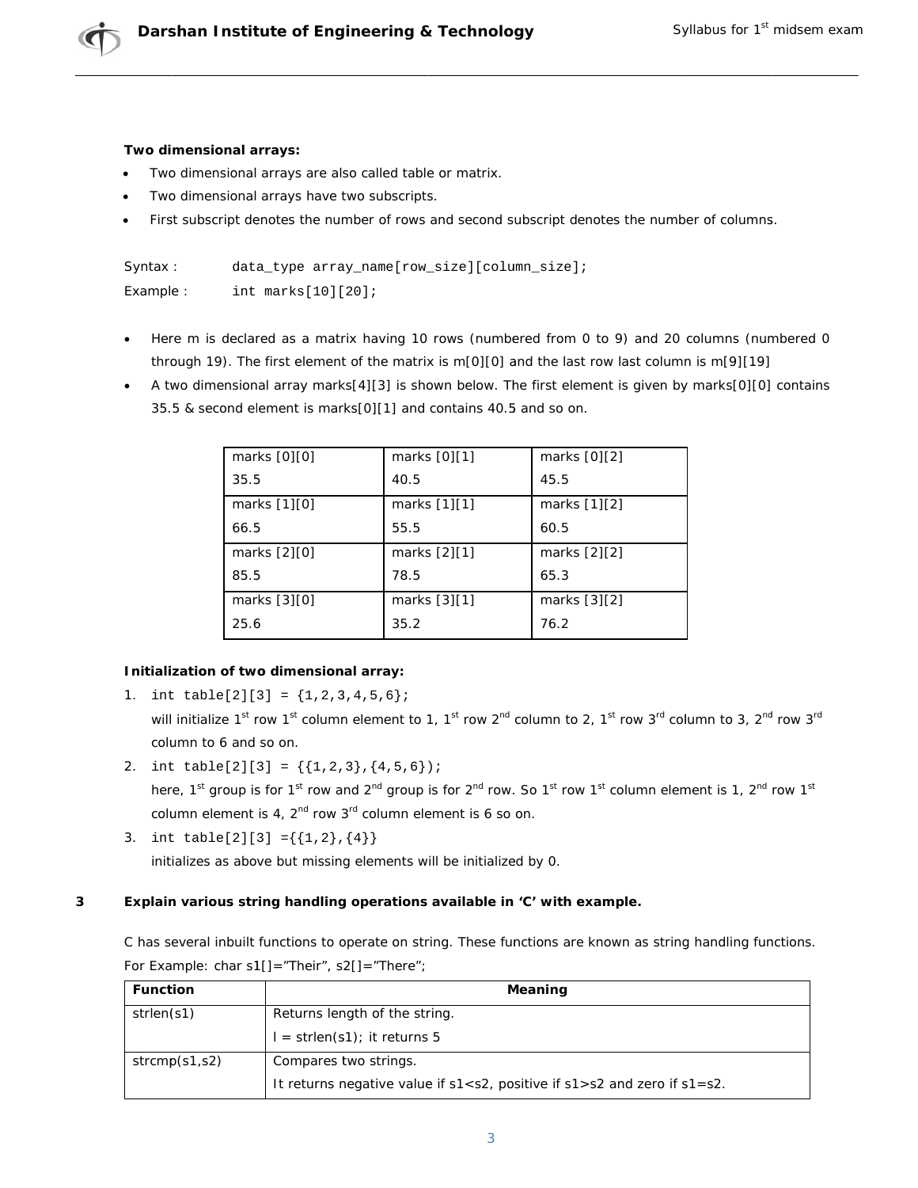**Two dimensional arrays:**

- Two dimensional arrays are also called table or matrix.
- Two dimensional arrays have two subscripts.
- First subscript denotes the number of rows and second subscript denotes the number of columns.

Syntax : `data_type array_name[row_size][column_size];`

Example : `int marks[10][20];`

- Here m is declared as a matrix having 10 rows (numbered from 0 to 9) and 20 columns (numbered 0 through 19). The first element of the matrix is m[0][0] and the last row last column is m[9][19]
- A two dimensional array marks[4][3] is shown below. The first element is given by marks[0][0] contains 35.5 & second element is marks[0][1] and contains 40.5 and so on.

| | | |
|---|---|---|
| marks [0][0] 35.5 | marks [0][1] 40.5 | marks [0][2] 45.5 |
| marks [1][0] 66.5 | marks [1][1] 55.5 | marks [1][2] 60.5 |
| marks [2][0] 85.5 | marks [2][1] 78.5 | marks [2][2] 65.3 |
| marks [3][0] 25.6 | marks [3][1] 35.2 | marks [3][2] 76.2 |

**Initialization of two dimensional array:**

1. `int table[2][3] = {1,2,3,4,5,6};`
   will initialize 1st row 1st column element to 1, 1st row 2nd column to 2, 1st row 3rd column to 3, 2nd row 3rd column to 6 and so on.
2. `int table[2][3] = {{1,2,3},{4,5,6});`
   here, 1st group is for 1st row and 2nd group is for 2nd row. So 1st row 1st column element is 1, 2nd row 1st column element is 4, 2nd row 3rd column element is 6 so on.
3. `int table[2][3] ={{1,2},{4}}`
   initializes as above but missing elements will be initialized by 0.

**3 Explain various string handling operations available in 'C' with example.**

C has several inbuilt functions to operate on string. These functions are known as string handling functions.
For Example: char s1[]="Their", s2[]="There";

| Function | Meaning |
|---|---|
| strlen(s1) | Returns length of the string.<br>l = strlen(s1); it returns 5 |
| strcmp(s1,s2) | Compares two strings.<br>It returns negative value if s1<s2, positive if s1>s2 and zero if s1=s2. |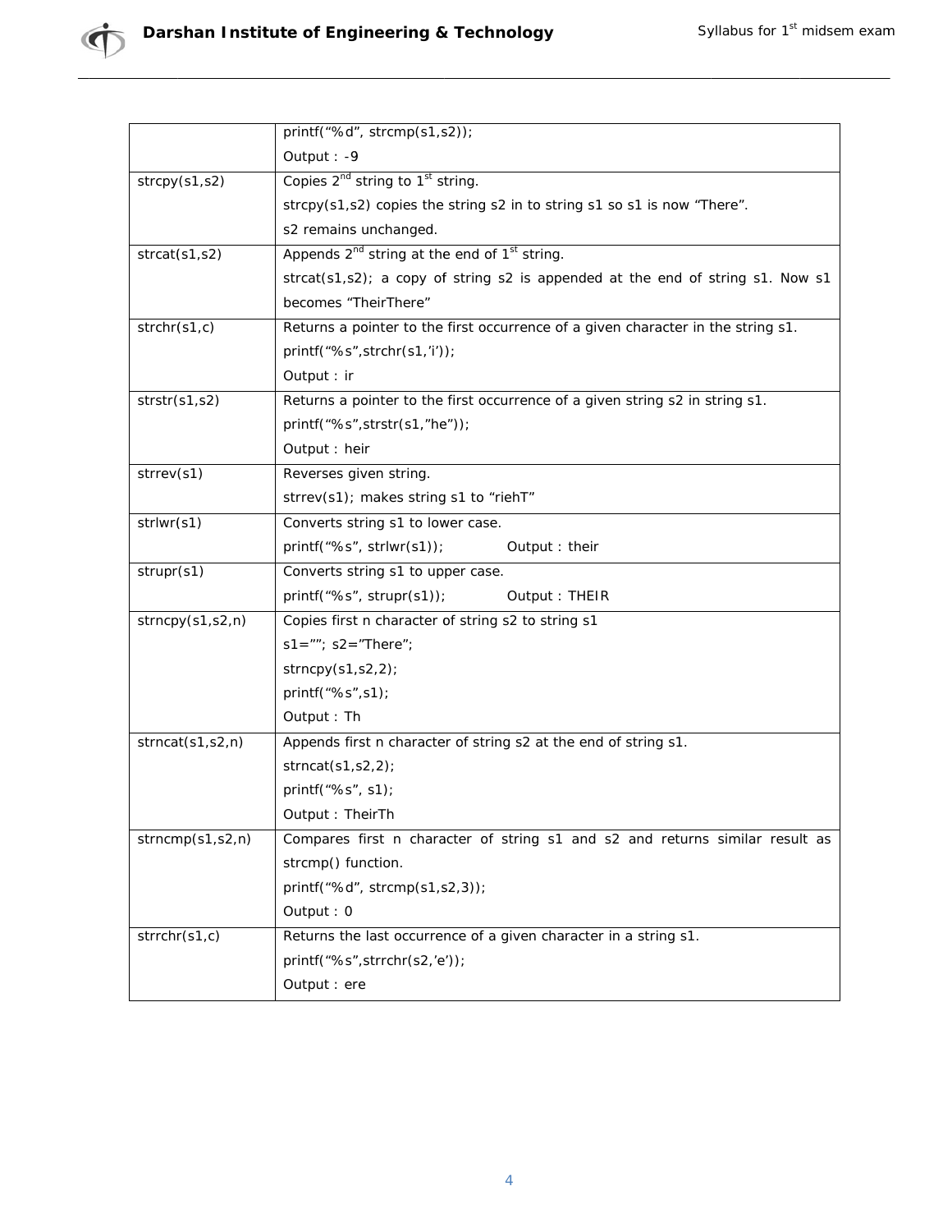| | |
|---|---|
| | printf("%d", strcmp(s1,s2));<br>Output : -9 |
| strcpy(s1,s2) | Copies 2nd string to 1st string.<br>strcpy(s1,s2) copies the string s2 in to string s1 so s1 is now "There".<br>s2 remains unchanged. |
| strcat(s1,s2) | Appends 2nd string at the end of 1st string.<br>strcat(s1,s2); a copy of string s2 is appended at the end of string s1. Now s1 becomes "TheirThere" |
| strchr(s1,c) | Returns a pointer to the first occurrence of a given character in the string s1.<br>printf("%s",strchr(s1,'i'));<br>Output : ir |
| strstr(s1,s2) | Returns a pointer to the first occurrence of a given string s2 in string s1.<br>printf("%s",strstr(s1,"he"));<br>Output : heir |
| strrev(s1) | Reverses given string.<br>strrev(s1); makes string s1 to "riehT" |
| strlwr(s1) | Converts string s1 to lower case.<br>printf("%s", strlwr(s1)); Output : their |
| strupr(s1) | Converts string s1 to upper case.<br>printf("%s", strupr(s1)); Output : THEIR |
| strncpy(s1,s2,n) | Copies first n character of string s2 to string s1<br>s1=""; s2="There";<br>strncpy(s1,s2,2);<br>printf("%s",s1);<br>Output : Th |
| strncat(s1,s2,n) | Appends first n character of string s2 at the end of string s1.<br>strncat(s1,s2,2);<br>printf("%s", s1);<br>Output : TheirTh |
| strncmp(s1,s2,n) | Compares first n character of string s1 and s2 and returns similar result as strcmp() function.<br>printf("%d", strcmp(s1,s2,3));<br>Output : 0 |
| strrchr(s1,c) | Returns the last occurrence of a given character in a string s1.<br>printf("%s",strrchr(s2,'e'));<br>Output : ere |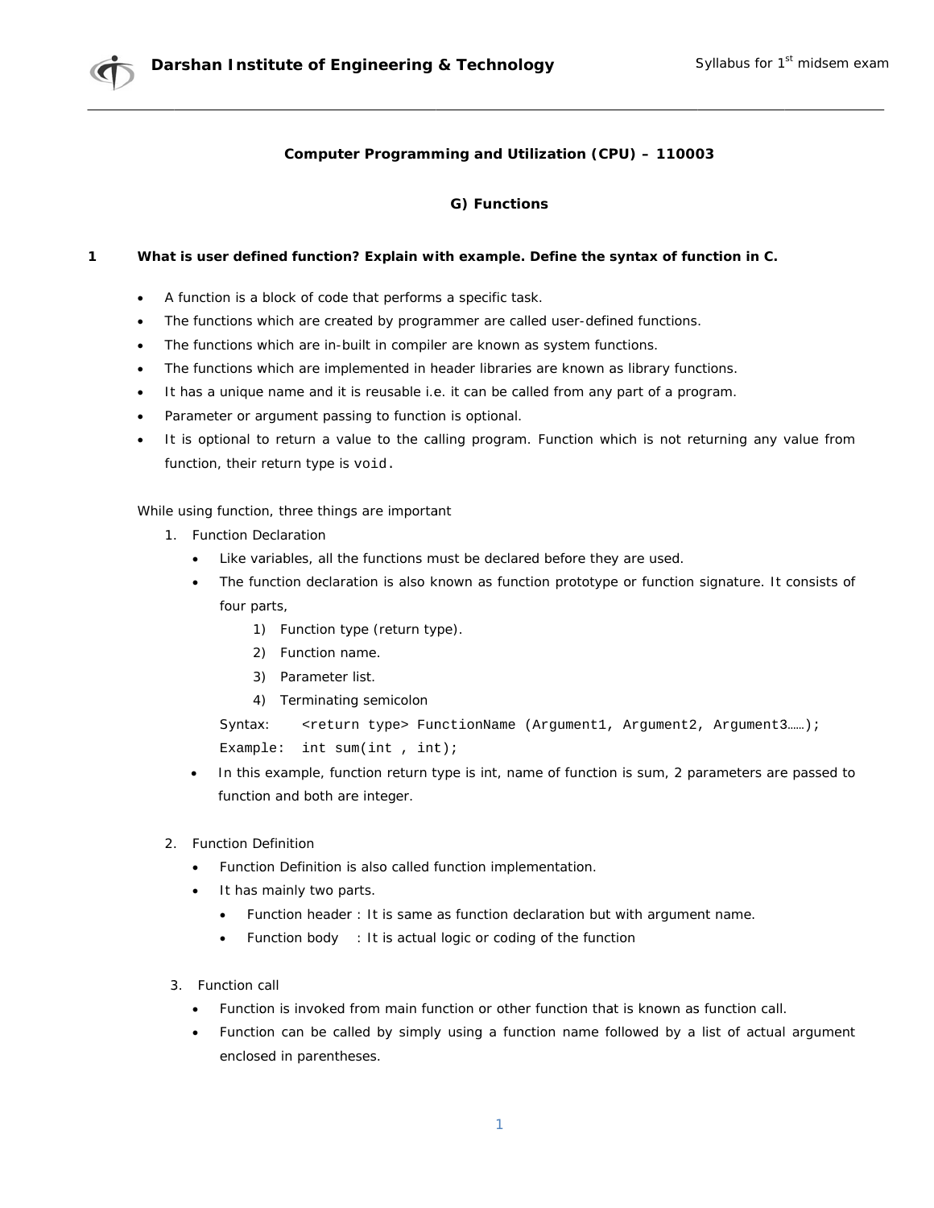**Computer Programming and Utilization (CPU) – 110003**

**G) Functions**

**1 What is user defined function? Explain with example. Define the syntax of function in C.**

- A function is a block of code that performs a specific task.
- The functions which are created by programmer are called user-defined functions.
- The functions which are in-built in compiler are known as system functions.
- The functions which are implemented in header libraries are known as library functions.
- It has a unique name and it is reusable i.e. it can be called from any part of a program.
- Parameter or argument passing to function is optional.
- It is optional to return a value to the calling program. Function which is not returning any value from function, their return type is `void`.

While using function, three things are important

1. Function Declaration
   - Like variables, all the functions must be declared before they are used.
   - The function declaration is also known as function prototype or function signature. It consists of four parts,
     1) Function type (return type).
     2) Function name.
     3) Parameter list.
     4) Terminating semicolon

   Syntax: `<return type> FunctionName (Argument1, Argument2, Argument3……);`
   Example: `int sum(int , int);`
   - In this example, function return type is int, name of function is sum, 2 parameters are passed to function and both are integer.

2. Function Definition
   - Function Definition is also called function implementation.
   - It has mainly two parts.
     - Function header : It is same as function declaration but with argument name.
     - Function body : It is actual logic or coding of the function

3. Function call
   - Function is invoked from main function or other function that is known as function call.
   - Function can be called by simply using a function name followed by a list of actual argument enclosed in parentheses.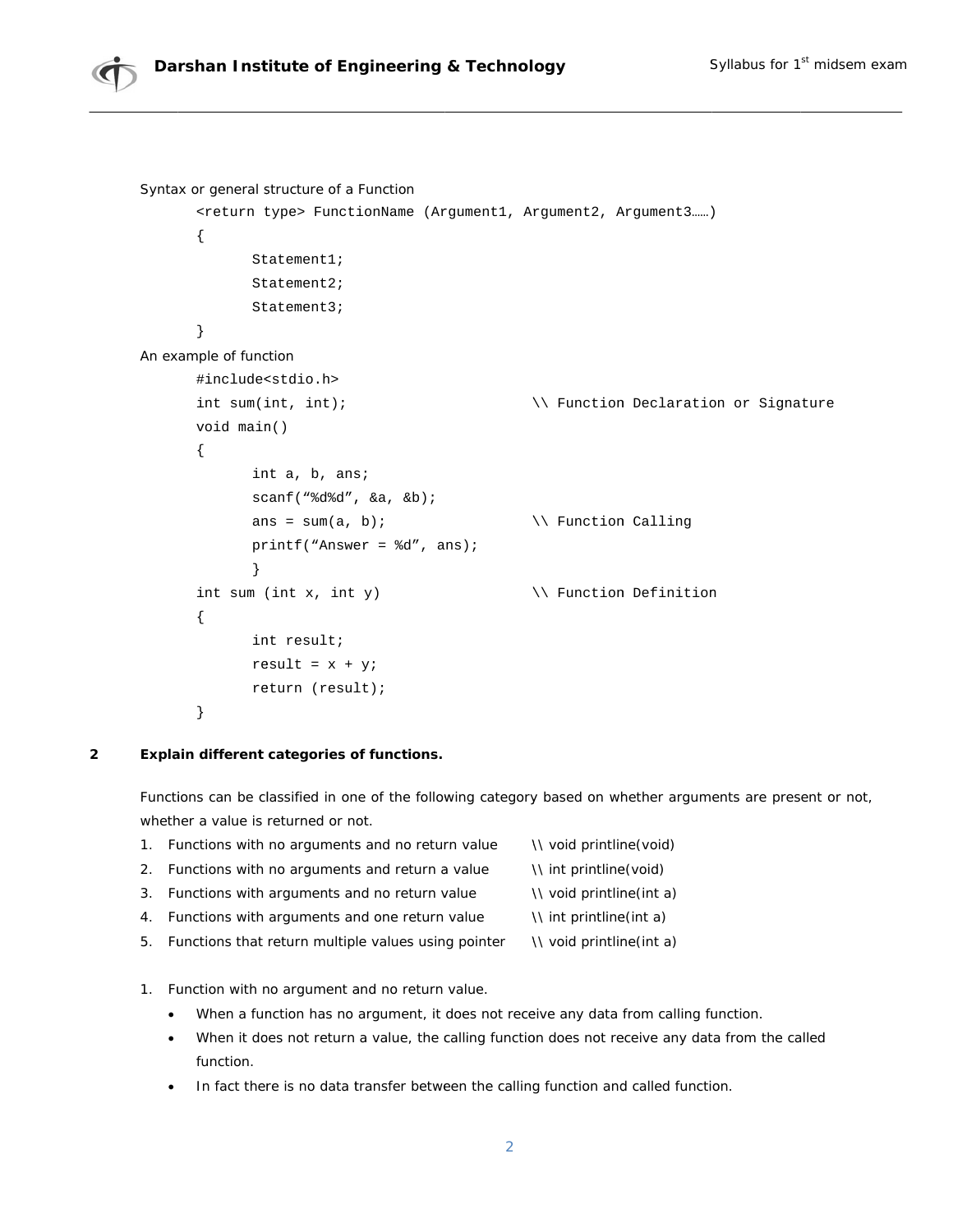Syntax or general structure of a Function

```
<return type> FunctionName (Argument1, Argument2, Argument3……)
{
	Statement1;
	Statement2;
	Statement3;
}
```

An example of function

```
#include<stdio.h>
int sum(int, int);                  \\ Function Declaration or Signature
void main()
{
	int a, b, ans;
	scanf(“%d%d”, &a, &b);
	ans = sum(a, b);            \\ Function Calling
	printf(“Answer = %d”, ans);
	}
int sum (int x, int y)              \\ Function Definition
{
	int result;
	result = x + y;
	return (result);
}
```

**2 Explain different categories of functions.**

Functions can be classified in one of the following category based on whether arguments are present or not, whether a value is returned or not.

1. Functions with no arguments and no return value \\ void printline(void)
2. Functions with no arguments and return a value \\ int printline(void)
3. Functions with arguments and no return value \\ void printline(int a)
4. Functions with arguments and one return value \\ int printline(int a)
5. Functions that return multiple values using pointer \\ void printline(int a)

1. Function with no argument and no return value.
   - When a function has no argument, it does not receive any data from calling function.
   - When it does not return a value, the calling function does not receive any data from the called function.
   - In fact there is no data transfer between the calling function and called function.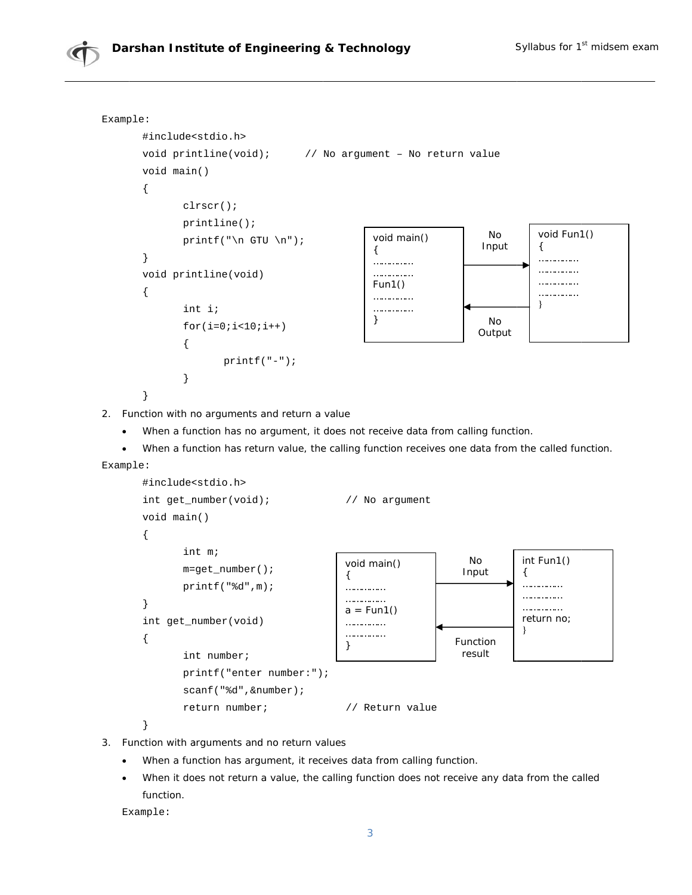Example:

```
#include<stdio.h>
void printline(void);      // No argument – No return value
void main()
{
       clrscr();
       printline();
       printf("\n GTU \n");
}
void printline(void)
{
       int i;
       for(i=0;i<10;i++)
       {
              printf("-");
       }
}
```

```
void main()          No         void Fun1()
{                    Input      {
…………                 ------>    …………
…………                            …………
Fun1()                          …………
…………                            …………
…………                 <------    }
}                    No
                     Output
```

2. Function with no arguments and return a value
   - When a function has no argument, it does not receive data from calling function.
   - When a function has return value, the calling function receives one data from the called function.

Example:

```
#include<stdio.h>
int get_number(void);             // No argument
void main()
{
       int m;
       m=get_number();
       printf("%d",m);
}
int get_number(void)
{
       int number;
       printf("enter number:");
       scanf("%d",&number);
       return number;             // Return value
}
```

```
void main()          No         int Fun1()
{                    Input      {
…………                 ------>    …………
…………                            …………
a = Fun1()                      …………
…………                            return no;
…………                 <------    }
}                    Function
                     result
```

3. Function with arguments and no return values
   - When a function has argument, it receives data from calling function.
   - When it does not return a value, the calling function does not receive any data from the called function.

   Example: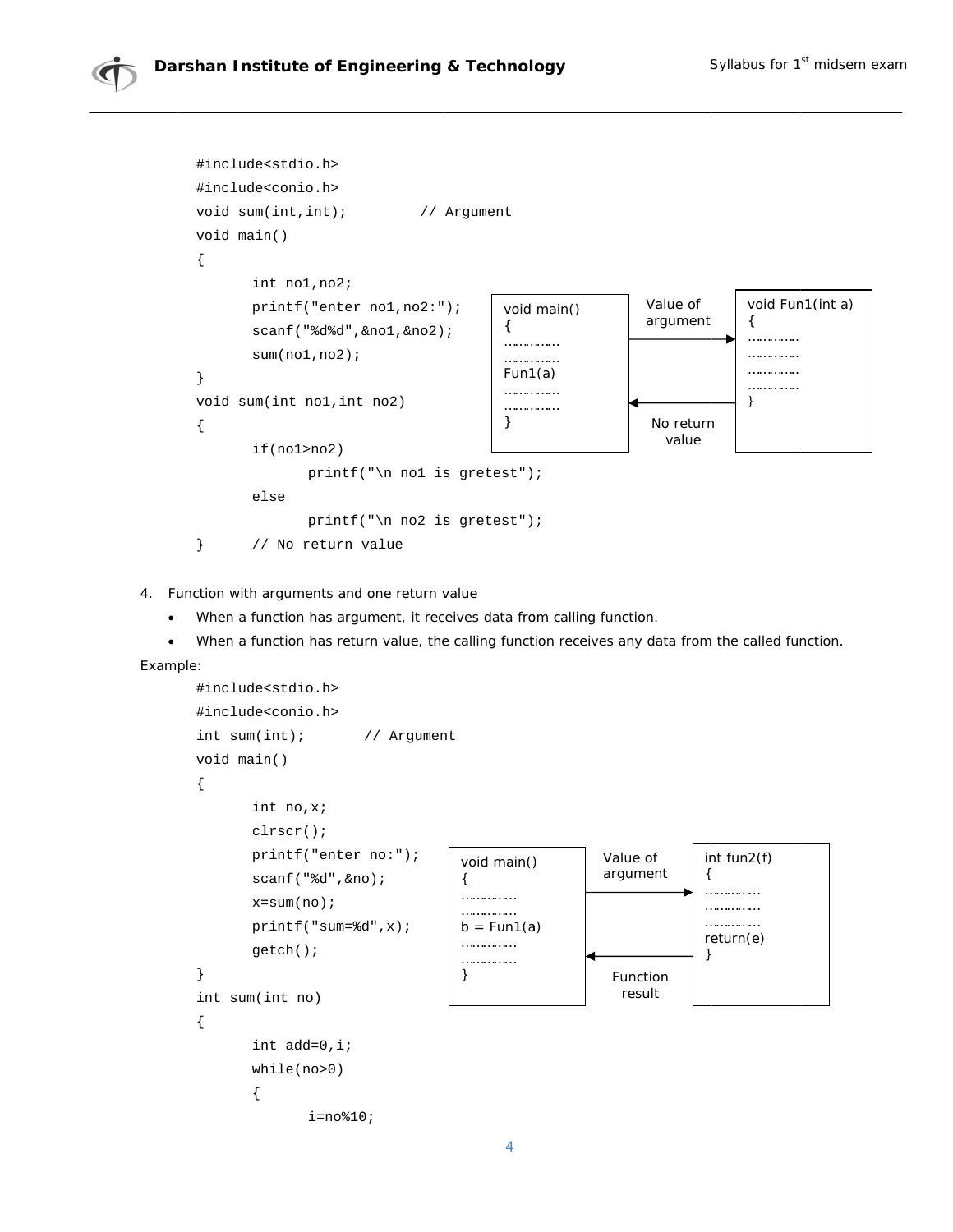```c
#include<stdio.h>
#include<conio.h>
void sum(int,int);        // Argument
void main()
{
      int no1,no2;
      printf("enter no1,no2:");
      scanf("%d%d",&no1,&no2);
      sum(no1,no2);
}
void sum(int no1,int no2)
{
      if(no1>no2)
            printf("\n no1 is gretest");
      else
            printf("\n no2 is gretest");
}     // No return value
```

```
void main()              Value of          void Fun1(int a)
{                        argument          {
…………                     ──────────►       …………
…………                                       …………
Fun1(a)                                    …………
…………                     ◄──────────       …………
…………                     No return         }
}                        value
```

4. Function with arguments and one return value
   - When a function has argument, it receives data from calling function.
   - When a function has return value, the calling function receives any data from the called function.

Example:

```c
#include<stdio.h>
#include<conio.h>
int sum(int);       // Argument
void main()
{
      int no,x;
      clrscr();
      printf("enter no:");
      scanf("%d",&no);
      x=sum(no);
      printf("sum=%d",x);
      getch();
}
int sum(int no)
{
      int add=0,i;
      while(no>0)
      {
            i=no%10;
```

```
void main()              Value of          int fun2(f)
{                        argument          {
…………                     ──────────►       …………
…………                                       …………
b = Fun1(a)                                …………
…………                     ◄──────────       return(e)
…………                     Function          }
}                        result
```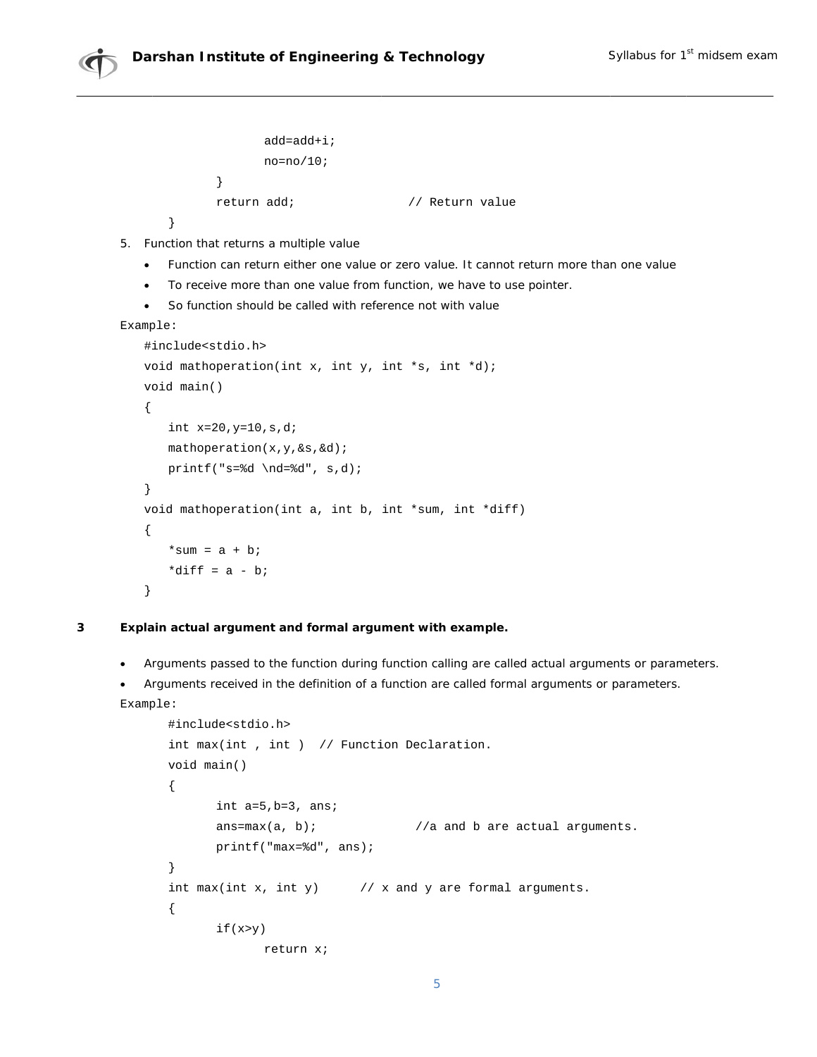```
            add=add+i;
            no=no/10;
        }
        return add;             // Return value
    }
```

5. Function that returns a multiple value
   - Function can return either one value or zero value. It cannot return more than one value
   - To receive more than one value from function, we have to use pointer.
   - So function should be called with reference not with value

Example:

```
#include<stdio.h>
void mathoperation(int x, int y, int *s, int *d);
void main()
{
    int x=20,y=10,s,d;
    mathoperation(x,y,&s,&d);
    printf("s=%d \nd=%d", s,d);
}
void mathoperation(int a, int b, int *sum, int *diff)
{
    *sum = a + b;
    *diff = a - b;
}
```

**3 Explain actual argument and formal argument with example.**

- Arguments passed to the function during function calling are called actual arguments or parameters.
- Arguments received in the definition of a function are called formal arguments or parameters.

Example:

```
#include<stdio.h>
int max(int , int )  // Function Declaration.
void main()
{
      int a=5,b=3, ans;
      ans=max(a, b);            //a and b are actual arguments.
      printf("max=%d", ans);
}
int max(int x, int y)      // x and y are formal arguments.
{
      if(x>y)
            return x;
```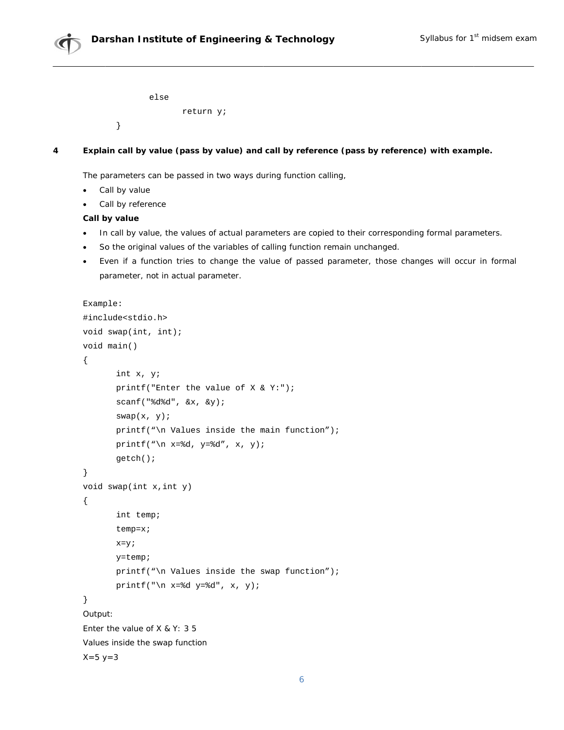```
        else
            return y;
    }
```

**4 Explain call by value (pass by value) and call by reference (pass by reference) with example.**

The parameters can be passed in two ways during function calling,

- Call by value
- Call by reference

**Call by value**

- In call by value, the values of actual parameters are copied to their corresponding formal parameters.
- So the original values of the variables of calling function remain unchanged.
- Even if a function tries to change the value of passed parameter, those changes will occur in formal parameter, not in actual parameter.

```
Example:
#include<stdio.h>
void swap(int, int);
void main()
{
      int x, y;
      printf("Enter the value of X & Y:");
      scanf("%d%d", &x, &y);
      swap(x, y);
      printf("\n Values inside the main function");
      printf("\n x=%d, y=%d", x, y);
      getch();
}
void swap(int x,int y)
{
      int temp;
      temp=x;
      x=y;
      y=temp;
      printf("\n Values inside the swap function");
      printf("\n x=%d y=%d", x, y);
}
```

Output:

Enter the value of X & Y: 3 5

Values inside the swap function

X=5 y=3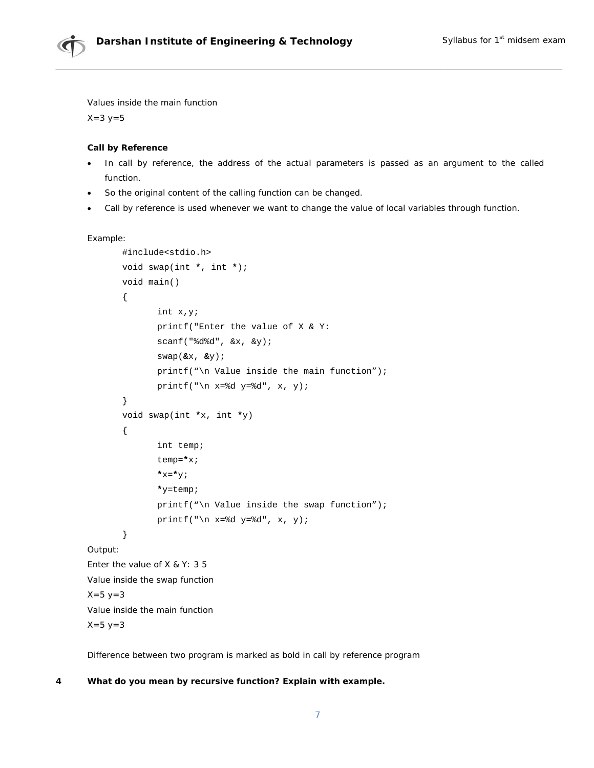Values inside the main function

X=3 y=5

**Call by Reference**

- In call by reference, the address of the actual parameters is passed as an argument to the called function.
- So the original content of the calling function can be changed.
- Call by reference is used whenever we want to change the value of local variables through function.

Example:

```
#include<stdio.h>
void swap(int *, int *);
void main()
{
        int x,y;
        printf("Enter the value of X & Y:
        scanf("%d%d", &x, &y);
        swap(&x, &y);
        printf("\n Value inside the main function");
        printf("\n x=%d y=%d", x, y);
}
void swap(int *x, int *y)
{
        int temp;
        temp=*x;
        *x=*y;
        *y=temp;
        printf("\n Value inside the swap function");
        printf("\n x=%d y=%d", x, y);
}
```

Output:

Enter the value of X & Y: 3 5

Value inside the swap function

X=5 y=3

Value inside the main function

X=5 y=3

Difference between two program is marked as bold in call by reference program

**4 What do you mean by recursive function? Explain with example.**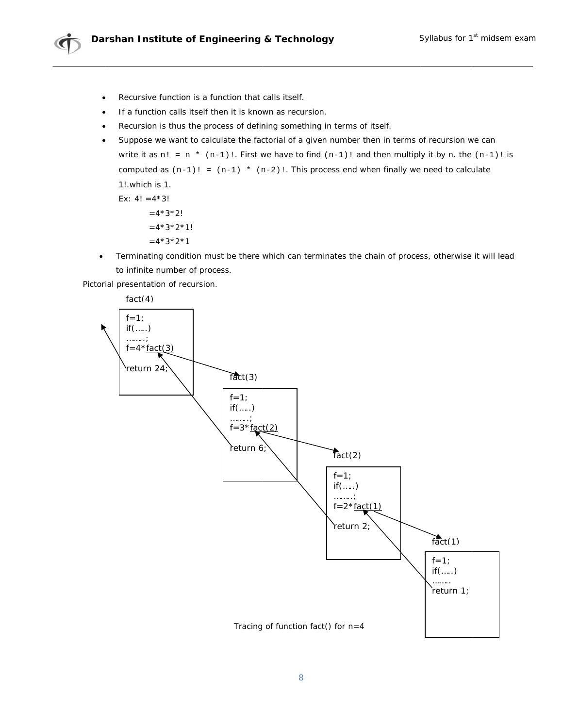- Recursive function is a function that calls itself.
- If a function calls itself then it is known as recursion.
- Recursion is thus the process of defining something in terms of itself.
- Suppose we want to calculate the factorial of a given number then in terms of recursion we can write it as `n! = n * (n-1)!`. First we have to find `(n-1)!` and then multiply it by n. the `(n-1)!` is computed as `(n-1)! = (n-1) * (n-2)!`. This process end when finally we need to calculate 1!.which is 1.

  Ex: 4! =4*3!

  =4*3*2!

  =4*3*2*1!

  =4*3*2*1
- Terminating condition must be there which can terminates the chain of process, otherwise it will lead to infinite number of process.

Pictorial presentation of recursion.

```
fact(4)
f=1;
if(.....)
.......;
f=4*fact(3)

return 24;

    fact(3)
    f=1;
    if(.....)
    ........;
    f=3*fact(2)

    return 6;

        fact(2)
        f=1;
        if(.....)
        ........;
        f=2*fact(1)

        return 2;

            fact(1)
            f=1;
            if(.....)
            ........
            return 1;
```

Tracing of function fact() for n=4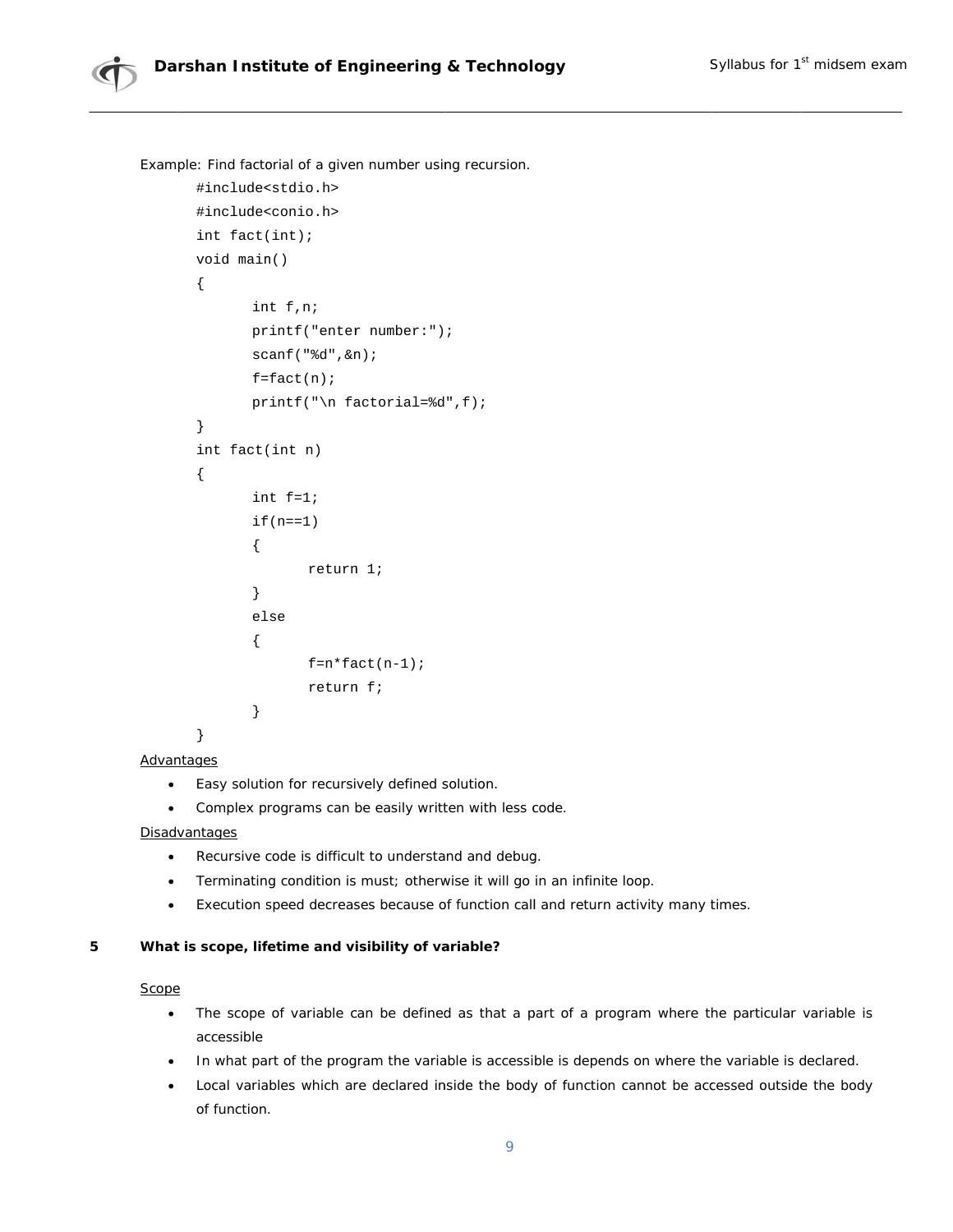Example: Find factorial of a given number using recursion.

```
#include<stdio.h>
#include<conio.h>
int fact(int);
void main()
{
       int f,n;
       printf("enter number:");
       scanf("%d",&n);
       f=fact(n);
       printf("\n factorial=%d",f);
}
int fact(int n)
{
       int f=1;
       if(n==1)
       {
              return 1;
       }
       else
       {
              f=n*fact(n-1);
              return f;
       }
}
```

Advantages

- Easy solution for recursively defined solution.
- Complex programs can be easily written with less code.

Disadvantages

- Recursive code is difficult to understand and debug.
- Terminating condition is must; otherwise it will go in an infinite loop.
- Execution speed decreases because of function call and return activity many times.

**5 What is scope, lifetime and visibility of variable?**

Scope

- The scope of variable can be defined as that a part of a program where the particular variable is accessible
- In what part of the program the variable is accessible is depends on where the variable is declared.
- Local variables which are declared inside the body of function cannot be accessed outside the body of function.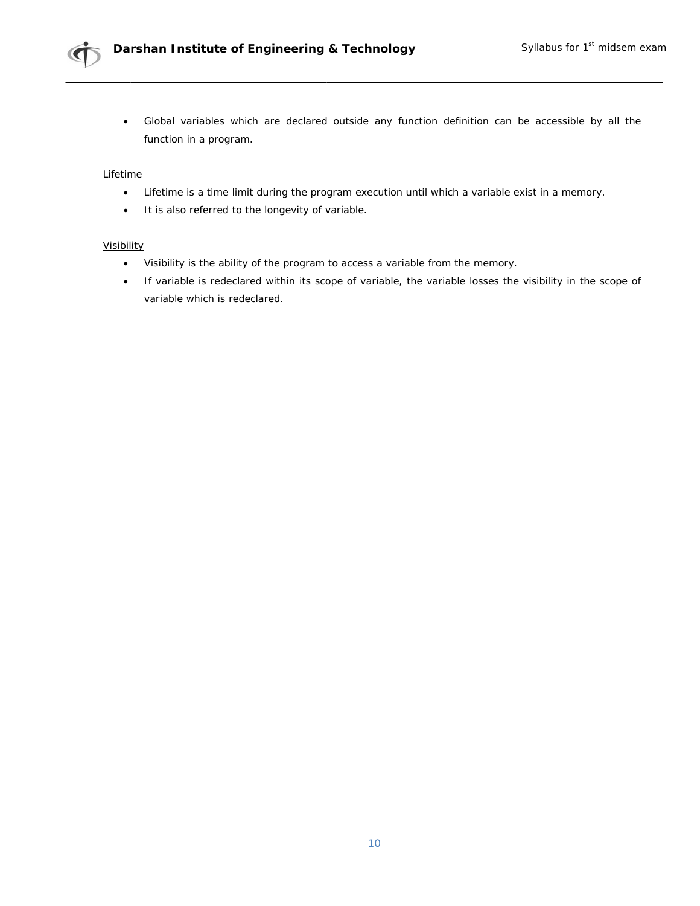- Global variables which are declared outside any function definition can be accessible by all the function in a program.

<u>Lifetime</u>

- Lifetime is a time limit during the program execution until which a variable exist in a memory.
- It is also referred to the longevity of variable.

<u>Visibility</u>

- Visibility is the ability of the program to access a variable from the memory.
- If variable is redeclared within its scope of variable, the variable losses the visibility in the scope of variable which is redeclared.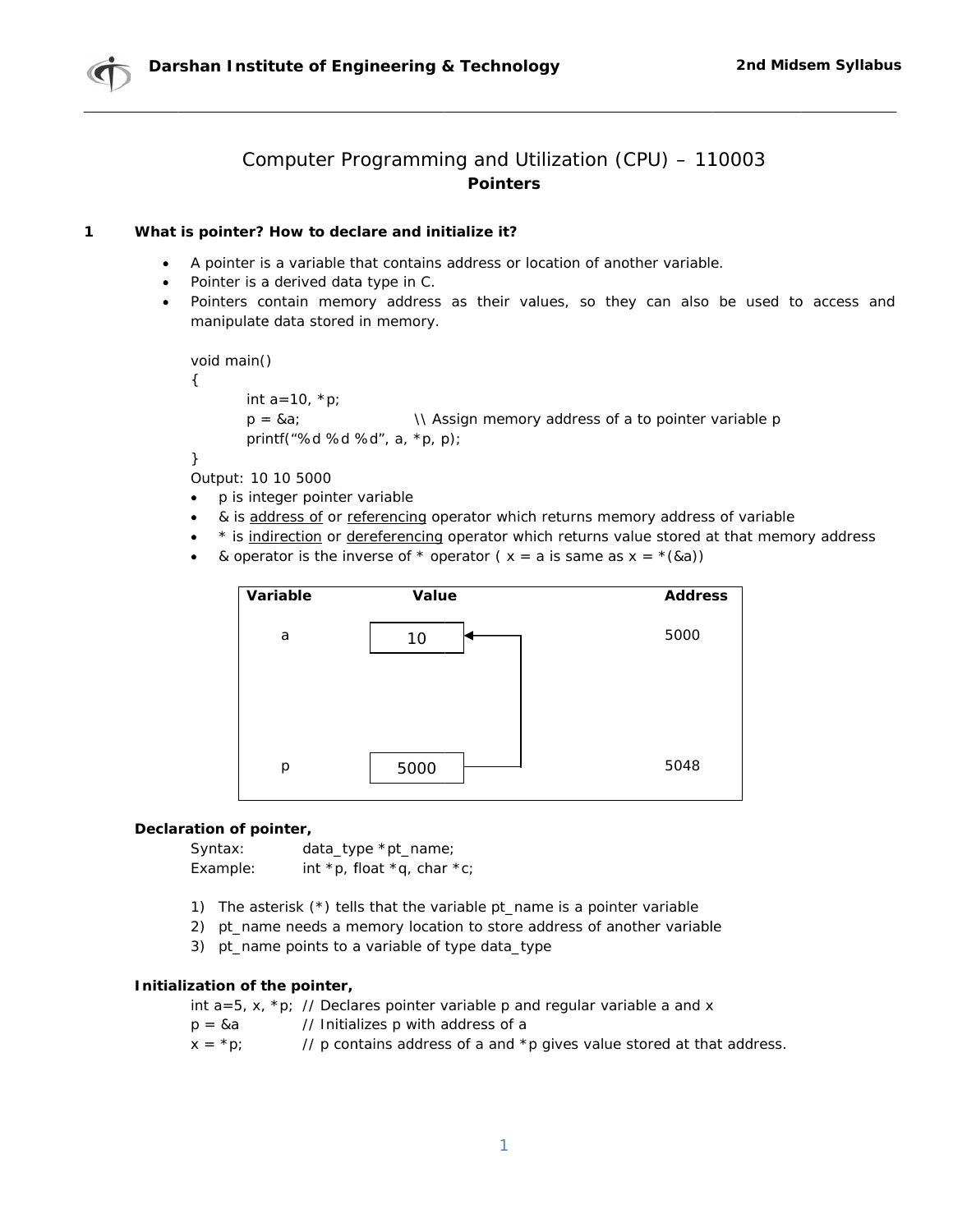# Computer Programming and Utilization (CPU) – 110003

## Pointers

**1 What is pointer? How to declare and initialize it?**

- A pointer is a variable that contains address or location of another variable.
- Pointer is a derived data type in C.
- Pointers contain memory address as their values, so they can also be used to access and manipulate data stored in memory.

```
void main()
{
        int a=10, *p;
        p = &a;                 \\ Assign memory address of a to pointer variable p
        printf("%d %d %d", a, *p, p);
}
Output: 10 10 5000
```

- p is integer pointer variable
- & is address of or referencing operator which returns memory address of variable
- * is indirection or dereferencing operator which returns value stored at that memory address
- & operator is the inverse of * operator ( x = a is same as x = *(&a))

| Variable | Value | Address |
|---|---|---|
| a | 10 | 5000 |
| p | 5000 | 5048 |

**Declaration of pointer,**

Syntax: data_type *pt_name;
Example: int *p, float *q, char *c;

1) The asterisk (*) tells that the variable pt_name is a pointer variable
2) pt_name needs a memory location to store address of another variable
3) pt_name points to a variable of type data_type

**Initialization of the pointer,**

```
int a=5, x, *p;  // Declares pointer variable p and regular variable a and x
p = &a           // Initializes p with address of a
x = *p;          // p contains address of a and *p gives value stored at that address.
```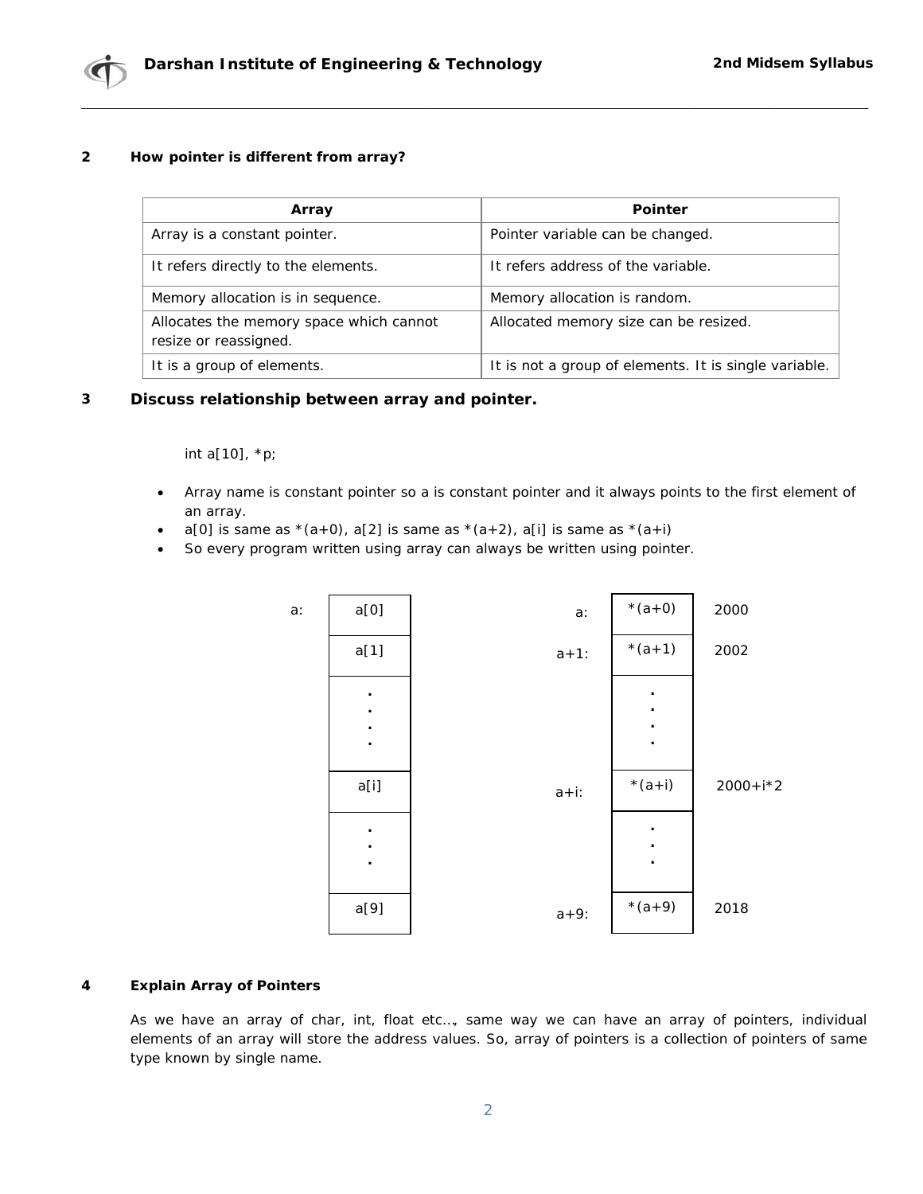**2 How pointer is different from array?**

| Array | Pointer |
|---|---|
| Array is a constant pointer. | Pointer variable can be changed. |
| It refers directly to the elements. | It refers address of the variable. |
| Memory allocation is in sequence. | Memory allocation is random. |
| Allocates the memory space which cannot resize or reassigned. | Allocated memory size can be resized. |
| It is a group of elements. | It is not a group of elements. It is single variable. |

**3 Discuss relationship between array and pointer.**

```
int a[10], *p;
```

- Array name is constant pointer so a is constant pointer and it always points to the first element of an array.
- a[0] is same as *(a+0), a[2] is same as *(a+2), a[i] is same as *(a+i)
- So every program written using array can always be written using pointer.

| | Array | | | Pointer | Address |
|---|---|---|---|---|---|
| a: | a[0] | | a: | *(a+0) | 2000 |
| | a[1] | | a+1: | *(a+1) | 2002 |
| | . . . . | | | . . . . | |
| | a[i] | | a+i: | *(a+i) | 2000+i*2 |
| | . . . | | | . . . | |
| | a[9] | | a+9: | *(a+9) | 2018 |

**4 Explain Array of Pointers**

As we have an array of char, int, float etc..., same way we can have an array of pointers, individual elements of an array will store the address values. So, array of pointers is a collection of pointers of same type known by single name.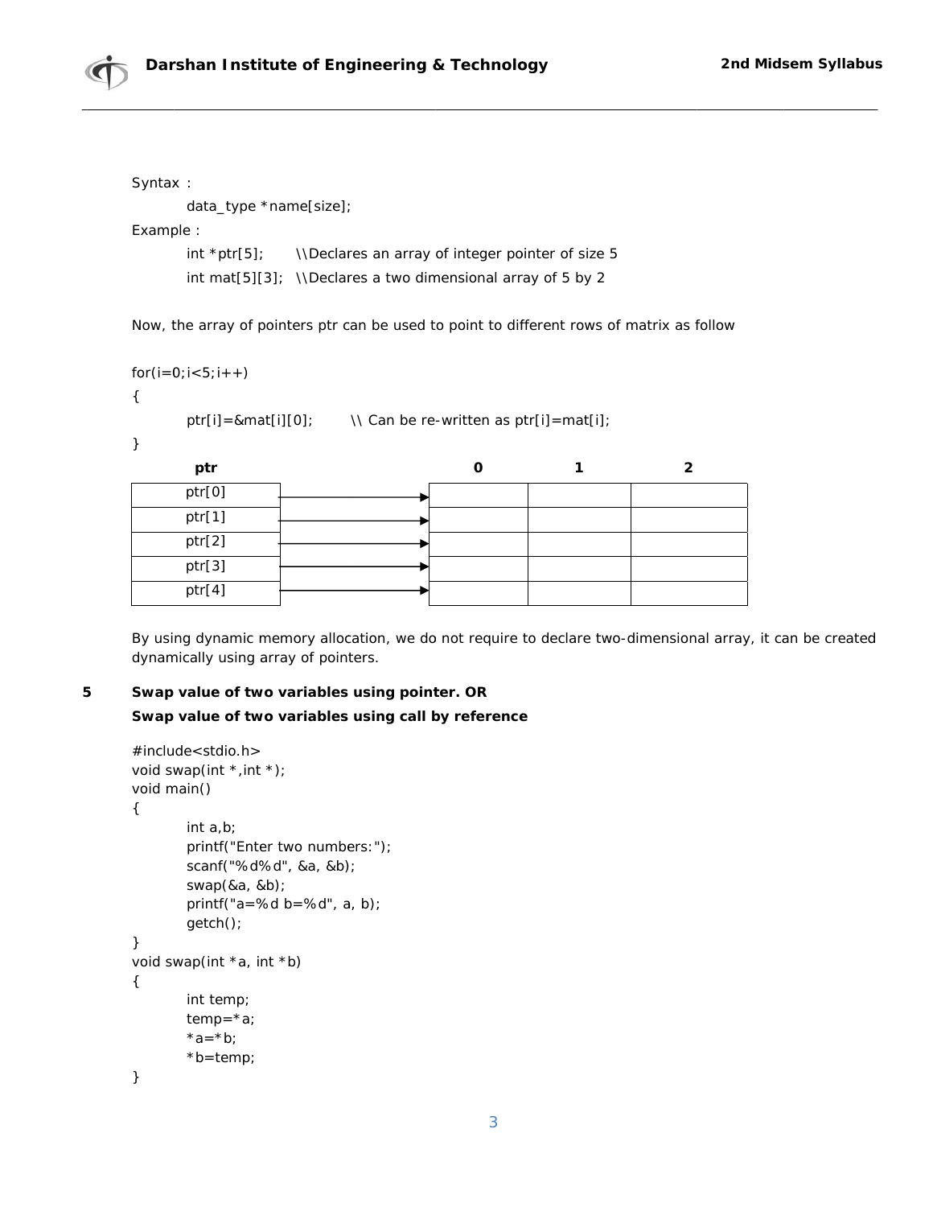Syntax :

```
data_type *name[size];
```

Example :

```
int *ptr[5];      \\Declares an array of integer pointer of size 5
int mat[5][3];  \\Declares a two dimensional array of 5 by 2
```

Now, the array of pointers ptr can be used to point to different rows of matrix as follow

```
for(i=0;i<5;i++)
{
        ptr[i]=&mat[i][0];        \\ Can be re-written as ptr[i]=mat[i];
}
```

| ptr | | 0 | 1 | 2 |
|---|---|---|---|---|
| ptr[0] | → | | | |
| ptr[1] | → | | | |
| ptr[2] | → | | | |
| ptr[3] | → | | | |
| ptr[4] | → | | | |

By using dynamic memory allocation, we do not require to declare two-dimensional array, it can be created dynamically using array of pointers.

**5 Swap value of two variables using pointer. OR**

**Swap value of two variables using call by reference**

```
#include<stdio.h>
void swap(int *,int *);
void main()
{
        int a,b;
        printf("Enter two numbers:");
        scanf("%d%d", &a, &b);
        swap(&a, &b);
        printf("a=%d b=%d", a, b);
        getch();
}
void swap(int *a, int *b)
{
        int temp;
        temp=*a;
        *a=*b;
        *b=temp;
}
```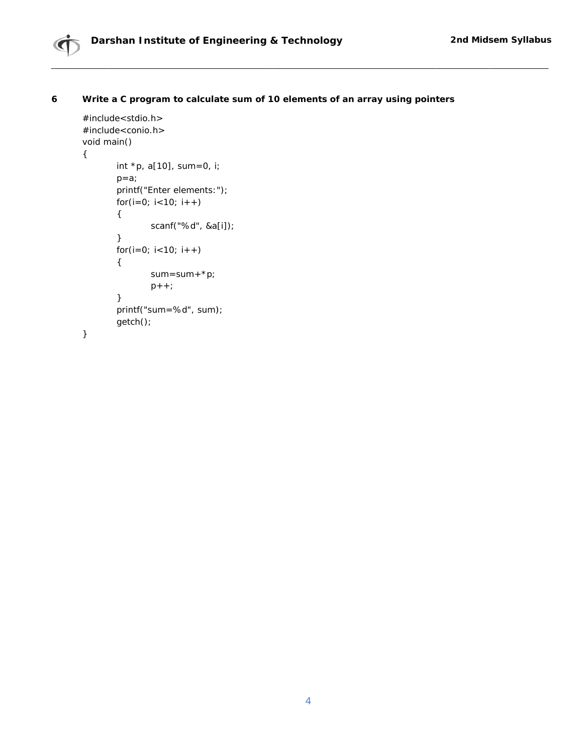**6 Write a C program to calculate sum of 10 elements of an array using pointers**

```
#include<stdio.h>
#include<conio.h>
void main()
{
        int *p, a[10], sum=0, i;
        p=a;
        printf("Enter elements:");
        for(i=0; i<10; i++)
        {
                scanf("%d", &a[i]);
        }
        for(i=0; i<10; i++)
        {
                sum=sum+*p;
                p++;
        }
        printf("sum=%d", sum);
        getch();
}
```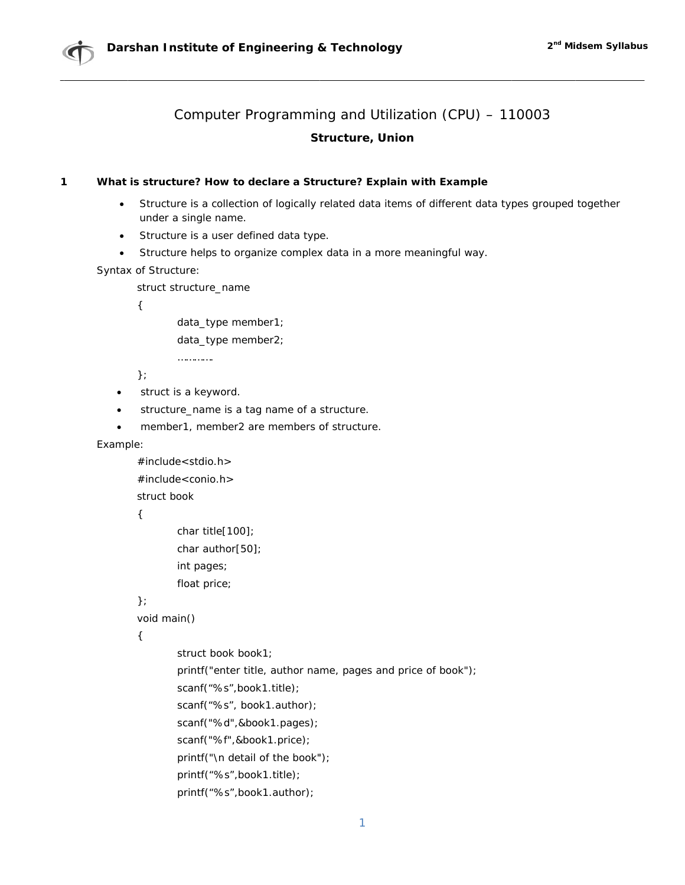# Computer Programming and Utilization (CPU) – 110003

## Structure, Union

### 1 What is structure? How to declare a Structure? Explain with Example

- Structure is a collection of logically related data items of different data types grouped together under a single name.
- Structure is a user defined data type.
- Structure helps to organize complex data in a more meaningful way.

Syntax of Structure:

```
struct structure_name
{
        data_type member1;
        data_type member2;
        ………….
};
```

- struct is a keyword.
- structure_name is a tag name of a structure.
- member1, member2 are members of structure.

Example:

```
#include<stdio.h>
#include<conio.h>
struct book
{
        char title[100];
        char author[50];
        int pages;
        float price;
};
void main()
{
        struct book book1;
        printf("enter title, author name, pages and price of book");
        scanf("%s",book1.title);
        scanf("%s", book1.author);
        scanf("%d",&book1.pages);
        scanf("%f",&book1.price);
        printf("\n detail of the book");
        printf("%s",book1.title);
        printf("%s",book1.author);
```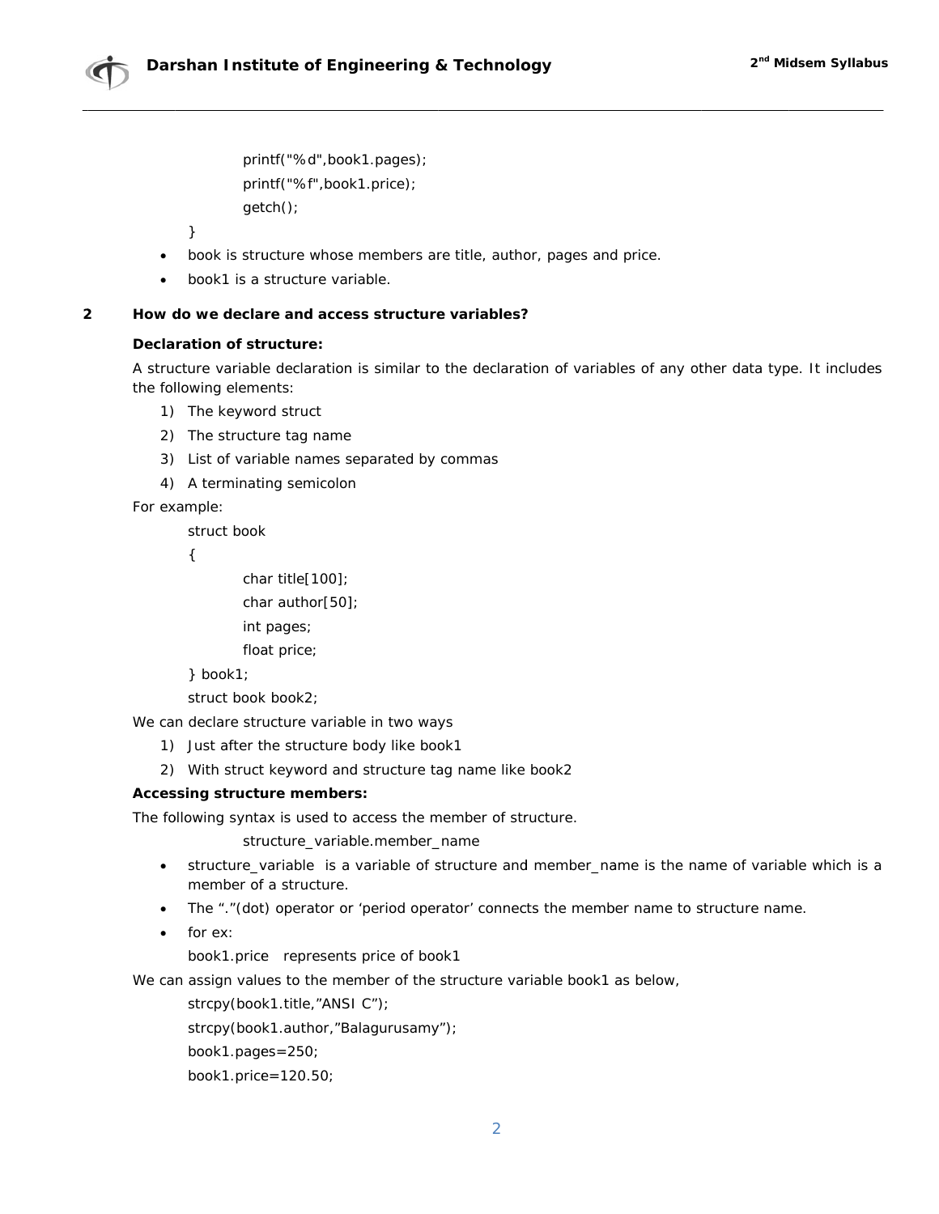```
        printf("%d",book1.pages);
        printf("%f",book1.price);
        getch();
}
```

- book is structure whose members are title, author, pages and price.
- book1 is a structure variable.

**2 How do we declare and access structure variables?**

**Declaration of structure:**

A structure variable declaration is similar to the declaration of variables of any other data type. It includes the following elements:

1) The keyword struct
2) The structure tag name
3) List of variable names separated by commas
4) A terminating semicolon

For example:

```
struct book
{
        char title[100];
        char author[50];
        int pages;
        float price;
} book1;
struct book book2;
```

We can declare structure variable in two ways

1) Just after the structure body like book1
2) With struct keyword and structure tag name like book2

**Accessing structure members:**

The following syntax is used to access the member of structure.

```
structure_variable.member_name
```

- structure_variable is a variable of structure and member_name is the name of variable which is a member of a structure.
- The "."(dot) operator or 'period operator' connects the member name to structure name.
- for ex:

  book1.price represents price of book1

We can assign values to the member of the structure variable book1 as below,

```
strcpy(book1.title,"ANSI C");
strcpy(book1.author,"Balagurusamy");
book1.pages=250;
book1.price=120.50;
```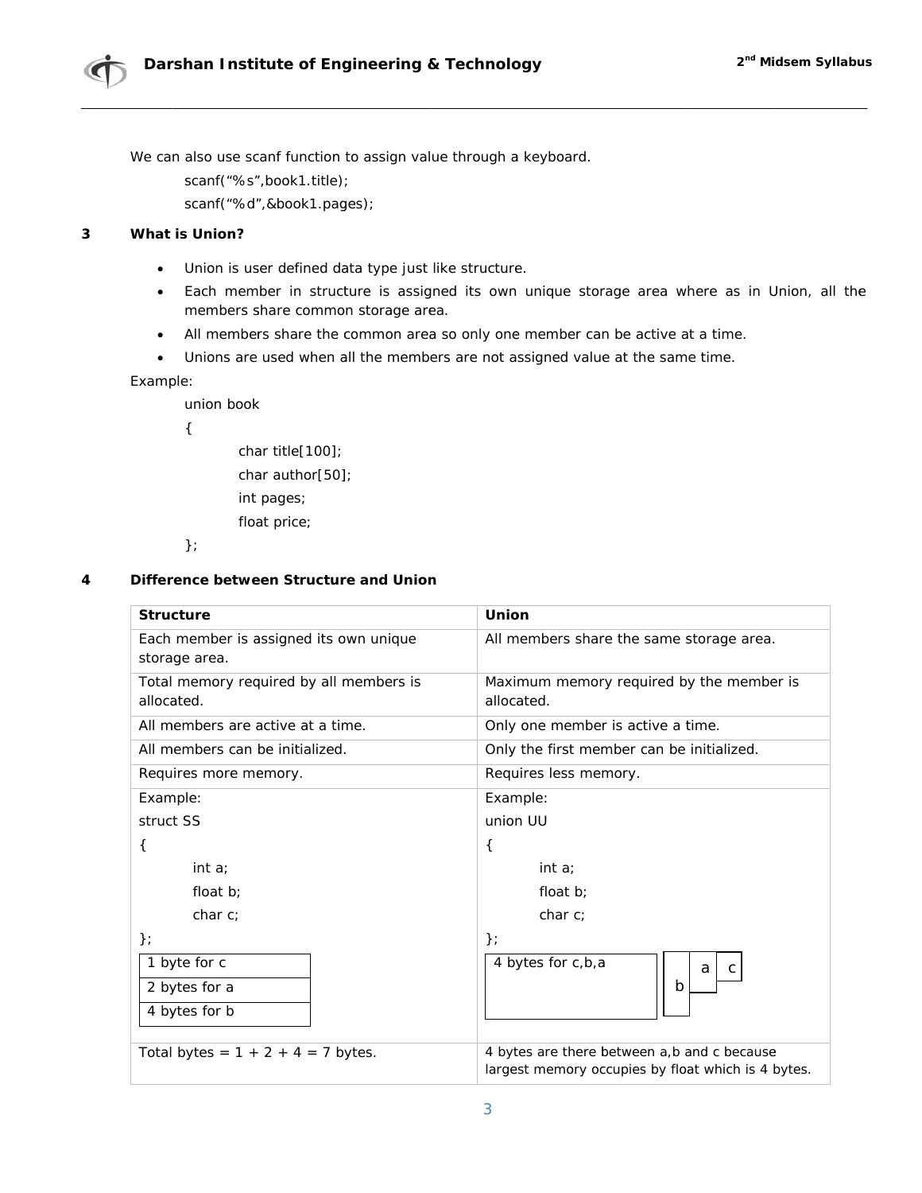We can also use scanf function to assign value through a keyboard.

```
scanf("%s",book1.title);
scanf("%d",&book1.pages);
```

### 3 What is Union?

- Union is user defined data type just like structure.
- Each member in structure is assigned its own unique storage area where as in Union, all the members share common storage area.
- All members share the common area so only one member can be active at a time.
- Unions are used when all the members are not assigned value at the same time.

Example:

```
union book
{
        char title[100];
        char author[50];
        int pages;
        float price;
};
```

### 4 Difference between Structure and Union

| Structure | Union |
|---|---|
| Each member is assigned its own unique storage area. | All members share the same storage area. |
| Total memory required by all members is allocated. | Maximum memory required by the member is allocated. |
| All members are active at a time. | Only one member is active a time. |
| All members can be initialized. | Only the first member can be initialized. |
| Requires more memory. | Requires less memory. |
| Example:<br>struct SS<br>{<br>int a;<br>float b;<br>char c;<br>};<br>1 byte for c<br>2 bytes for a<br>4 bytes for b | Example:<br>union UU<br>{<br>int a;<br>float b;<br>char c;<br>};<br>4 bytes for c,b,a<br>b a c |
| Total bytes = 1 + 2 + 4 = 7 bytes. | 4 bytes are there between a,b and c because largest memory occupies by float which is 4 bytes. |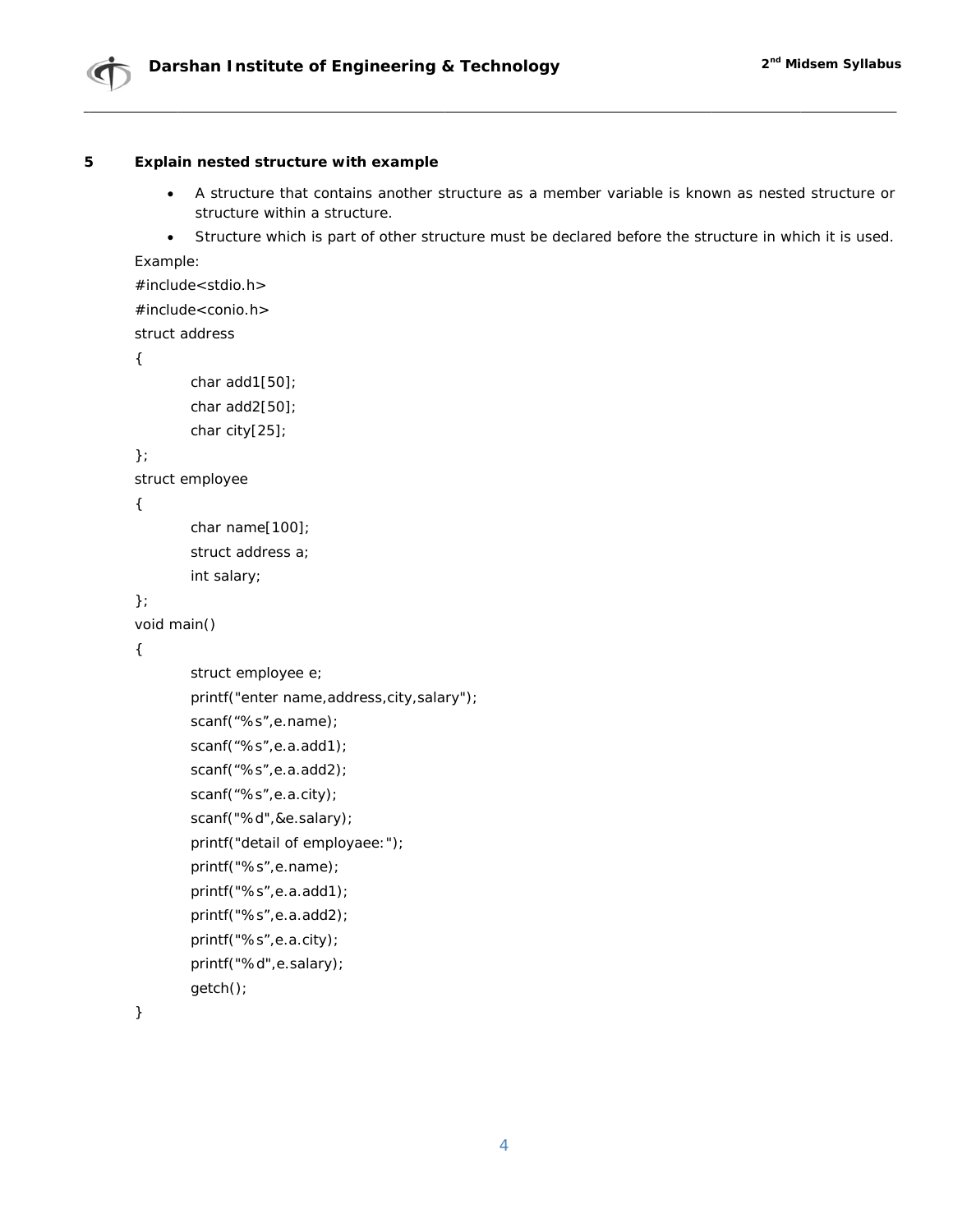**5 Explain nested structure with example**

- A structure that contains another structure as a member variable is known as nested structure or structure within a structure.
- Structure which is part of other structure must be declared before the structure in which it is used.

Example:

```
#include<stdio.h>
#include<conio.h>
struct address
{
        char add1[50];
        char add2[50];
        char city[25];
};
struct employee
{
        char name[100];
        struct address a;
        int salary;
};
void main()
{
        struct employee e;
        printf("enter name,address,city,salary");
        scanf("%s",e.name);
        scanf("%s",e.a.add1);
        scanf("%s",e.a.add2);
        scanf("%s",e.a.city);
        scanf("%d",&e.salary);
        printf("detail of employaee:");
        printf("%s",e.name);
        printf("%s",e.a.add1);
        printf("%s",e.a.add2);
        printf("%s",e.a.city);
        printf("%d",e.salary);
        getch();
}
```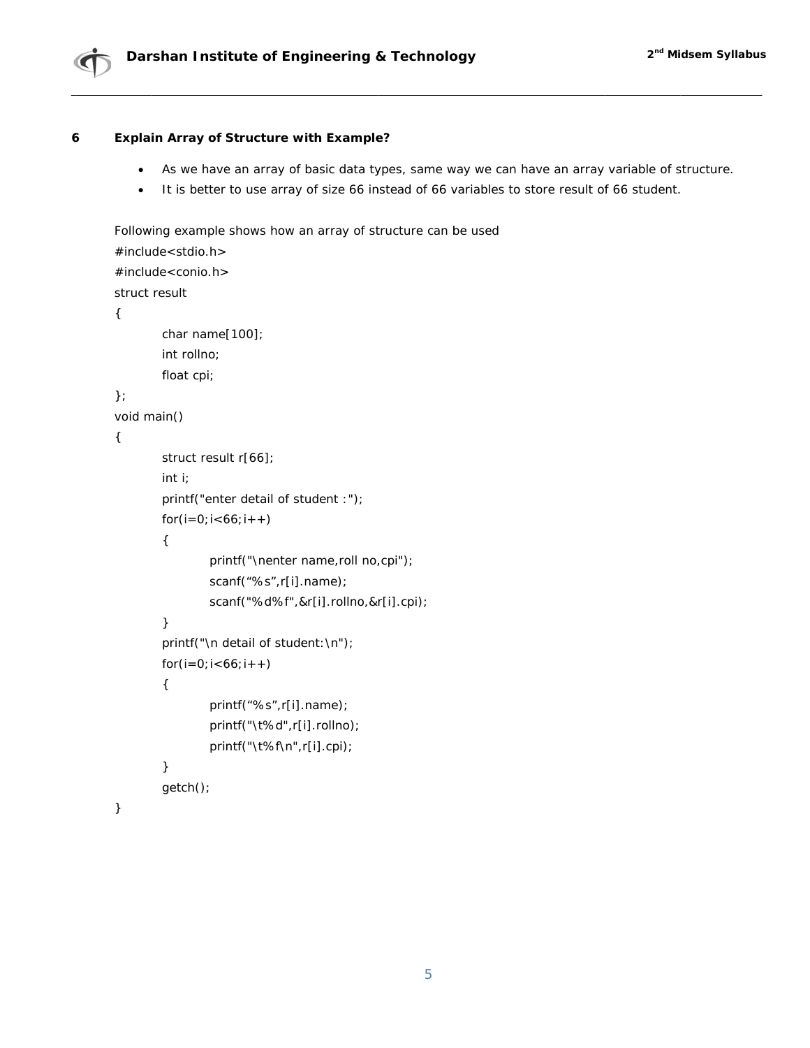### 6 Explain Array of Structure with Example?

- As we have an array of basic data types, same way we can have an array variable of structure.
- It is better to use array of size 66 instead of 66 variables to store result of 66 student.

Following example shows how an array of structure can be used

```
#include<stdio.h>
#include<conio.h>
struct result
{
        char name[100];
        int rollno;
        float cpi;
};
void main()
{
        struct result r[66];
        int i;
        printf("enter detail of student :");
        for(i=0;i<66;i++)
        {
                printf("\nenter name,roll no,cpi");
                scanf("%s",r[i].name);
                scanf("%d%f",&r[i].rollno,&r[i].cpi);
        }
        printf("\n detail of student:\n");
        for(i=0;i<66;i++)
        {
                printf("%s",r[i].name);
                printf("\t%d",r[i].rollno);
                printf("\t%f\n",r[i].cpi);
        }
        getch();
}
```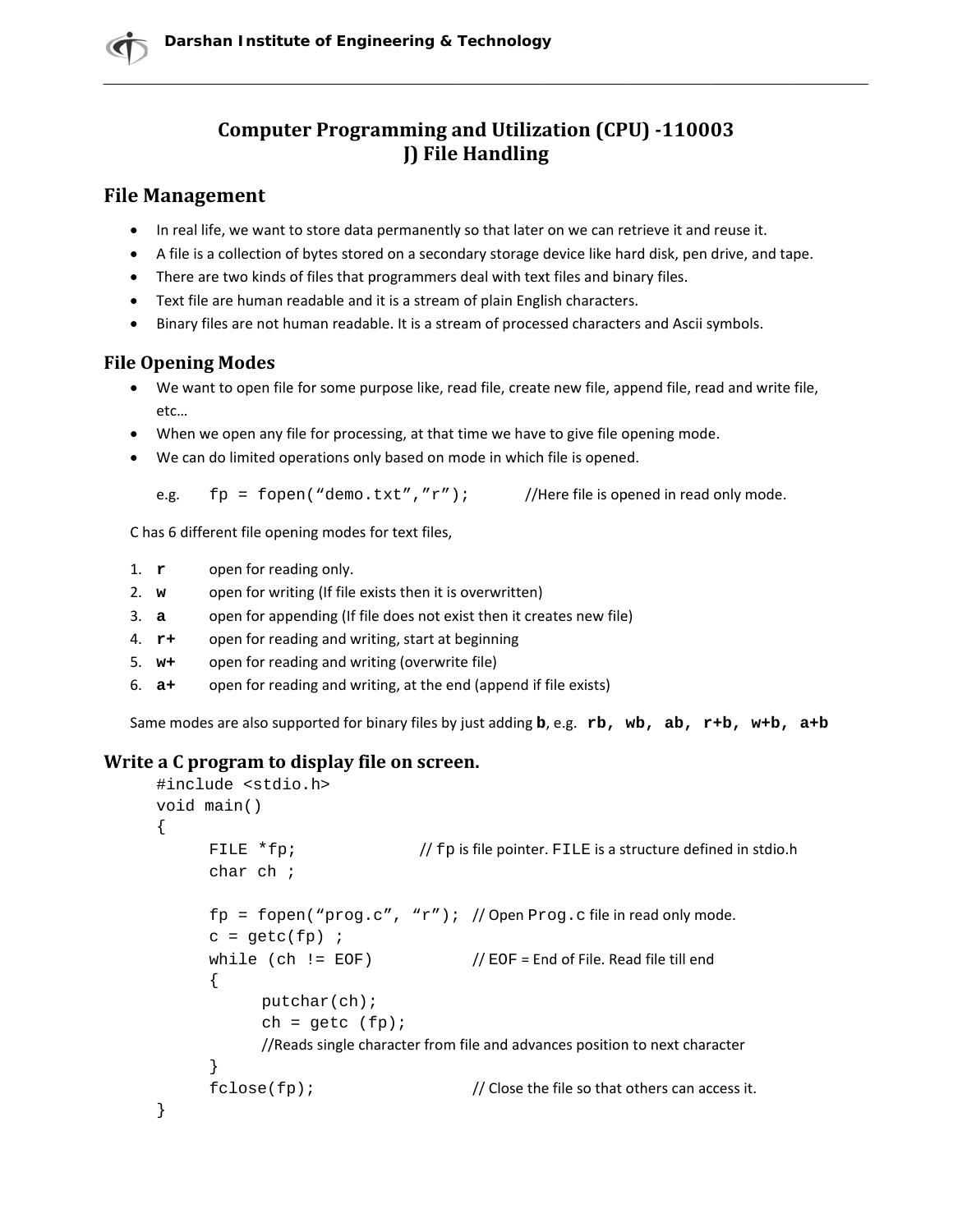# Computer Programming and Utilization (CPU) -110003
# J) File Handling

## File Management

- In real life, we want to store data permanently so that later on we can retrieve it and reuse it.
- A file is a collection of bytes stored on a secondary storage device like hard disk, pen drive, and tape.
- There are two kinds of files that programmers deal with text files and binary files.
- Text file are human readable and it is a stream of plain English characters.
- Binary files are not human readable. It is a stream of processed characters and Ascii symbols.

## File Opening Modes

- We want to open file for some purpose like, read file, create new file, append file, read and write file, etc…
- When we open any file for processing, at that time we have to give file opening mode.
- We can do limited operations only based on mode in which file is opened.

e.g. `fp = fopen("demo.txt","r");` //Here file is opened in read only mode.

C has 6 different file opening modes for text files,

1. **r** open for reading only.
2. **w** open for writing (If file exists then it is overwritten)
3. **a** open for appending (If file does not exist then it creates new file)
4. **r+** open for reading and writing, start at beginning
5. **w+** open for reading and writing (overwrite file)
6. **a+** open for reading and writing, at the end (append if file exists)

Same modes are also supported for binary files by just adding **b**, e.g. **rb, wb, ab, r+b, w+b, a+b**

## Write a C program to display file on screen.

```
#include <stdio.h>
void main()
{
      FILE *fp;                  // fp is file pointer. FILE is a structure defined in stdio.h
      char ch ;

      fp = fopen("prog.c", "r");  // Open Prog.c file in read only mode.
      c = getc(fp) ;
      while (ch != EOF)           // EOF = End of File. Read file till end
      {
            putchar(ch);
            ch = getc (fp);
            //Reads single character from file and advances position to next character
      }
      fclose(fp);                 // Close the file so that others can access it.
}
```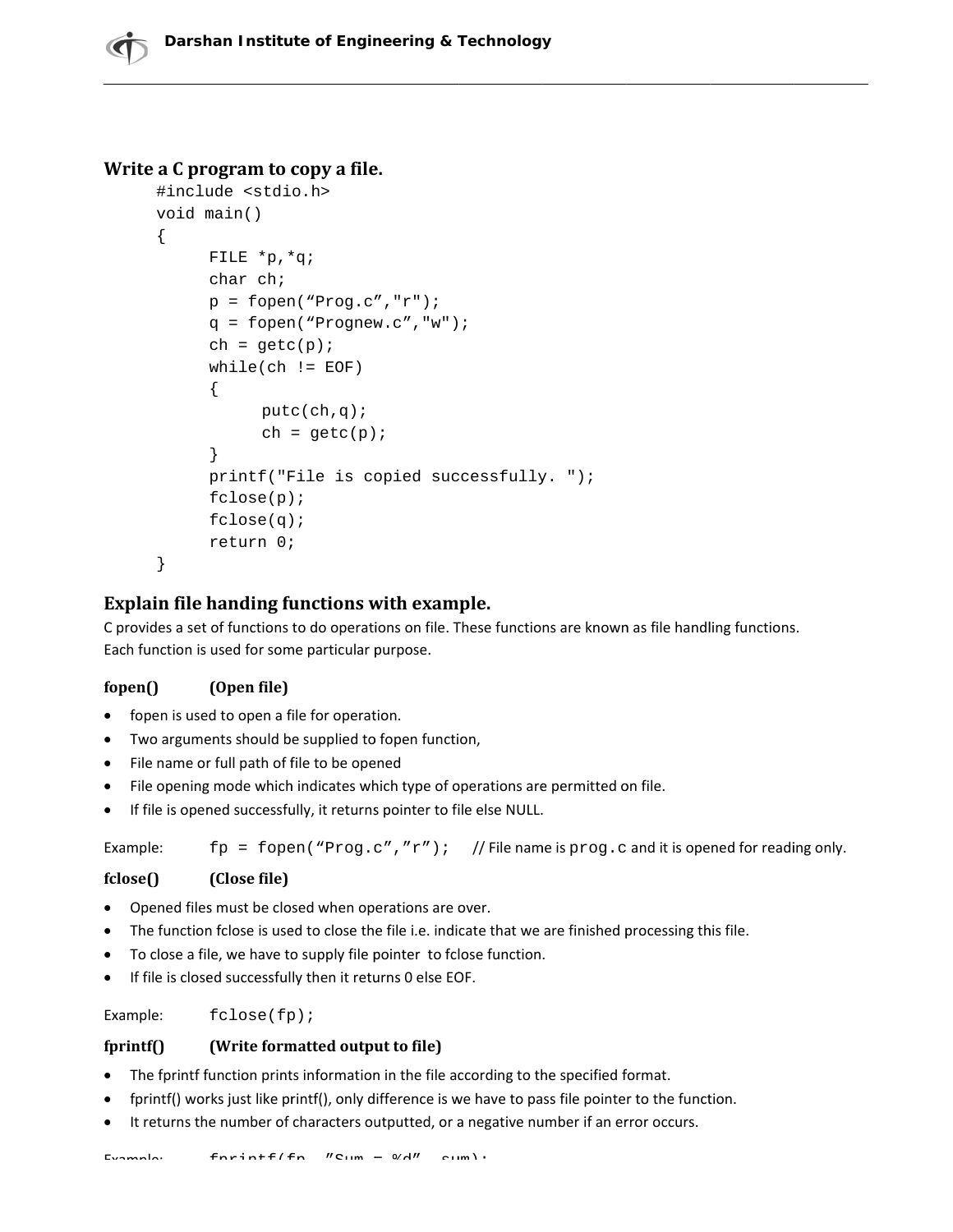## Write a C program to copy a file.

```
#include <stdio.h>
void main()
{
      FILE *p,*q;
      char ch;
      p = fopen(“Prog.c”,"r");
      q = fopen(“Prognew.c”,"w");
      ch = getc(p);
      while(ch != EOF)
      {
            putc(ch,q);
            ch = getc(p);
      }
      printf("File is copied successfully. ");
      fclose(p);
      fclose(q);
      return 0;
}
```

## Explain file handing functions with example.

C provides a set of functions to do operations on file. These functions are known as file handling functions. Each function is used for some particular purpose.

### fopen() (Open file)

- fopen is used to open a file for operation.
- Two arguments should be supplied to fopen function,
- File name or full path of file to be opened
- File opening mode which indicates which type of operations are permitted on file.
- If file is opened successfully, it returns pointer to file else NULL.

Example: `fp = fopen(“Prog.c”,”r”);` // File name is `prog.c` and it is opened for reading only.

### fclose() (Close file)

- Opened files must be closed when operations are over.
- The function fclose is used to close the file i.e. indicate that we are finished processing this file.
- To close a file, we have to supply file pointer to fclose function.
- If file is closed successfully then it returns 0 else EOF.

Example: `fclose(fp);`

### fprintf() (Write formatted output to file)

- The fprintf function prints information in the file according to the specified format.
- fprintf() works just like printf(), only difference is we have to pass file pointer to the function.
- It returns the number of characters outputted, or a negative number if an error occurs.

Example: `fprintf(fp, ”Sum = %d”, sum);`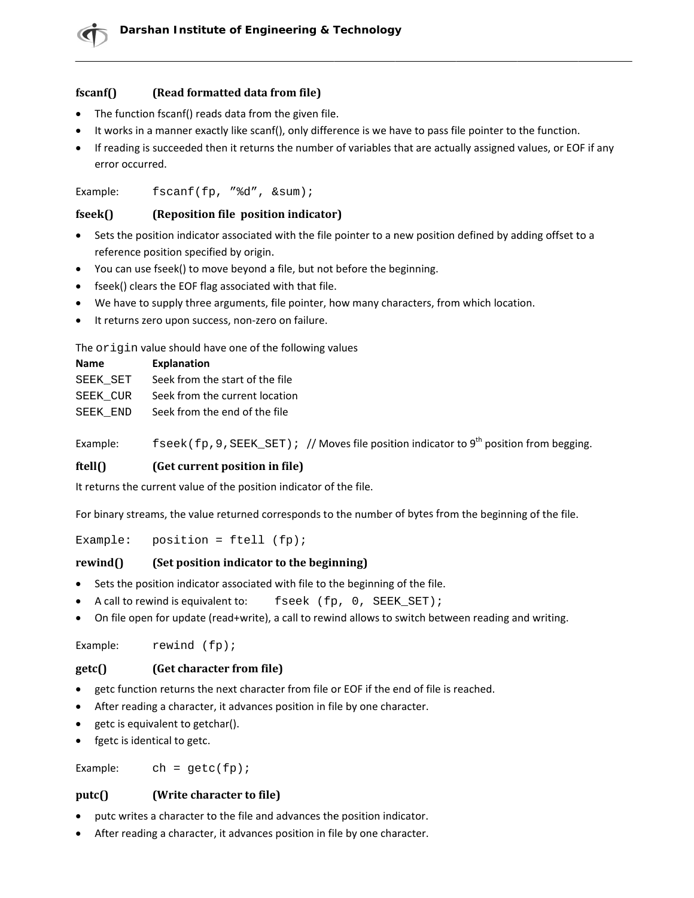**fscanf()** **(Read formatted data from file)**

- The function fscanf() reads data from the given file.
- It works in a manner exactly like scanf(), only difference is we have to pass file pointer to the function.
- If reading is succeeded then it returns the number of variables that are actually assigned values, or EOF if any error occurred.

Example: `fscanf(fp, ”%d”, &sum);`

**fseek()** **(Reposition file position indicator)**

- Sets the position indicator associated with the file pointer to a new position defined by adding offset to a reference position specified by origin.
- You can use fseek() to move beyond a file, but not before the beginning.
- fseek() clears the EOF flag associated with that file.
- We have to supply three arguments, file pointer, how many characters, from which location.
- It returns zero upon success, non-zero on failure.

The `origin` value should have one of the following values

| Name | Explanation |
|---|---|
| SEEK_SET | Seek from the start of the file |
| SEEK_CUR | Seek from the current location |
| SEEK_END | Seek from the end of the file |

Example: `fseek(fp,9,SEEK_SET);` // Moves file position indicator to 9th position from begging.

**ftell()** **(Get current position in file)**

It returns the current value of the position indicator of the file.

For binary streams, the value returned corresponds to the number of bytes from the beginning of the file.

Example: `position = ftell (fp);`

**rewind()** **(Set position indicator to the beginning)**

- Sets the position indicator associated with file to the beginning of the file.
- A call to rewind is equivalent to: `fseek (fp, 0, SEEK_SET);`
- On file open for update (read+write), a call to rewind allows to switch between reading and writing.

Example: `rewind (fp);`

**getc()** **(Get character from file)**

- getc function returns the next character from file or EOF if the end of file is reached.
- After reading a character, it advances position in file by one character.
- getc is equivalent to getchar().
- fgetc is identical to getc.

Example: `ch = getc(fp);`

**putc()** **(Write character to file)**

- putc writes a character to the file and advances the position indicator.
- After reading a character, it advances position in file by one character.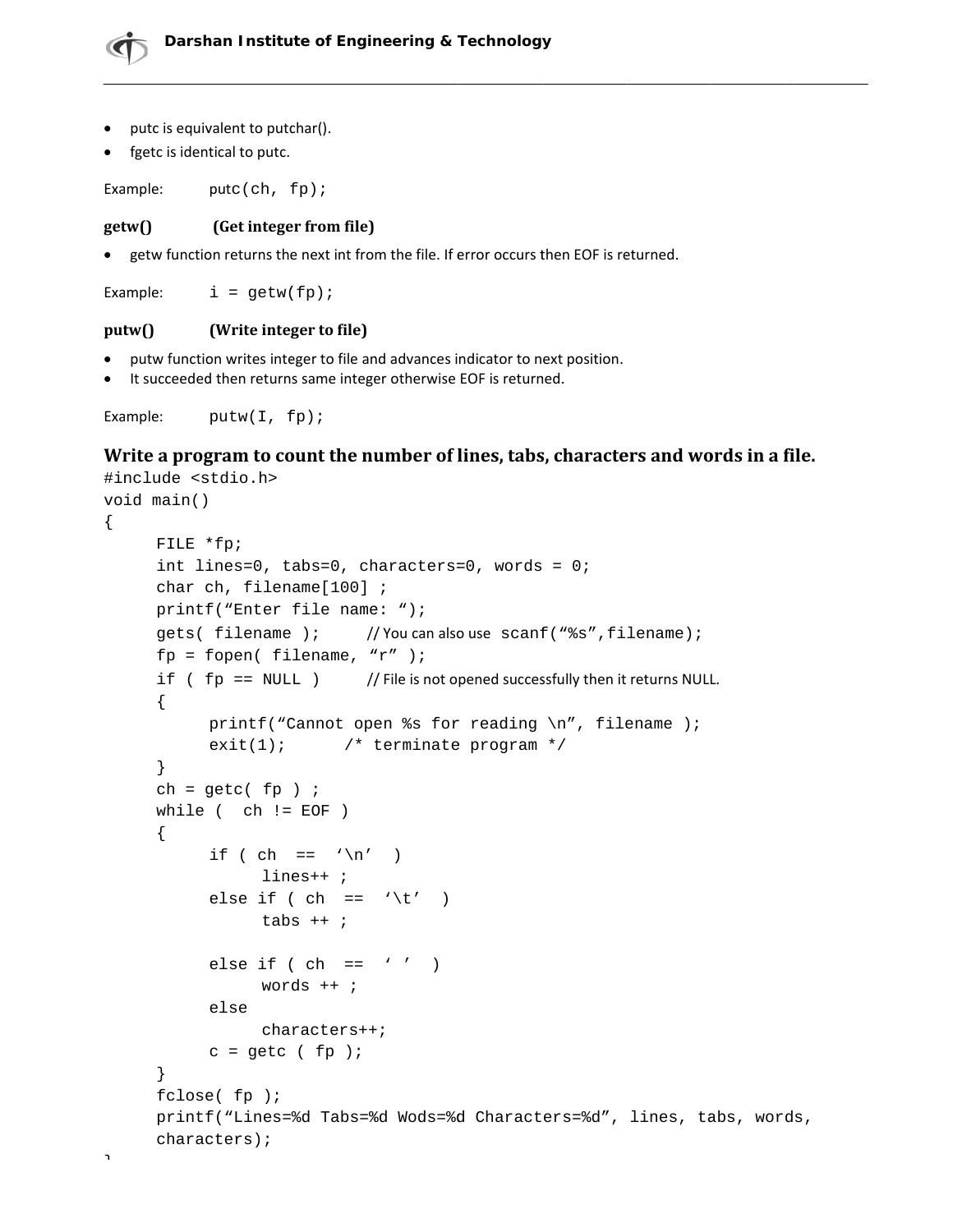- putc is equivalent to putchar().
- fgetc is identical to putc.

Example: `putc(ch, fp);`

**getw()** **(Get integer from file)**

- getw function returns the next int from the file. If error occurs then EOF is returned.

Example: `i = getw(fp);`

**putw()** **(Write integer to file)**

- putw function writes integer to file and advances indicator to next position.
- It succeeded then returns same integer otherwise EOF is returned.

Example: `putw(I, fp);`

### Write a program to count the number of lines, tabs, characters and words in a file.

```
#include <stdio.h>
void main()
{
      FILE *fp;
      int lines=0, tabs=0, characters=0, words = 0;
      char ch, filename[100] ;
      printf("Enter file name: ");
      gets( filename );      // You can also use  scanf("%s",filename);
      fp = fopen( filename, "r" );
      if ( fp == NULL )      // File is not opened successfully then it returns NULL.
      {
            printf("Cannot open %s for reading \n", filename );
            exit(1);      /* terminate program */
      }
      ch = getc( fp ) ;
      while (  ch != EOF )
      {
            if ( ch  ==  '\n'  )
                  lines++ ;
            else if ( ch  ==  '\t'  )
                  tabs ++ ;

            else if ( ch  ==  ' '  )
                  words ++ ;
            else
                  characters++;
            c = getc ( fp );
      }
      fclose( fp );
      printf("Lines=%d Tabs=%d Wods=%d Characters=%d", lines, tabs, words,
      characters);
}
```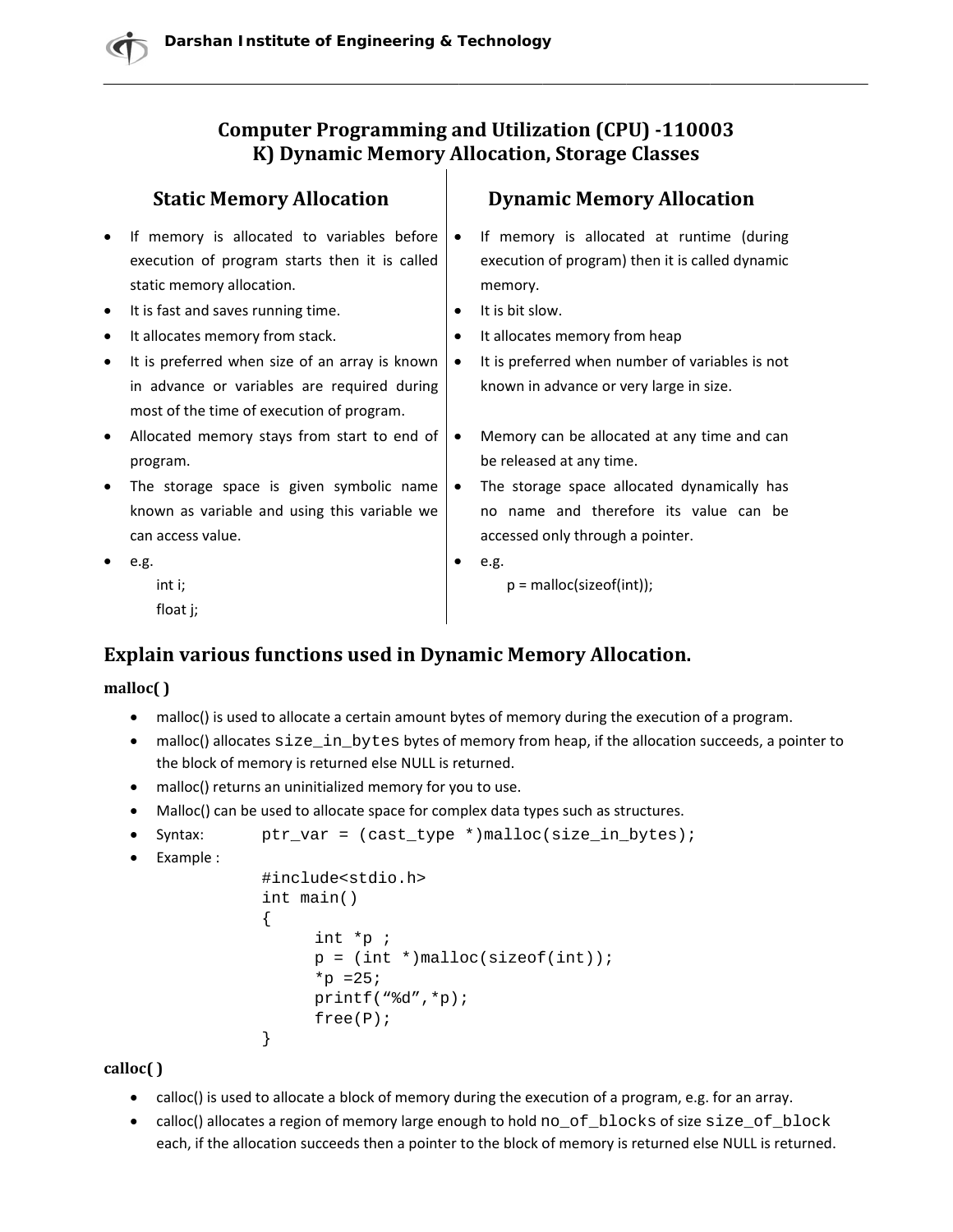# Computer Programming and Utilization (CPU) -110003
## K) Dynamic Memory Allocation, Storage Classes

| Static Memory Allocation | Dynamic Memory Allocation |
| --- | --- |
| If memory is allocated to variables before execution of program starts then it is called static memory allocation. | If memory is allocated at runtime (during execution of program) then it is called dynamic memory. |
| It is fast and saves running time. | It is bit slow. |
| It allocates memory from stack. | It allocates memory from heap |
| It is preferred when size of an array is known in advance or variables are required during most of the time of execution of program. | It is preferred when number of variables is not known in advance or very large in size. |
| Allocated memory stays from start to end of program. | Memory can be allocated at any time and can be released at any time. |
| The storage space is given symbolic name known as variable and using this variable we can access value. | The storage space allocated dynamically has no name and therefore its value can be accessed only through a pointer. |
| e.g.<br>int i;<br>float j; | e.g.<br>p = malloc(sizeof(int)); |

## Explain various functions used in Dynamic Memory Allocation.

**malloc( )**

- malloc() is used to allocate a certain amount bytes of memory during the execution of a program.
- malloc() allocates `size_in_bytes` bytes of memory from heap, if the allocation succeeds, a pointer to the block of memory is returned else NULL is returned.
- malloc() returns an uninitialized memory for you to use.
- Malloc() can be used to allocate space for complex data types such as structures.
- Syntax: `ptr_var = (cast_type *)malloc(size_in_bytes);`
- Example :

```
#include<stdio.h>
int main()
{
      int *p ;
      p = (int *)malloc(sizeof(int));
      *p =25;
      printf("%d",*p);
      free(P);
}
```

**calloc( )**

- calloc() is used to allocate a block of memory during the execution of a program, e.g. for an array.
- calloc() allocates a region of memory large enough to hold `no_of_blocks` of size `size_of_block` each, if the allocation succeeds then a pointer to the block of memory is returned else NULL is returned.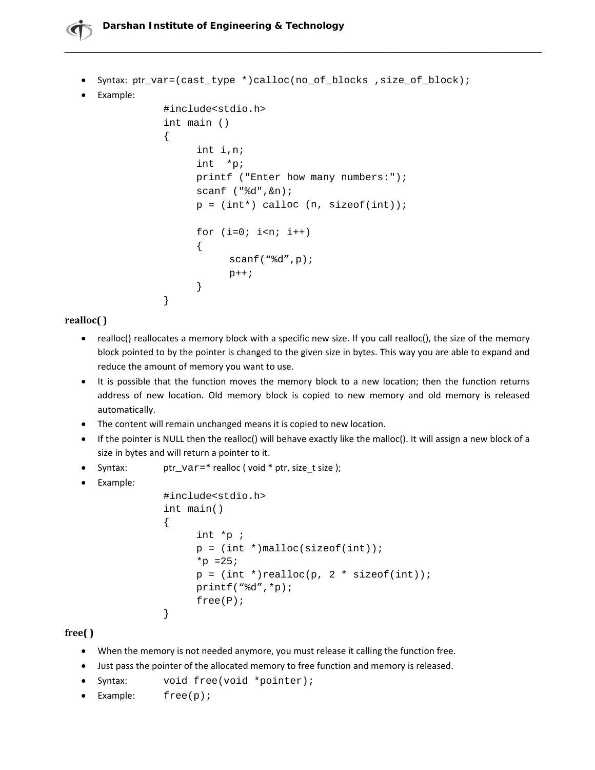- Syntax: ptr_var=(cast_type *)calloc(no_of_blocks ,size_of_block);
- Example:

```
#include<stdio.h>
int main ()
{
      int i,n;
      int  *p;
      printf ("Enter how many numbers:");
      scanf ("%d",&n);
      p = (int*) calloc (n, sizeof(int));

      for (i=0; i<n; i++)
      {
            scanf("%d",p);
            p++;
      }
}
```

**realloc( )**

- realloc() reallocates a memory block with a specific new size. If you call realloc(), the size of the memory block pointed to by the pointer is changed to the given size in bytes. This way you are able to expand and reduce the amount of memory you want to use.
- It is possible that the function moves the memory block to a new location; then the function returns address of new location. Old memory block is copied to new memory and old memory is released automatically.
- The content will remain unchanged means it is copied to new location.
- If the pointer is NULL then the realloc() will behave exactly like the malloc(). It will assign a new block of a size in bytes and will return a pointer to it.
- Syntax: ptr_var=* realloc ( void * ptr, size_t size );
- Example:

```
#include<stdio.h>
int main()
{
      int *p ;
      p = (int *)malloc(sizeof(int));
      *p =25;
      p = (int *)realloc(p, 2 * sizeof(int));
      printf("%d",*p);
      free(P);
}
```

**free( )**

- When the memory is not needed anymore, you must release it calling the function free.
- Just pass the pointer of the allocated memory to free function and memory is released.
- Syntax: `void free(void *pointer);`
- Example: `free(p);`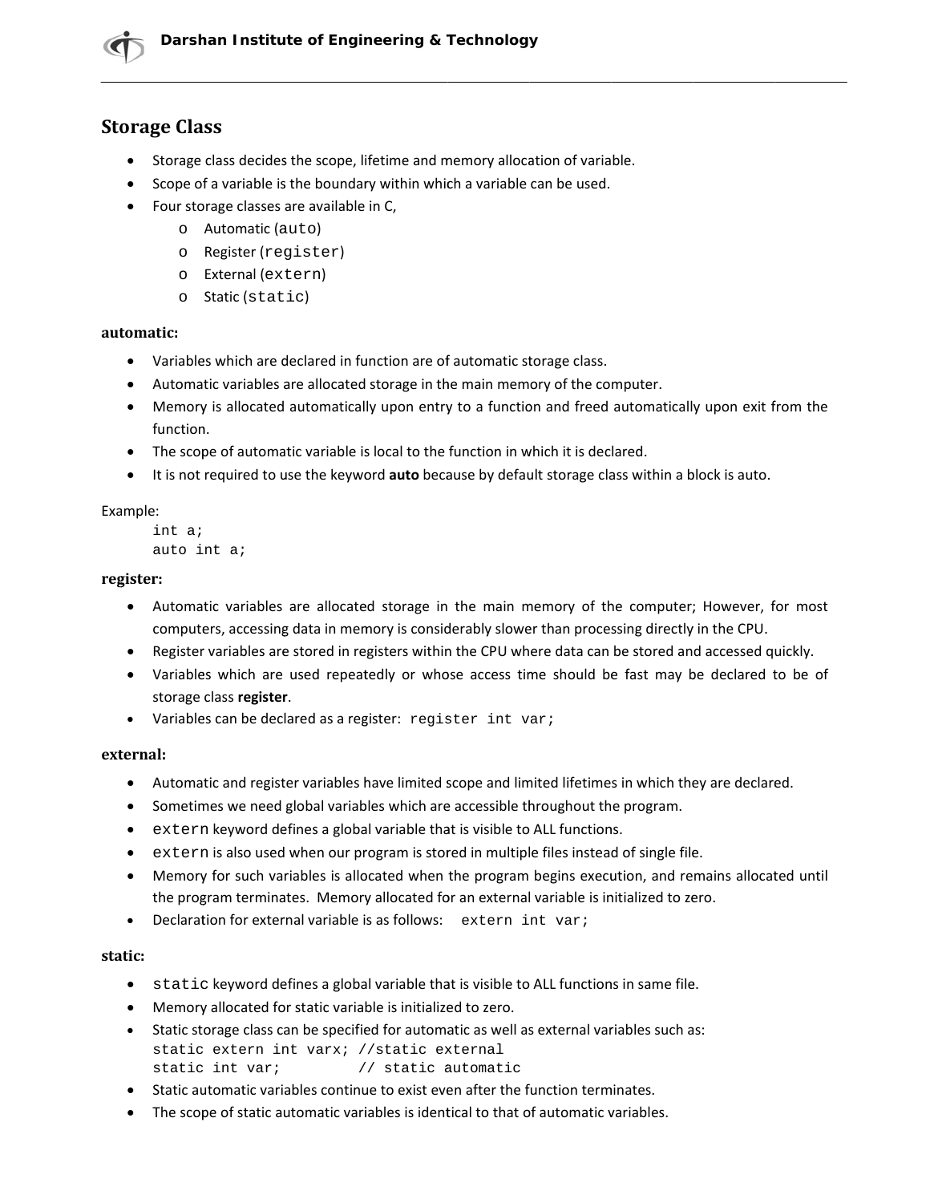## Storage Class

- Storage class decides the scope, lifetime and memory allocation of variable.
- Scope of a variable is the boundary within which a variable can be used.
- Four storage classes are available in C,
  - Automatic (`auto`)
  - Register (`register`)
  - External (`extern`)
  - Static (`static`)

### automatic:

- Variables which are declared in function are of automatic storage class.
- Automatic variables are allocated storage in the main memory of the computer.
- Memory is allocated automatically upon entry to a function and freed automatically upon exit from the function.
- The scope of automatic variable is local to the function in which it is declared.
- It is not required to use the keyword **auto** because by default storage class within a block is auto.

Example:

```
int a;
auto int a;
```

### register:

- Automatic variables are allocated storage in the main memory of the computer; However, for most computers, accessing data in memory is considerably slower than processing directly in the CPU.
- Register variables are stored in registers within the CPU where data can be stored and accessed quickly.
- Variables which are used repeatedly or whose access time should be fast may be declared to be of storage class **register**.
- Variables can be declared as a register: `register int var;`

### external:

- Automatic and register variables have limited scope and limited lifetimes in which they are declared.
- Sometimes we need global variables which are accessible throughout the program.
- `extern` keyword defines a global variable that is visible to ALL functions.
- `extern` is also used when our program is stored in multiple files instead of single file.
- Memory for such variables is allocated when the program begins execution, and remains allocated until the program terminates. Memory allocated for an external variable is initialized to zero.
- Declaration for external variable is as follows: `extern int var;`

### static:

- `static` keyword defines a global variable that is visible to ALL functions in same file.
- Memory allocated for static variable is initialized to zero.
- Static storage class can be specified for automatic as well as external variables such as:

```
static extern int varx; //static external
static int var;         // static automatic
```

- Static automatic variables continue to exist even after the function terminates.
- The scope of static automatic variables is identical to that of automatic variables.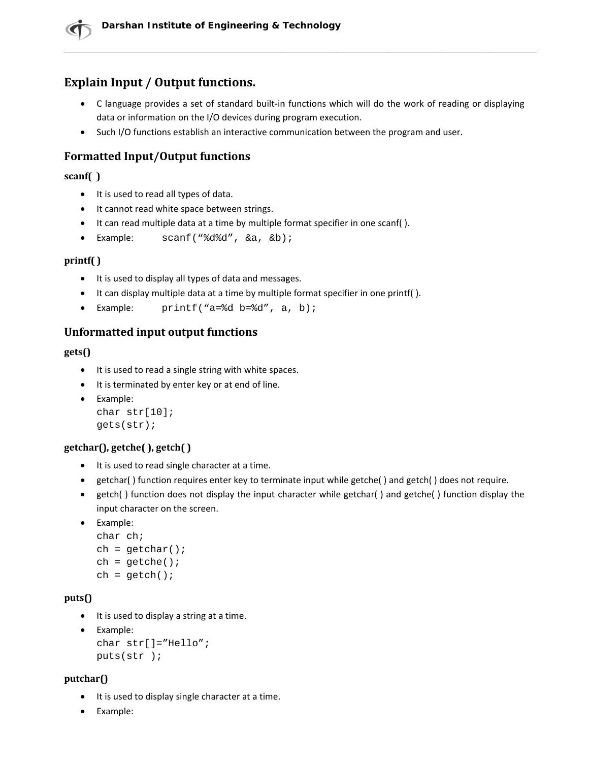## Explain Input / Output functions.

- C language provides a set of standard built-in functions which will do the work of reading or displaying data or information on the I/O devices during program execution.
- Such I/O functions establish an interactive communication between the program and user.

### Formatted Input/Output functions

**scanf( )**

- It is used to read all types of data.
- It cannot read white space between strings.
- It can read multiple data at a time by multiple format specifier in one scanf( ).
- Example: `scanf("%d%d", &a, &b);`

**printf( )**

- It is used to display all types of data and messages.
- It can display multiple data at a time by multiple format specifier in one printf( ).
- Example: `printf("a=%d b=%d", a, b);`

### Unformatted input output functions

**gets()**

- It is used to read a single string with white spaces.
- It is terminated by enter key or at end of line.
- Example:

```
char str[10];
gets(str);
```

**getchar(), getche( ), getch( )**

- It is used to read single character at a time.
- getchar( ) function requires enter key to terminate input while getche( ) and getch( ) does not require.
- getch( ) function does not display the input character while getchar( ) and getche( ) function display the input character on the screen.
- Example:

```
char ch;
ch = getchar();
ch = getche();
ch = getch();
```

**puts()**

- It is used to display a string at a time.
- Example:

```
char str[]="Hello";
puts(str );
```

**putchar()**

- It is used to display single character at a time.
- Example: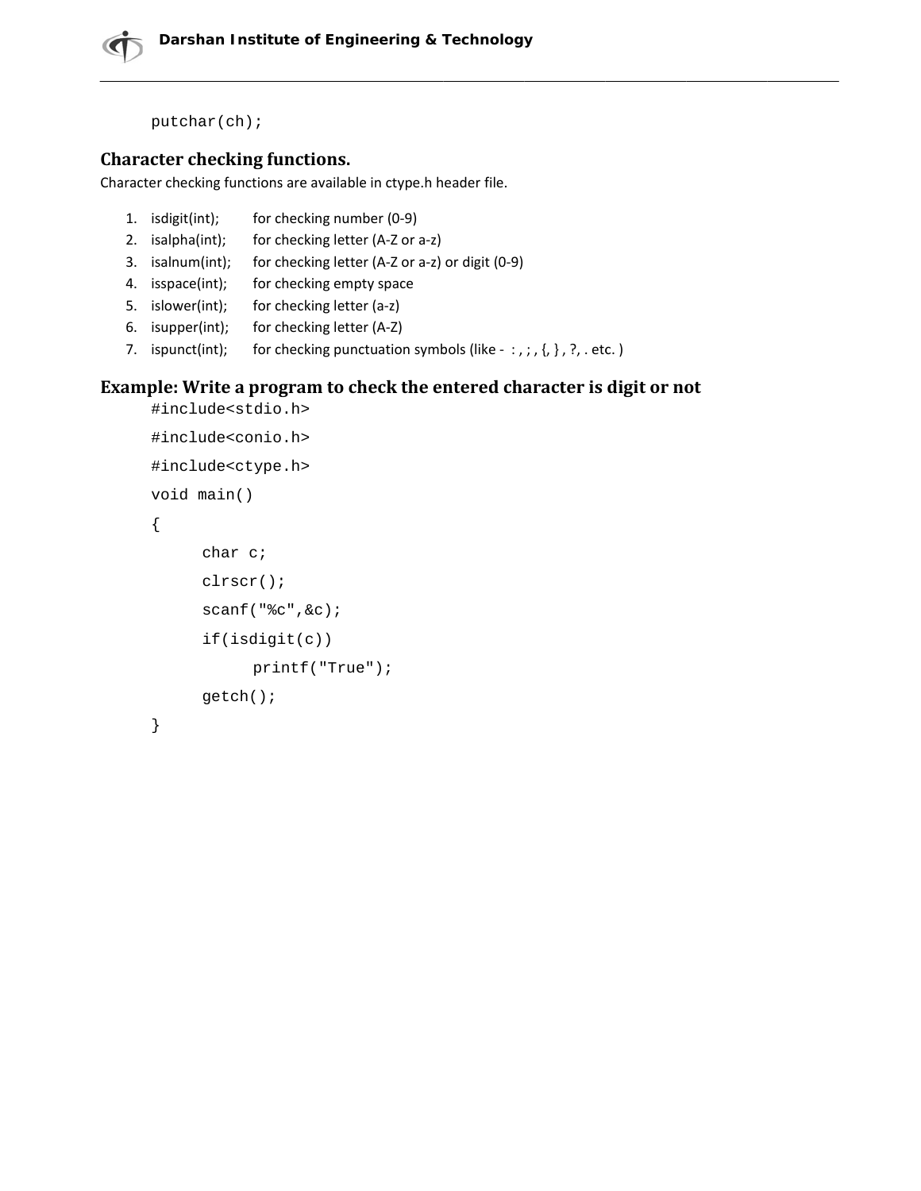```
putchar(ch);
```

## Character checking functions.

Character checking functions are available in ctype.h header file.

1. isdigit(int); for checking number (0-9)
2. isalpha(int); for checking letter (A-Z or a-z)
3. isalnum(int); for checking letter (A-Z or a-z) or digit (0-9)
4. isspace(int); for checking empty space
5. islower(int); for checking letter (a-z)
6. isupper(int); for checking letter (A-Z)
7. ispunct(int); for checking punctuation symbols (like - : , ; , {, } , ?, . etc. )

## Example: Write a program to check the entered character is digit or not

```
#include<stdio.h>
#include<conio.h>
#include<ctype.h>
void main()
{
      char c;
      clrscr();
      scanf("%c",&c);
      if(isdigit(c))
            printf("True");
      getch();
}
```